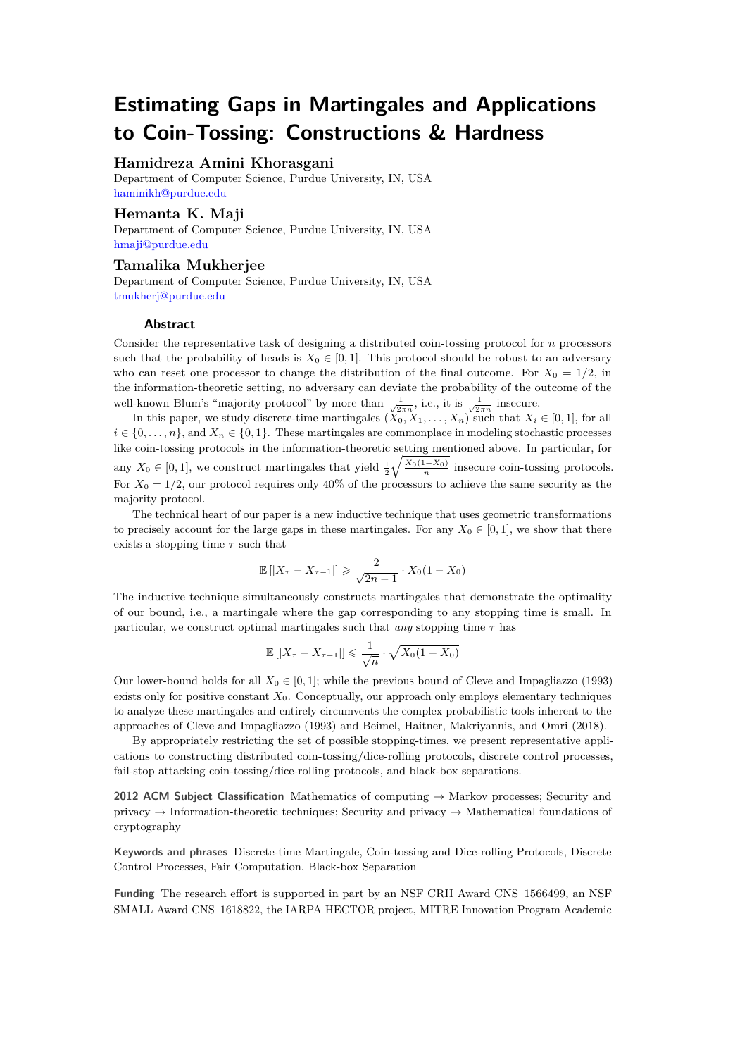# Estimating Gaps in Martingales and Applications to Coin-Tossing: Constructions & Hardness

**Hamidreza Amini Khorasgani**
Department of Computer Science, Purdue University, IN, USA
haminikh@purdue.edu

**Hemanta K. Maji**
Department of Computer Science, Purdue University, IN, USA
hmaji@purdue.edu

**Tamalika Mukherjee**
Department of Computer Science, Purdue University, IN, USA
tmukherj@purdue.edu

## Abstract

Consider the representative task of designing a distributed coin-tossing protocol for $n$ processors such that the probability of heads is $X_0 \in [0,1]$. This protocol should be robust to an adversary who can reset one processor to change the distribution of the final outcome. For $X_0 = 1/2$, in the information-theoretic setting, no adversary can deviate the probability of the outcome of the well-known Blum's "majority protocol" by more than $\frac{1}{\sqrt{2\pi n}}$, i.e., it is $\frac{1}{\sqrt{2\pi n}}$ insecure.

In this paper, we study discrete-time martingales $(X_0, X_1, \ldots, X_n)$ such that $X_i \in [0,1]$, for all $i \in \{0, \ldots, n\}$, and $X_n \in \{0,1\}$. These martingales are commonplace in modeling stochastic processes like coin-tossing protocols in the information-theoretic setting mentioned above. In particular, for any $X_0 \in [0,1]$, we construct martingales that yield $\frac{1}{2}\sqrt{\frac{X_0(1-X_0)}{n}}$ insecure coin-tossing protocols. For $X_0 = 1/2$, our protocol requires only 40% of the processors to achieve the same security as the majority protocol.

The technical heart of our paper is a new inductive technique that uses geometric transformations to precisely account for the large gaps in these martingales. For any $X_0 \in [0,1]$, we show that there exists a stopping time $\tau$ such that

$$\mathbb{E}\left[|X_\tau - X_{\tau-1}|\right] \geqslant \frac{2}{\sqrt{2n-1}} \cdot X_0(1-X_0)$$

The inductive technique simultaneously constructs martingales that demonstrate the optimality of our bound, i.e., a martingale where the gap corresponding to any stopping time is small. In particular, we construct optimal martingales such that *any* stopping time $\tau$ has

$$\mathbb{E}\left[|X_\tau - X_{\tau-1}|\right] \leqslant \frac{1}{\sqrt{n}} \cdot \sqrt{X_0(1-X_0)}$$

Our lower-bound holds for all $X_0 \in [0,1]$; while the previous bound of Cleve and Impagliazzo (1993) exists only for positive constant $X_0$. Conceptually, our approach only employs elementary techniques to analyze these martingales and entirely circumvents the complex probabilistic tools inherent to the approaches of Cleve and Impagliazzo (1993) and Beimel, Haitner, Makriyannis, and Omri (2018).

By appropriately restricting the set of possible stopping-times, we present representative applications to constructing distributed coin-tossing/dice-rolling protocols, discrete control processes, fail-stop attacking coin-tossing/dice-rolling protocols, and black-box separations.

**2012 ACM Subject Classification** Mathematics of computing → Markov processes; Security and privacy → Information-theoretic techniques; Security and privacy → Mathematical foundations of cryptography

**Keywords and phrases** Discrete-time Martingale, Coin-tossing and Dice-rolling Protocols, Discrete Control Processes, Fair Computation, Black-box Separation

**Funding** The research effort is supported in part by an NSF CRII Award CNS–1566499, an NSF SMALL Award CNS–1618822, the IARPA HECTOR project, MITRE Innovation Program Academic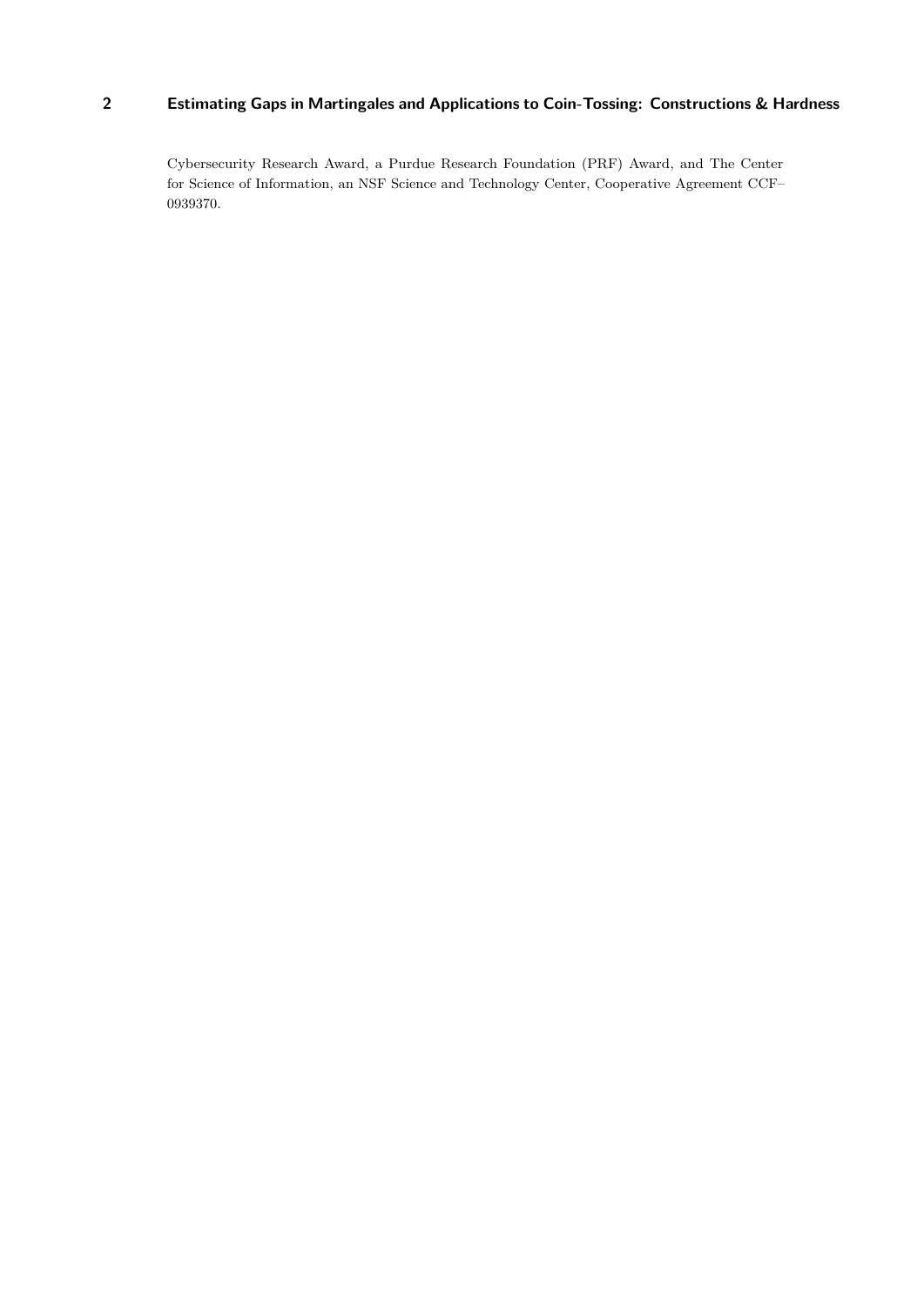Cybersecurity Research Award, a Purdue Research Foundation (PRF) Award, and The Center for Science of Information, an NSF Science and Technology Center, Cooperative Agreement CCF–0939370.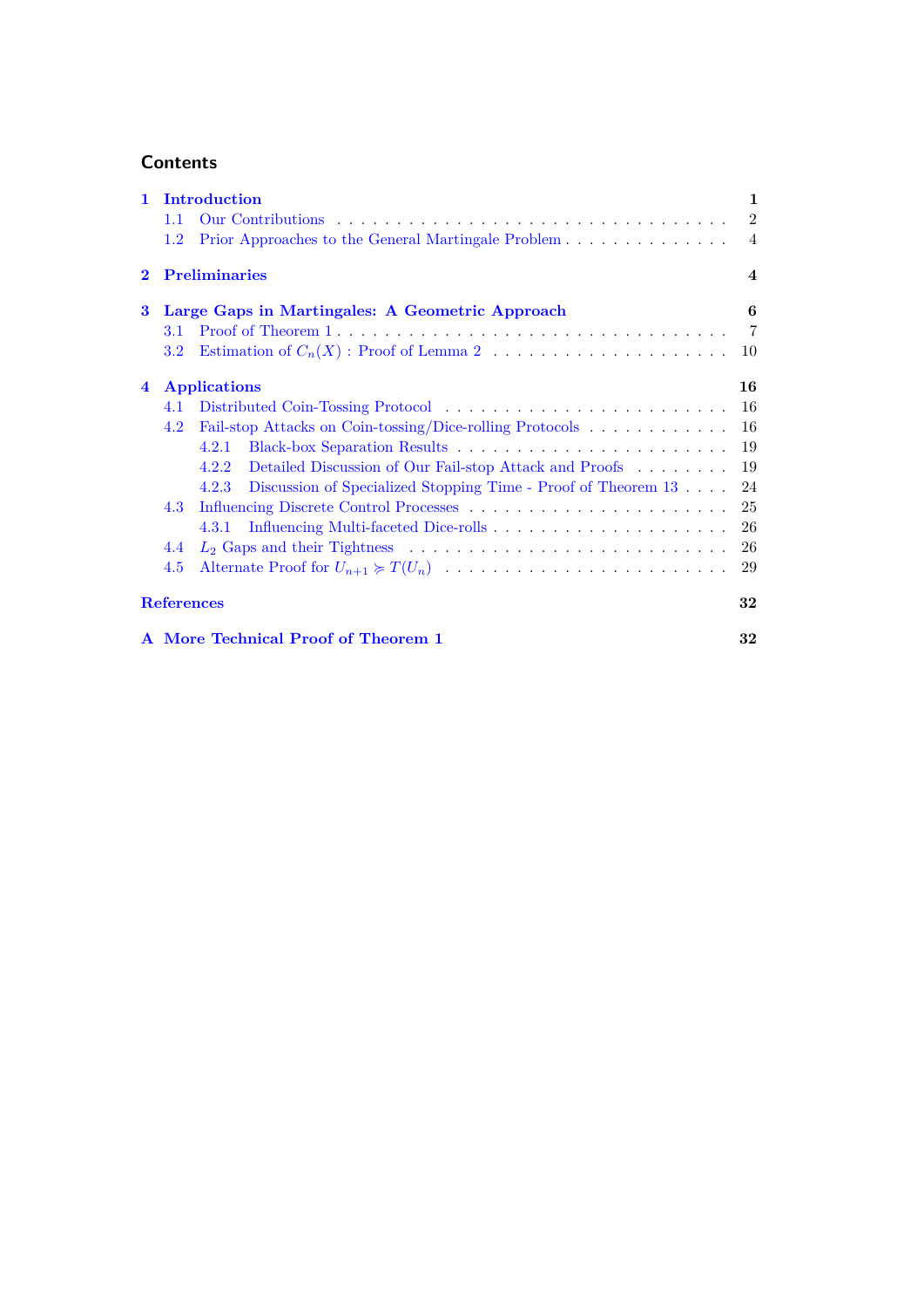# Contents

- **1 Introduction** — 1
  - 1.1 Our Contributions — 2
  - 1.2 Prior Approaches to the General Martingale Problem — 4
- **2 Preliminaries** — 4
- **3 Large Gaps in Martingales: A Geometric Approach** — 6
  - 3.1 Proof of Theorem 1 — 7
  - 3.2 Estimation of $C_n(X)$ : Proof of Lemma 2 — 10
- **4 Applications** — 16
  - 4.1 Distributed Coin-Tossing Protocol — 16
  - 4.2 Fail-stop Attacks on Coin-tossing/Dice-rolling Protocols — 16
    - 4.2.1 Black-box Separation Results — 19
    - 4.2.2 Detailed Discussion of Our Fail-stop Attack and Proofs — 19
    - 4.2.3 Discussion of Specialized Stopping Time - Proof of Theorem 13 — 24
  - 4.3 Influencing Discrete Control Processes — 25
    - 4.3.1 Influencing Multi-faceted Dice-rolls — 26
  - 4.4 $L_2$ Gaps and their Tightness — 26
  - 4.5 Alternate Proof for $U_{n+1} \succcurlyeq T(U_n)$ — 29
- **References** — 32
- **A More Technical Proof of Theorem 1** — 32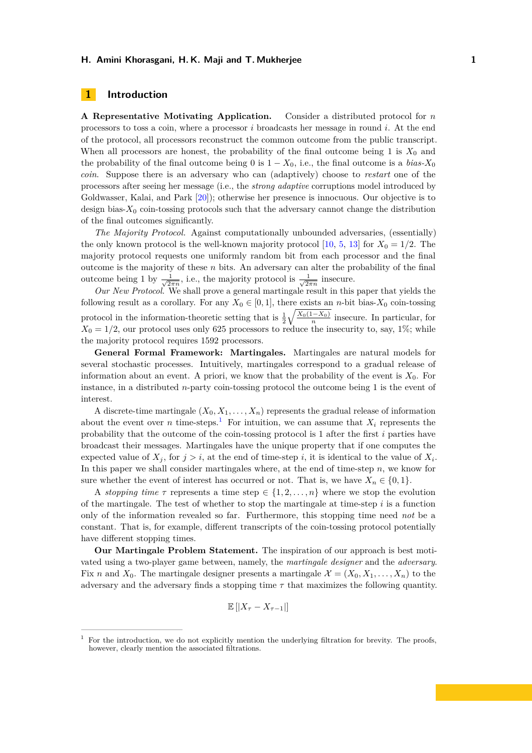# 1 Introduction

**A Representative Motivating Application.** Consider a distributed protocol for $n$ processors to toss a coin, where a processor $i$ broadcasts her message in round $i$. At the end of the protocol, all processors reconstruct the common outcome from the public transcript. When all processors are honest, the probability of the final outcome being 1 is $X_0$ and the probability of the final outcome being 0 is $1 - X_0$, i.e., the final outcome is a *bias-$X_0$ coin*. Suppose there is an adversary who can (adaptively) choose to *restart* one of the processors after seeing her message (i.e., the *strong adaptive* corruptions model introduced by Goldwasser, Kalai, and Park [20]); otherwise her presence is innocuous. Our objective is to design bias-$X_0$ coin-tossing protocols such that the adversary cannot change the distribution of the final outcomes significantly.

*The Majority Protocol.* Against computationally unbounded adversaries, (essentially) the only known protocol is the well-known majority protocol [10, 5, 13] for $X_0 = 1/2$. The majority protocol requests one uniformly random bit from each processor and the final outcome is the majority of these $n$ bits. An adversary can alter the probability of the final outcome being 1 by $\frac{1}{\sqrt{2\pi n}}$, i.e., the majority protocol is $\frac{1}{\sqrt{2\pi n}}$ insecure.

*Our New Protocol.* We shall prove a general martingale result in this paper that yields the following result as a corollary. For any $X_0 \in [0, 1]$, there exists an $n$-bit bias-$X_0$ coin-tossing protocol in the information-theoretic setting that is $\frac{1}{2}\sqrt{\frac{X_0(1-X_0)}{n}}$ insecure. In particular, for $X_0 = 1/2$, our protocol uses only 625 processors to reduce the insecurity to, say, 1%; while the majority protocol requires 1592 processors.

**General Formal Framework: Martingales.** Martingales are natural models for several stochastic processes. Intuitively, martingales correspond to a gradual release of information about an event. A priori, we know that the probability of the event is $X_0$. For instance, in a distributed $n$-party coin-tossing protocol the outcome being 1 is the event of interest.

A discrete-time martingale $(X_0, X_1, \ldots, X_n)$ represents the gradual release of information about the event over $n$ time-steps.[1] For intuition, we can assume that $X_i$ represents the probability that the outcome of the coin-tossing protocol is 1 after the first $i$ parties have broadcast their messages. Martingales have the unique property that if one computes the expected value of $X_j$, for $j > i$, at the end of time-step $i$, it is identical to the value of $X_i$. In this paper we shall consider martingales where, at the end of time-step $n$, we know for sure whether the event of interest has occurred or not. That is, we have $X_n \in \{0, 1\}$.

A *stopping time* $\tau$ represents a time step $\in \{1, 2, \ldots, n\}$ where we stop the evolution of the martingale. The test of whether to stop the martingale at time-step $i$ is a function only of the information revealed so far. Furthermore, this stopping time need *not* be a constant. That is, for example, different transcripts of the coin-tossing protocol potentially have different stopping times.

**Our Martingale Problem Statement.** The inspiration of our approach is best motivated using a two-player game between, namely, the *martingale designer* and the *adversary*. Fix $n$ and $X_0$. The martingale designer presents a martingale $\mathcal{X} = (X_0, X_1, \ldots, X_n)$ to the adversary and the adversary finds a stopping time $\tau$ that maximizes the following quantity.

$$\mathbb{E}\left[|X_\tau - X_{\tau-1}|\right]$$

[1] For the introduction, we do not explicitly mention the underlying filtration for brevity. The proofs, however, clearly mention the associated filtrations.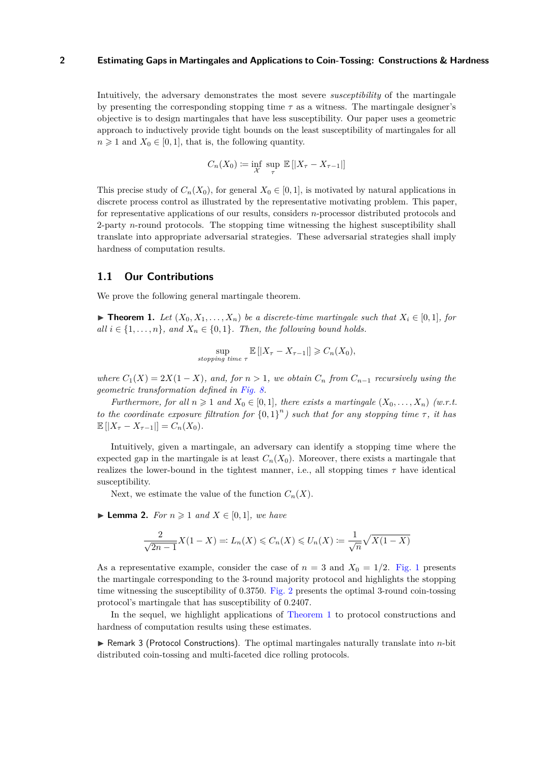Intuitively, the adversary demonstrates the most severe *susceptibility* of the martingale by presenting the corresponding stopping time $\tau$ as a witness. The martingale designer's objective is to design martingales that have less susceptibility. Our paper uses a geometric approach to inductively provide tight bounds on the least susceptibility of martingales for all $n \geqslant 1$ and $X_0 \in [0,1]$, that is, the following quantity.

$$C_n(X_0) \coloneqq \inf_{\mathcal{X}} \sup_{\tau} \mathbb{E}\left[|X_\tau - X_{\tau-1}|\right]$$

This precise study of $C_n(X_0)$, for general $X_0 \in [0,1]$, is motivated by natural applications in discrete process control as illustrated by the representative motivating problem. This paper, for representative applications of our results, considers $n$-processor distributed protocols and 2-party $n$-round protocols. The stopping time witnessing the highest susceptibility shall translate into appropriate adversarial strategies. These adversarial strategies shall imply hardness of computation results.

## 1.1 Our Contributions

We prove the following general martingale theorem.

► **Theorem 1.** *Let $(X_0, X_1, \ldots, X_n)$ be a discrete-time martingale such that $X_i \in [0,1]$, for all $i \in \{1, \ldots, n\}$, and $X_n \in \{0,1\}$. Then, the following bound holds.*

$$\sup_{\text{stopping time } \tau} \mathbb{E}\left[|X_\tau - X_{\tau-1}|\right] \geqslant C_n(X_0),$$

*where $C_1(X) = 2X(1-X)$, and, for $n > 1$, we obtain $C_n$ from $C_{n-1}$ recursively using the geometric transformation defined in Fig. 8.*

*Furthermore, for all $n \geqslant 1$ and $X_0 \in [0,1]$, there exists a martingale $(X_0, \ldots, X_n)$ (w.r.t. to the coordinate exposure filtration for $\{0,1\}^n$) such that for any stopping time $\tau$, it has $\mathbb{E}\left[|X_\tau - X_{\tau-1}|\right] = C_n(X_0)$.*

Intuitively, given a martingale, an adversary can identify a stopping time where the expected gap in the martingale is at least $C_n(X_0)$. Moreover, there exists a martingale that realizes the lower-bound in the tightest manner, i.e., all stopping times $\tau$ have identical susceptibility.

Next, we estimate the value of the function $C_n(X)$.

► **Lemma 2.** *For $n \geqslant 1$ and $X \in [0,1]$, we have*

$$\frac{2}{\sqrt{2n-1}} X(1-X) \eqqcolon L_n(X) \leqslant C_n(X) \leqslant U_n(X) \coloneqq \frac{1}{\sqrt{n}}\sqrt{X(1-X)}$$

As a representative example, consider the case of $n = 3$ and $X_0 = 1/2$. Fig. 1 presents the martingale corresponding to the 3-round majority protocol and highlights the stopping time witnessing the susceptibility of 0.3750. Fig. 2 presents the optimal 3-round coin-tossing protocol's martingale that has susceptibility of 0.2407.

In the sequel, we highlight applications of Theorem 1 to protocol constructions and hardness of computation results using these estimates.

► Remark 3 (Protocol Constructions). The optimal martingales naturally translate into $n$-bit distributed coin-tossing and multi-faceted dice rolling protocols.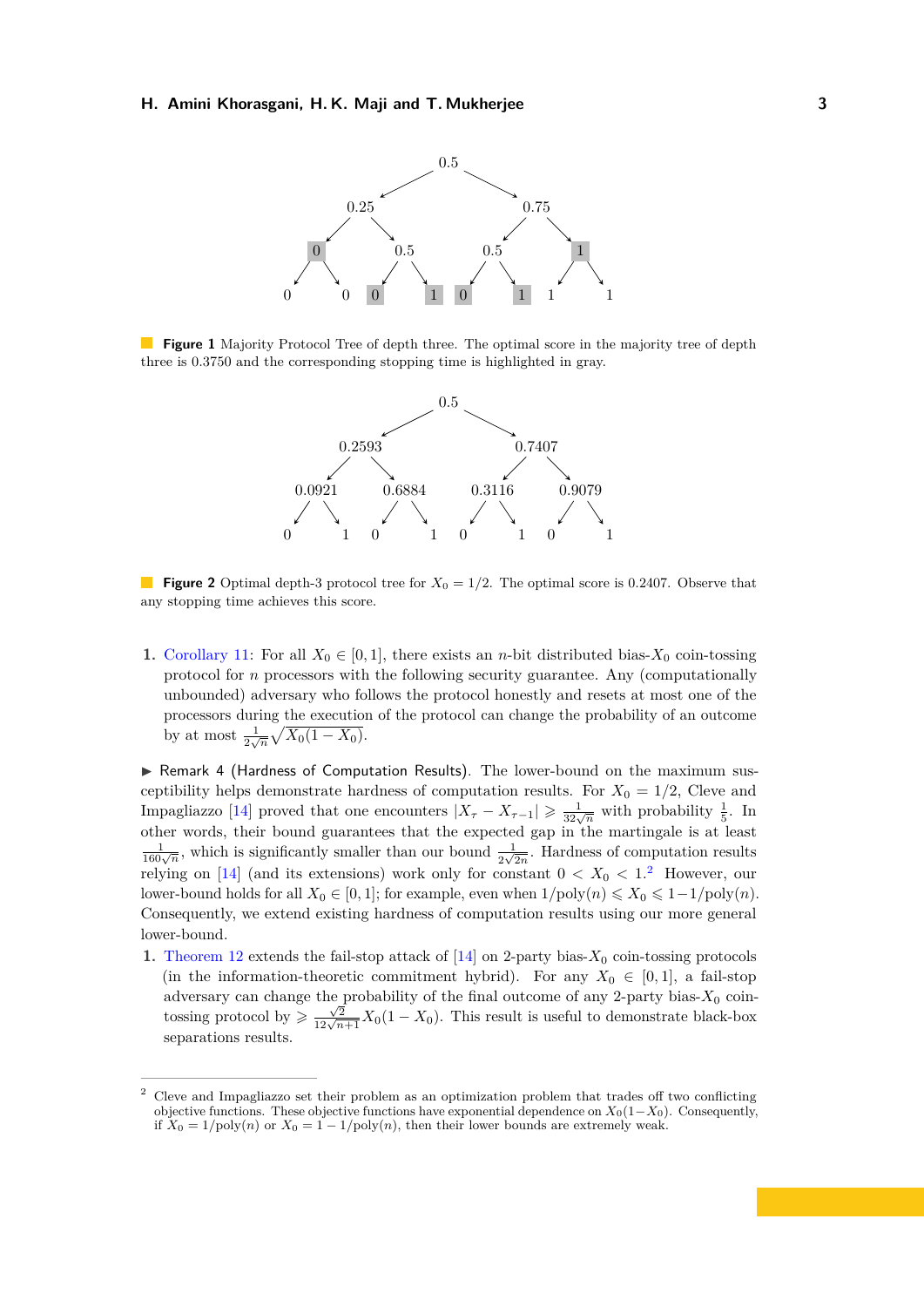**Figure 1** Majority Protocol Tree of depth three. The optimal score in the majority tree of depth three is 0.3750 and the corresponding stopping time is highlighted in gray.

**Figure 2** Optimal depth-3 protocol tree for $X_0 = 1/2$. The optimal score is 0.2407. Observe that any stopping time achieves this score.

1. Corollary 11: For all $X_0 \in [0,1]$, there exists an $n$-bit distributed bias-$X_0$ coin-tossing protocol for $n$ processors with the following security guarantee. Any (computationally unbounded) adversary who follows the protocol honestly and resets at most one of the processors during the execution of the protocol can change the probability of an outcome by at most $\frac{1}{2\sqrt{n}}\sqrt{X_0(1-X_0)}$.

▶ Remark 4 (Hardness of Computation Results). The lower-bound on the maximum susceptibility helps demonstrate hardness of computation results. For $X_0 = 1/2$, Cleve and Impagliazzo [14] proved that one encounters $|X_\tau - X_{\tau-1}| \geqslant \frac{1}{32\sqrt{n}}$ with probability $\frac{1}{5}$. In other words, their bound guarantees that the expected gap in the martingale is at least $\frac{1}{160\sqrt{n}}$, which is significantly smaller than our bound $\frac{1}{2\sqrt{2n}}$. Hardness of computation results relying on [14] (and its extensions) work only for constant $0 < X_0 < 1$.[2] However, our lower-bound holds for all $X_0 \in [0,1]$; for example, even when $1/\mathrm{poly}(n) \leqslant X_0 \leqslant 1 - 1/\mathrm{poly}(n)$. Consequently, we extend existing hardness of computation results using our more general lower-bound.

1. Theorem 12 extends the fail-stop attack of [14] on 2-party bias-$X_0$ coin-tossing protocols (in the information-theoretic commitment hybrid). For any $X_0 \in [0,1]$, a fail-stop adversary can change the probability of the final outcome of any 2-party bias-$X_0$ coin-tossing protocol by $\geqslant \frac{\sqrt{2}}{12\sqrt{n+1}} X_0(1-X_0)$. This result is useful to demonstrate black-box separations results.

[2] Cleve and Impagliazzo set their problem as an optimization problem that trades off two conflicting objective functions. These objective functions have exponential dependence on $X_0(1-X_0)$. Consequently, if $X_0 = 1/\mathrm{poly}(n)$ or $X_0 = 1 - 1/\mathrm{poly}(n)$, then their lower bounds are extremely weak.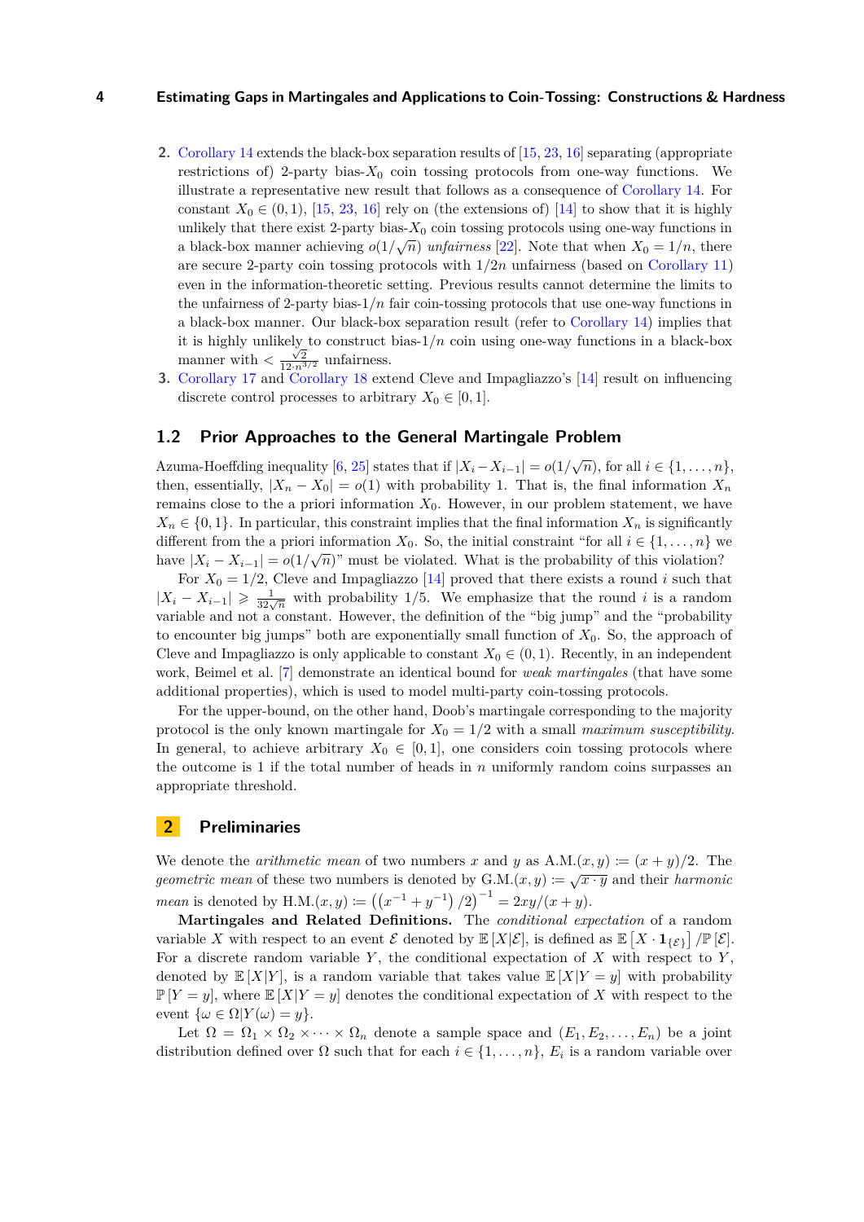2. Corollary 14 extends the black-box separation results of [15, 23, 16] separating (appropriate restrictions of) 2-party bias-$X_0$ coin tossing protocols from one-way functions. We illustrate a representative new result that follows as a consequence of Corollary 14. For constant $X_0 \in (0,1)$, [15, 23, 16] rely on (the extensions of) [14] to show that it is highly unlikely that there exist 2-party bias-$X_0$ coin tossing protocols using one-way functions in a black-box manner achieving $o(1/\sqrt{n})$ *unfairness* [22]. Note that when $X_0 = 1/n$, there are secure 2-party coin tossing protocols with $1/2n$ unfairness (based on Corollary 11) even in the information-theoretic setting. Previous results cannot determine the limits to the unfairness of 2-party bias-$1/n$ fair coin-tossing protocols that use one-way functions in a black-box manner. Our black-box separation result (refer to Corollary 14) implies that it is highly unlikely to construct bias-$1/n$ coin using one-way functions in a black-box manner with $< \frac{\sqrt{2}}{12 \cdot n^{3/2}}$ unfairness.
3. Corollary 17 and Corollary 18 extend Cleve and Impagliazzo's [14] result on influencing discrete control processes to arbitrary $X_0 \in [0,1]$.

## 1.2 Prior Approaches to the General Martingale Problem

Azuma-Hoeffding inequality [6, 25] states that if $|X_i - X_{i-1}| = o(1/\sqrt{n})$, for all $i \in \{1, \ldots, n\}$, then, essentially, $|X_n - X_0| = o(1)$ with probability 1. That is, the final information $X_n$ remains close to the a priori information $X_0$. However, in our problem statement, we have $X_n \in \{0,1\}$. In particular, this constraint implies that the final information $X_n$ is significantly different from the a priori information $X_0$. So, the initial constraint "for all $i \in \{1, \ldots, n\}$ we have $|X_i - X_{i-1}| = o(1/\sqrt{n})$" must be violated. What is the probability of this violation?

For $X_0 = 1/2$, Cleve and Impagliazzo [14] proved that there exists a round $i$ such that $|X_i - X_{i-1}| \geqslant \frac{1}{32\sqrt{n}}$ with probability $1/5$. We emphasize that the round $i$ is a random variable and not a constant. However, the definition of the "big jump" and the "probability to encounter big jumps" both are exponentially small function of $X_0$. So, the approach of Cleve and Impagliazzo is only applicable to constant $X_0 \in (0,1)$. Recently, in an independent work, Beimel et al. [7] demonstrate an identical bound for *weak martingales* (that have some additional properties), which is used to model multi-party coin-tossing protocols.

For the upper-bound, on the other hand, Doob's martingale corresponding to the majority protocol is the only known martingale for $X_0 = 1/2$ with a small *maximum susceptibility*. In general, to achieve arbitrary $X_0 \in [0,1]$, one considers coin tossing protocols where the outcome is 1 if the total number of heads in $n$ uniformly random coins surpasses an appropriate threshold.

# 2 Preliminaries

We denote the *arithmetic mean* of two numbers $x$ and $y$ as $\text{A.M.}(x,y) := (x+y)/2$. The *geometric mean* of these two numbers is denoted by $\text{G.M.}(x,y) := \sqrt{x \cdot y}$ and their *harmonic mean* is denoted by $\text{H.M.}(x,y) := \left(\left(x^{-1} + y^{-1}\right)/2\right)^{-1} = 2xy/(x+y)$.

**Martingales and Related Definitions.** The *conditional expectation* of a random variable $X$ with respect to an event $\mathcal{E}$ denoted by $\mathbb{E}[X|\mathcal{E}]$, is defined as $\mathbb{E}\left[X \cdot \mathbf{1}_{\{\mathcal{E}\}}\right] / \mathbb{P}[\mathcal{E}]$. For a discrete random variable $Y$, the conditional expectation of $X$ with respect to $Y$, denoted by $\mathbb{E}[X|Y]$, is a random variable that takes value $\mathbb{E}[X|Y=y]$ with probability $\mathbb{P}[Y=y]$, where $\mathbb{E}[X|Y=y]$ denotes the conditional expectation of $X$ with respect to the event $\{\omega \in \Omega | Y(\omega) = y\}$.

Let $\Omega = \Omega_1 \times \Omega_2 \times \cdots \times \Omega_n$ denote a sample space and $(E_1, E_2, \ldots, E_n)$ be a joint distribution defined over $\Omega$ such that for each $i \in \{1, \ldots, n\}$, $E_i$ is a random variable over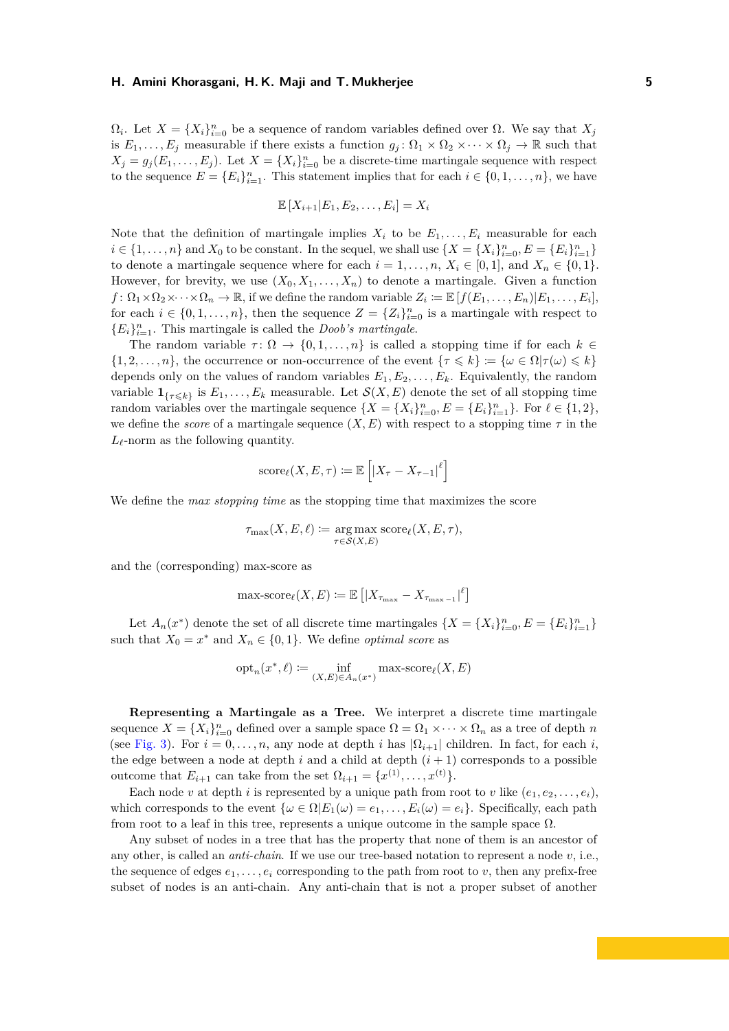$\Omega_i$. Let $X = \{X_i\}_{i=0}^n$ be a sequence of random variables defined over $\Omega$. We say that $X_j$ is $E_1, \dots, E_j$ measurable if there exists a function $g_j \colon \Omega_1 \times \Omega_2 \times \dots \times \Omega_j \to \mathbb{R}$ such that $X_j = g_j(E_1, \dots, E_j)$. Let $X = \{X_i\}_{i=0}^n$ be a discrete-time martingale sequence with respect to the sequence $E = \{E_i\}_{i=1}^n$. This statement implies that for each $i \in \{0, 1, \dots, n\}$, we have

$$\mathbb{E}\left[X_{i+1} | E_1, E_2, \dots, E_i\right] = X_i$$

Note that the definition of martingale implies $X_i$ to be $E_1, \dots, E_i$ measurable for each $i \in \{1, \dots, n\}$ and $X_0$ to be constant. In the sequel, we shall use $\{X = \{X_i\}_{i=0}^n, E = \{E_i\}_{i=1}^n\}$ to denote a martingale sequence where for each $i = 1, \dots, n$, $X_i \in [0, 1]$, and $X_n \in \{0, 1\}$. However, for brevity, we use $(X_0, X_1, \dots, X_n)$ to denote a martingale. Given a function $f \colon \Omega_1 \times \Omega_2 \times \dots \times \Omega_n \to \mathbb{R}$, if we define the random variable $Z_i \coloneqq \mathbb{E}\left[f(E_1, \dots, E_n) | E_1, \dots, E_i\right]$, for each $i \in \{0, 1, \dots, n\}$, then the sequence $Z = \{Z_i\}_{i=0}^n$ is a martingale with respect to $\{E_i\}_{i=1}^n$. This martingale is called the *Doob's martingale*.

The random variable $\tau \colon \Omega \to \{0, 1, \dots, n\}$ is called a stopping time if for each $k \in \{1, 2, \dots, n\}$, the occurrence or non-occurrence of the event $\{\tau \leqslant k\} \coloneqq \{\omega \in \Omega | \tau(\omega) \leqslant k\}$ depends only on the values of random variables $E_1, E_2, \dots, E_k$. Equivalently, the random variable $\mathbf{1}_{\{\tau \leqslant k\}}$ is $E_1, \dots, E_k$ measurable. Let $\mathcal{S}(X, E)$ denote the set of all stopping time random variables over the martingale sequence $\{X = \{X_i\}_{i=0}^n, E = \{E_i\}_{i=1}^n\}$. For $\ell \in \{1, 2\}$, we define the *score* of a martingale sequence $(X, E)$ with respect to a stopping time $\tau$ in the $L_\ell$-norm as the following quantity.

$$\text{score}_\ell(X, E, \tau) \coloneqq \mathbb{E}\left[\left|X_\tau - X_{\tau-1}\right|^\ell\right]$$

We define the *max stopping time* as the stopping time that maximizes the score

$$\tau_{\max}(X, E, \ell) \coloneqq \underset{\tau \in \mathcal{S}(X,E)}{\arg\max}\ \text{score}_\ell(X, E, \tau),$$

and the (corresponding) max-score as

$$\text{max-score}_\ell(X, E) \coloneqq \mathbb{E}\left[\left|X_{\tau_{\max}} - X_{\tau_{\max}-1}\right|^\ell\right]$$

Let $A_n(x^*)$ denote the set of all discrete time martingales $\{X = \{X_i\}_{i=0}^n, E = \{E_i\}_{i=1}^n\}$ such that $X_0 = x^*$ and $X_n \in \{0, 1\}$. We define *optimal score* as

$$\text{opt}_n(x^*, \ell) \coloneqq \inf_{(X,E) \in A_n(x^*)} \text{max-score}_\ell(X, E)$$

**Representing a Martingale as a Tree.** We interpret a discrete time martingale sequence $X = \{X_i\}_{i=0}^n$ defined over a sample space $\Omega = \Omega_1 \times \dots \times \Omega_n$ as a tree of depth $n$ (see Fig. 3). For $i = 0, \dots, n$, any node at depth $i$ has $|\Omega_{i+1}|$ children. In fact, for each $i$, the edge between a node at depth $i$ and a child at depth $(i+1)$ corresponds to a possible outcome that $E_{i+1}$ can take from the set $\Omega_{i+1} = \{x^{(1)}, \dots, x^{(t)}\}$.

Each node $v$ at depth $i$ is represented by a unique path from root to $v$ like $(e_1, e_2, \dots, e_i)$, which corresponds to the event $\{\omega \in \Omega | E_1(\omega) = e_1, \dots, E_i(\omega) = e_i\}$. Specifically, each path from root to a leaf in this tree, represents a unique outcome in the sample space $\Omega$.

Any subset of nodes in a tree that has the property that none of them is an ancestor of any other, is called an *anti-chain*. If we use our tree-based notation to represent a node $v$, i.e., the sequence of edges $e_1, \dots, e_i$ corresponding to the path from root to $v$, then any prefix-free subset of nodes is an anti-chain. Any anti-chain that is not a proper subset of another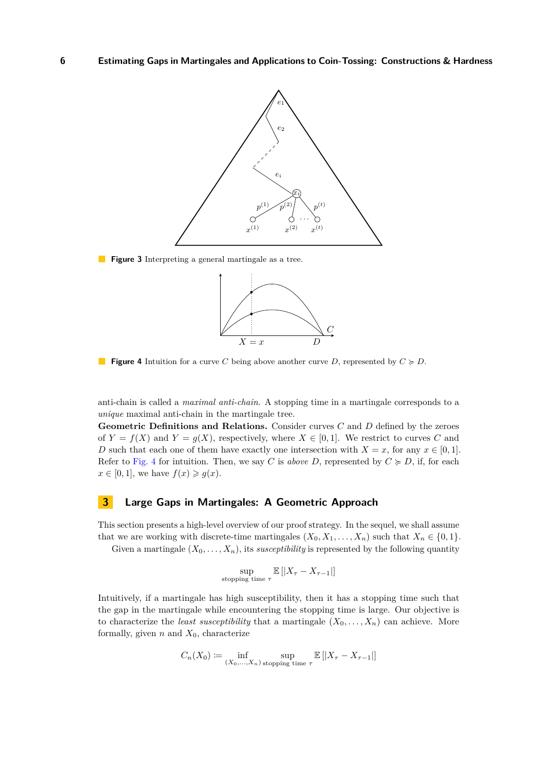**Figure 3** Interpreting a general martingale as a tree.

**Figure 4** Intuition for a curve $C$ being above another curve $D$, represented by $C \succcurlyeq D$.

anti-chain is called a *maximal anti-chain*. A stopping time in a martingale corresponds to a *unique* maximal anti-chain in the martingale tree.

**Geometric Definitions and Relations.** Consider curves $C$ and $D$ defined by the zeroes of $Y = f(X)$ and $Y = g(X)$, respectively, where $X \in [0, 1]$. We restrict to curves $C$ and $D$ such that each one of them have exactly one intersection with $X = x$, for any $x \in [0, 1]$. Refer to Fig. 4 for intuition. Then, we say $C$ is *above* $D$, represented by $C \succcurlyeq D$, if, for each $x \in [0, 1]$, we have $f(x) \geqslant g(x)$.

## 3 Large Gaps in Martingales: A Geometric Approach

This section presents a high-level overview of our proof strategy. In the sequel, we shall assume that we are working with discrete-time martingales $(X_0, X_1, \ldots, X_n)$ such that $X_n \in \{0, 1\}$.

Given a martingale $(X_0, \ldots, X_n)$, its *susceptibility* is represented by the following quantity

$$\sup_{\text{stopping time } \tau} \mathbb{E}\left[|X_\tau - X_{\tau-1}|\right]$$

Intuitively, if a martingale has high susceptibility, then it has a stopping time such that the gap in the martingale while encountering the stopping time is large. Our objective is to characterize the *least susceptibility* that a martingale $(X_0, \ldots, X_n)$ can achieve. More formally, given $n$ and $X_0$, characterize

$$C_n(X_0) := \inf_{(X_0, \ldots, X_n)} \sup_{\text{stopping time } \tau} \mathbb{E}\left[|X_\tau - X_{\tau-1}|\right]$$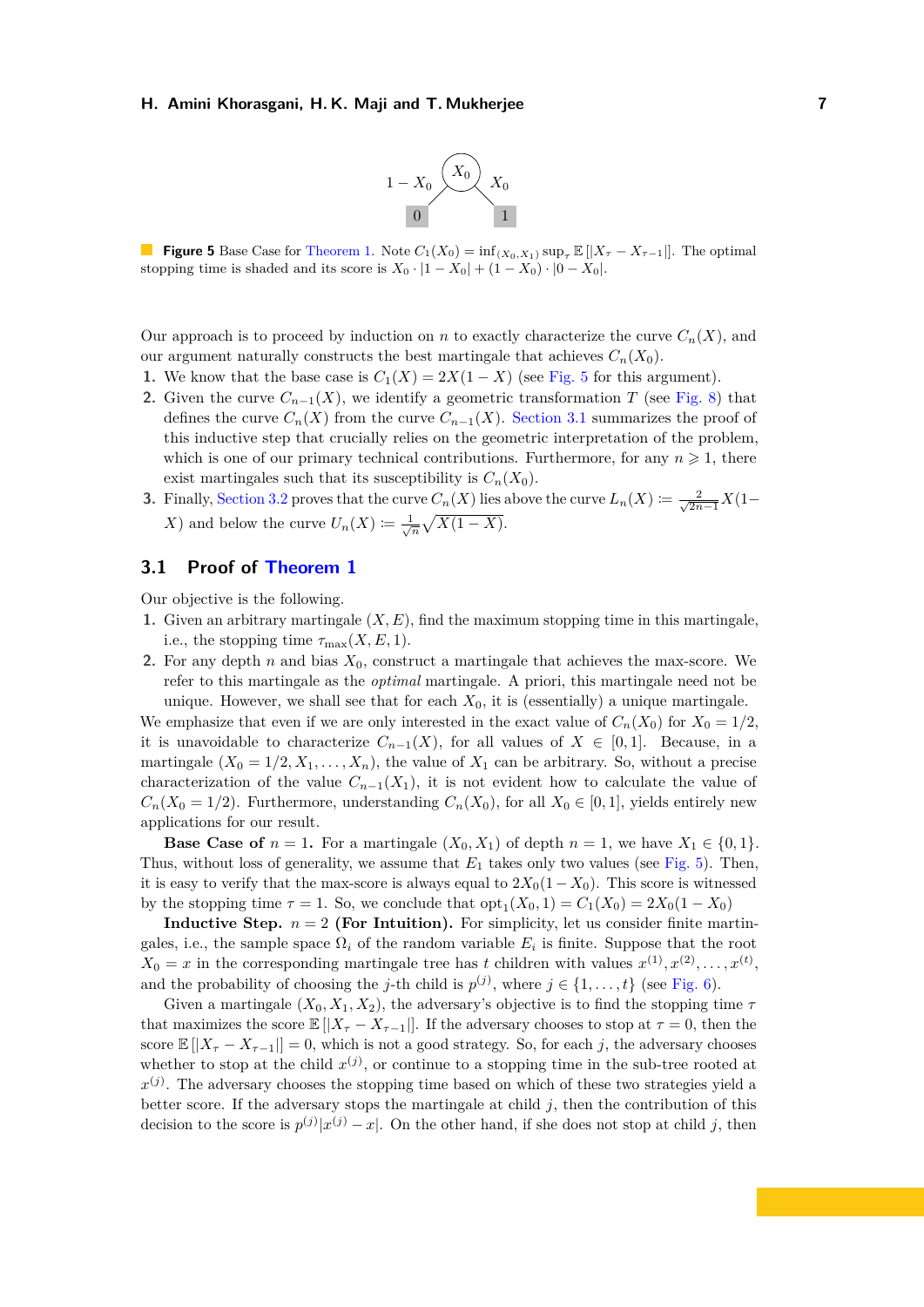**Figure 5** Base Case for Theorem 1. Note $C_1(X_0) = \inf_{(X_0,X_1)} \sup_\tau \mathbb{E}[|X_\tau - X_{\tau-1}|]$. The optimal stopping time is shaded and its score is $X_0 \cdot |1 - X_0| + (1 - X_0) \cdot |0 - X_0|$.

Our approach is to proceed by induction on $n$ to exactly characterize the curve $C_n(X)$, and our argument naturally constructs the best martingale that achieves $C_n(X_0)$.

1. We know that the base case is $C_1(X) = 2X(1 - X)$ (see Fig. 5 for this argument).
2. Given the curve $C_{n-1}(X)$, we identify a geometric transformation $T$ (see Fig. 8) that defines the curve $C_n(X)$ from the curve $C_{n-1}(X)$. Section 3.1 summarizes the proof of this inductive step that crucially relies on the geometric interpretation of the problem, which is one of our primary technical contributions. Furthermore, for any $n \geqslant 1$, there exist martingales such that its susceptibility is $C_n(X_0)$.
3. Finally, Section 3.2 proves that the curve $C_n(X)$ lies above the curve $L_n(X) := \frac{2}{\sqrt{2n-1}} X(1 - X)$ and below the curve $U_n(X) := \frac{1}{\sqrt{n}} \sqrt{X(1 - X)}$.

## 3.1 Proof of Theorem 1

Our objective is the following.

1. Given an arbitrary martingale $(X, E)$, find the maximum stopping time in this martingale, i.e., the stopping time $\tau_{\max}(X, E, 1)$.
2. For any depth $n$ and bias $X_0$, construct a martingale that achieves the max-score. We refer to this martingale as the *optimal* martingale. A priori, this martingale need not be unique. However, we shall see that for each $X_0$, it is (essentially) a unique martingale.

We emphasize that even if we are only interested in the exact value of $C_n(X_0)$ for $X_0 = 1/2$, it is unavoidable to characterize $C_{n-1}(X)$, for all values of $X \in [0, 1]$. Because, in a martingale $(X_0 = 1/2, X_1, \ldots, X_n)$, the value of $X_1$ can be arbitrary. So, without a precise characterization of the value $C_{n-1}(X_1)$, it is not evident how to calculate the value of $C_n(X_0 = 1/2)$. Furthermore, understanding $C_n(X_0)$, for all $X_0 \in [0, 1]$, yields entirely new applications for our result.

**Base Case of $n = 1$.** For a martingale $(X_0, X_1)$ of depth $n = 1$, we have $X_1 \in \{0, 1\}$. Thus, without loss of generality, we assume that $E_1$ takes only two values (see Fig. 5). Then, it is easy to verify that the max-score is always equal to $2X_0(1 - X_0)$. This score is witnessed by the stopping time $\tau = 1$. So, we conclude that $\text{opt}_1(X_0, 1) = C_1(X_0) = 2X_0(1 - X_0)$

**Inductive Step. $n = 2$ (For Intuition).** For simplicity, let us consider finite martingales, i.e., the sample space $\Omega_i$ of the random variable $E_i$ is finite. Suppose that the root $X_0 = x$ in the corresponding martingale tree has $t$ children with values $x^{(1)}, x^{(2)}, \ldots, x^{(t)}$, and the probability of choosing the $j$-th child is $p^{(j)}$, where $j \in \{1, \ldots, t\}$ (see Fig. 6).

Given a martingale $(X_0, X_1, X_2)$, the adversary's objective is to find the stopping time $\tau$ that maximizes the score $\mathbb{E}[|X_\tau - X_{\tau-1}|]$. If the adversary chooses to stop at $\tau = 0$, then the score $\mathbb{E}[|X_\tau - X_{\tau-1}|] = 0$, which is not a good strategy. So, for each $j$, the adversary chooses whether to stop at the child $x^{(j)}$, or continue to a stopping time in the sub-tree rooted at $x^{(j)}$. The adversary chooses the stopping time based on which of these two strategies yield a better score. If the adversary stops the martingale at child $j$, then the contribution of this decision to the score is $p^{(j)}|x^{(j)} - x|$. On the other hand, if she does not stop at child $j$, then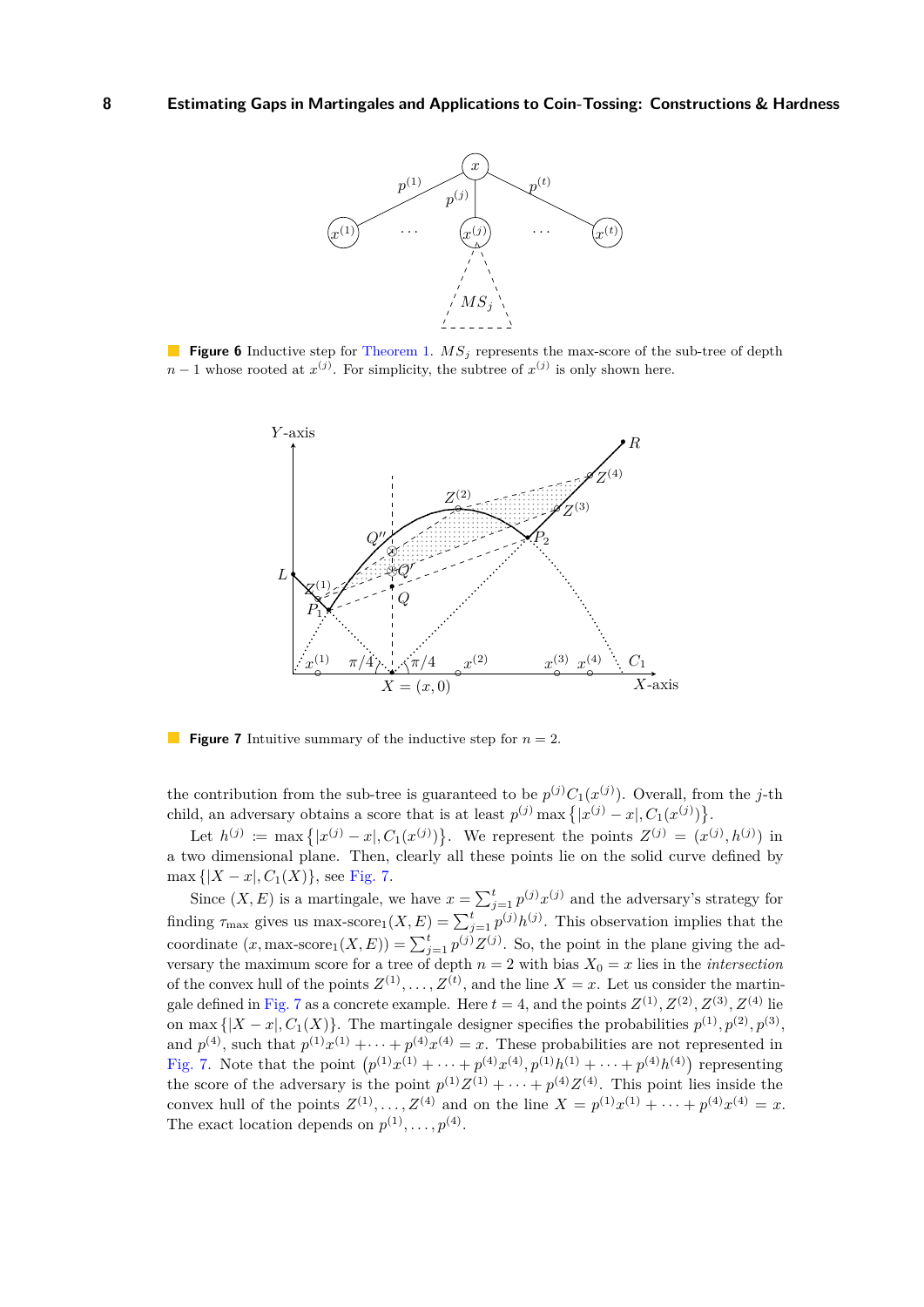**Figure 6** Inductive step for Theorem 1. $MS_j$ represents the max-score of the sub-tree of depth $n-1$ whose rooted at $x^{(j)}$. For simplicity, the subtree of $x^{(j)}$ is only shown here.

**Figure 7** Intuitive summary of the inductive step for $n = 2$.

the contribution from the sub-tree is guaranteed to be $p^{(j)} C_1(x^{(j)})$. Overall, from the $j$-th child, an adversary obtains a score that is at least $p^{(j)} \max\left\{|x^{(j)} - x|, C_1(x^{(j)})\right\}$.

Let $h^{(j)} := \max\left\{|x^{(j)} - x|, C_1(x^{(j)})\right\}$. We represent the points $Z^{(j)} = (x^{(j)}, h^{(j)})$ in a two dimensional plane. Then, clearly all these points lie on the solid curve defined by $\max\left\{|X - x|, C_1(X)\right\}$, see Fig. 7.

Since $(X, E)$ is a martingale, we have $x = \sum_{j=1}^{t} p^{(j)} x^{(j)}$ and the adversary's strategy for finding $\tau_{\max}$ gives us $\text{max-score}_1(X, E) = \sum_{j=1}^{t} p^{(j)} h^{(j)}$. This observation implies that the coordinate $(x, \text{max-score}_1(X, E)) = \sum_{j=1}^{t} p^{(j)} Z^{(j)}$. So, the point in the plane giving the adversary the maximum score for a tree of depth $n = 2$ with bias $X_0 = x$ lies in the *intersection* of the convex hull of the points $Z^{(1)}, \ldots, Z^{(t)}$, and the line $X = x$. Let us consider the martingale defined in Fig. 7 as a concrete example. Here $t = 4$, and the points $Z^{(1)}, Z^{(2)}, Z^{(3)}, Z^{(4)}$ lie on $\max\left\{|X - x|, C_1(X)\right\}$. The martingale designer specifies the probabilities $p^{(1)}, p^{(2)}, p^{(3)}$, and $p^{(4)}$, such that $p^{(1)} x^{(1)} + \cdots + p^{(4)} x^{(4)} = x$. These probabilities are not represented in Fig. 7. Note that the point $\left(p^{(1)} x^{(1)} + \cdots + p^{(4)} x^{(4)}, p^{(1)} h^{(1)} + \cdots + p^{(4)} h^{(4)}\right)$ representing the score of the adversary is the point $p^{(1)} Z^{(1)} + \cdots + p^{(4)} Z^{(4)}$. This point lies inside the convex hull of the points $Z^{(1)}, \ldots, Z^{(4)}$ and on the line $X = p^{(1)} x^{(1)} + \cdots + p^{(4)} x^{(4)} = x$. The exact location depends on $p^{(1)}, \ldots, p^{(4)}$.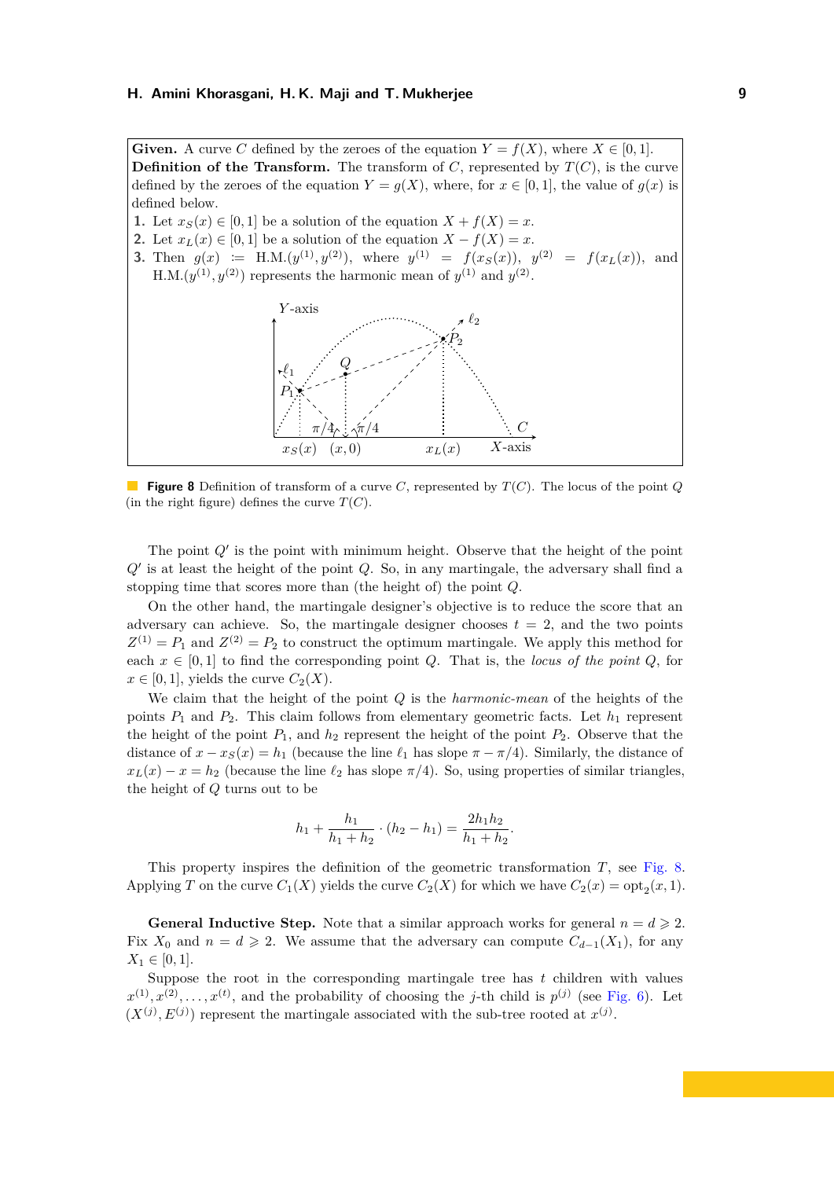**Given.** A curve $C$ defined by the zeroes of the equation $Y = f(X)$, where $X \in [0,1]$.
**Definition of the Transform.** The transform of $C$, represented by $T(C)$, is the curve defined by the zeroes of the equation $Y = g(X)$, where, for $x \in [0,1]$, the value of $g(x)$ is defined below.

1. Let $x_S(x) \in [0,1]$ be a solution of the equation $X + f(X) = x$.
2. Let $x_L(x) \in [0,1]$ be a solution of the equation $X - f(X) = x$.
3. Then $g(x) := \text{H.M.}(y^{(1)}, y^{(2)})$, where $y^{(1)} = f(x_S(x))$, $y^{(2)} = f(x_L(x))$, and $\text{H.M.}(y^{(1)}, y^{(2)})$ represents the harmonic mean of $y^{(1)}$ and $y^{(2)}$.

**Figure 8** Definition of transform of a curve $C$, represented by $T(C)$. The locus of the point $Q$ (in the right figure) defines the curve $T(C)$.

The point $Q'$ is the point with minimum height. Observe that the height of the point $Q'$ is at least the height of the point $Q$. So, in any martingale, the adversary shall find a stopping time that scores more than (the height of) the point $Q$.

On the other hand, the martingale designer's objective is to reduce the score that an adversary can achieve. So, the martingale designer chooses $t = 2$, and the two points $Z^{(1)} = P_1$ and $Z^{(2)} = P_2$ to construct the optimum martingale. We apply this method for each $x \in [0,1]$ to find the corresponding point $Q$. That is, the *locus of the point* $Q$, for $x \in [0,1]$, yields the curve $C_2(X)$.

We claim that the height of the point $Q$ is the *harmonic-mean* of the heights of the points $P_1$ and $P_2$. This claim follows from elementary geometric facts. Let $h_1$ represent the height of the point $P_1$, and $h_2$ represent the height of the point $P_2$. Observe that the distance of $x - x_S(x) = h_1$ (because the line $\ell_1$ has slope $\pi - \pi/4$). Similarly, the distance of $x_L(x) - x = h_2$ (because the line $\ell_2$ has slope $\pi/4$). So, using properties of similar triangles, the height of $Q$ turns out to be

$$h_1 + \frac{h_1}{h_1 + h_2} \cdot (h_2 - h_1) = \frac{2h_1h_2}{h_1 + h_2}.$$

This property inspires the definition of the geometric transformation $T$, see Fig. 8. Applying $T$ on the curve $C_1(X)$ yields the curve $C_2(X)$ for which we have $C_2(x) = \text{opt}_2(x, 1)$.

**General Inductive Step.** Note that a similar approach works for general $n = d \geqslant 2$. Fix $X_0$ and $n = d \geqslant 2$. We assume that the adversary can compute $C_{d-1}(X_1)$, for any $X_1 \in [0,1]$.

Suppose the root in the corresponding martingale tree has $t$ children with values $x^{(1)}, x^{(2)}, \ldots, x^{(t)}$, and the probability of choosing the $j$-th child is $p^{(j)}$ (see Fig. 6). Let $(X^{(j)}, E^{(j)})$ represent the martingale associated with the sub-tree rooted at $x^{(j)}$.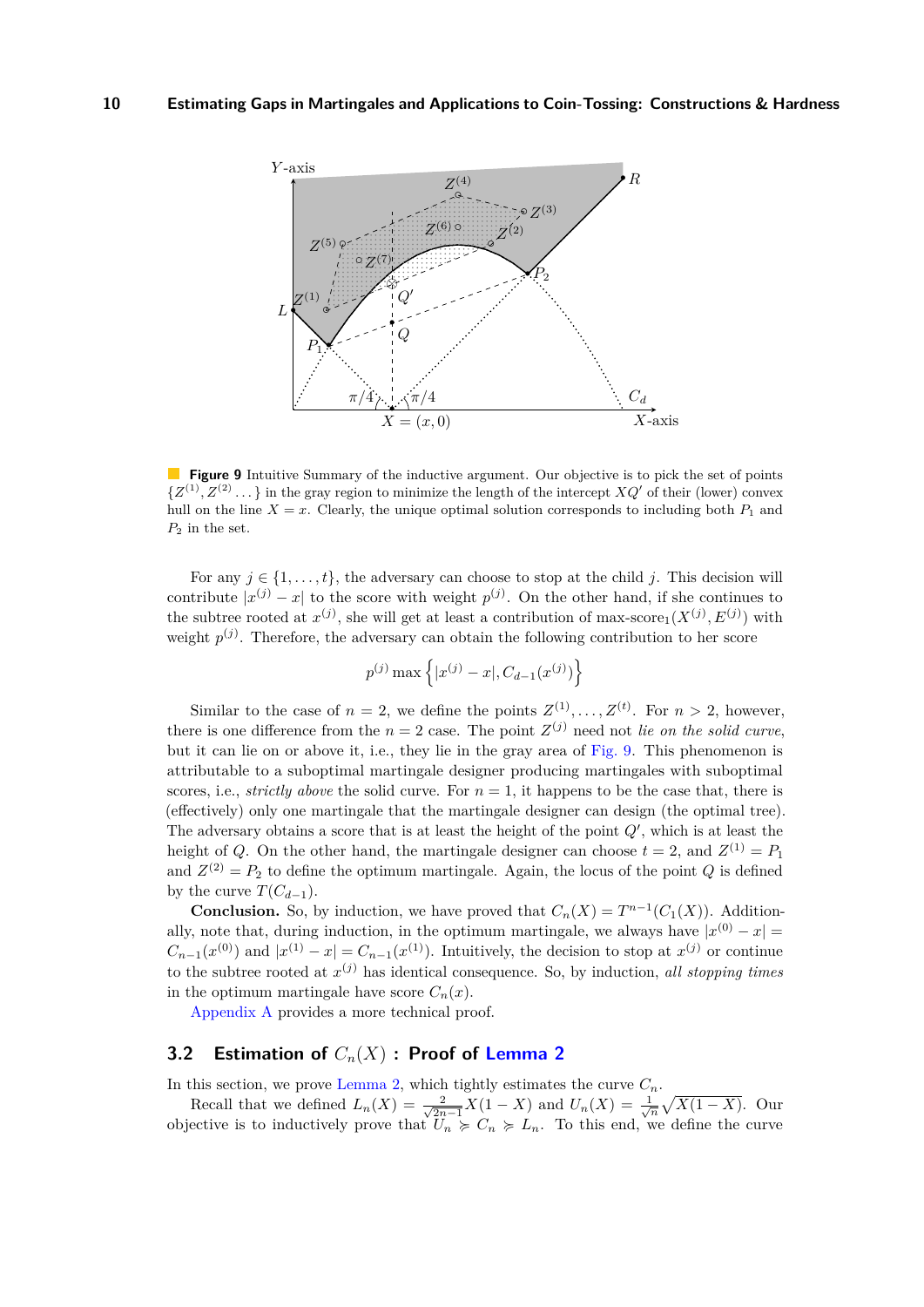**Figure 9** Intuitive Summary of the inductive argument. Our objective is to pick the set of points $\{Z^{(1)}, Z^{(2)} \dots\}$ in the gray region to minimize the length of the intercept $XQ'$ of their (lower) convex hull on the line $X = x$. Clearly, the unique optimal solution corresponds to including both $P_1$ and $P_2$ in the set.

For any $j \in \{1, \dots, t\}$, the adversary can choose to stop at the child $j$. This decision will contribute $|x^{(j)} - x|$ to the score with weight $p^{(j)}$. On the other hand, if she continues to the subtree rooted at $x^{(j)}$, she will get at least a contribution of max-score$_1(X^{(j)}, E^{(j)})$ with weight $p^{(j)}$. Therefore, the adversary can obtain the following contribution to her score

$$p^{(j)} \max \left\{ |x^{(j)} - x|, C_{d-1}(x^{(j)}) \right\}$$

Similar to the case of $n = 2$, we define the points $Z^{(1)}, \dots, Z^{(t)}$. For $n > 2$, however, there is one difference from the $n = 2$ case. The point $Z^{(j)}$ need not *lie on the solid curve*, but it can lie on or above it, i.e., they lie in the gray area of Fig. 9. This phenomenon is attributable to a suboptimal martingale designer producing martingales with suboptimal scores, i.e., *strictly above* the solid curve. For $n = 1$, it happens to be the case that, there is (effectively) only one martingale that the martingale designer can design (the optimal tree). The adversary obtains a score that is at least the height of the point $Q'$, which is at least the height of $Q$. On the other hand, the martingale designer can choose $t = 2$, and $Z^{(1)} = P_1$ and $Z^{(2)} = P_2$ to define the optimum martingale. Again, the locus of the point $Q$ is defined by the curve $T(C_{d-1})$.

**Conclusion.** So, by induction, we have proved that $C_n(X) = T^{n-1}(C_1(X))$. Additionally, note that, during induction, we always have $|x^{(0)} - x| = C_{n-1}(x^{(0)})$ and $|x^{(1)} - x| = C_{n-1}(x^{(1)})$. Intuitively, the decision to stop at $x^{(j)}$ or continue to the subtree rooted at $x^{(j)}$ has identical consequence. So, by induction, *all stopping times* in the optimum martingale have score $C_n(x)$.

Appendix A provides a more technical proof.

## 3.2 Estimation of $C_n(X)$ : Proof of Lemma 2

In this section, we prove Lemma 2, which tightly estimates the curve $C_n$.

Recall that we defined $L_n(X) = \frac{2}{\sqrt{2n-1}} X(1 - X)$ and $U_n(X) = \frac{1}{\sqrt{n}} \sqrt{X(1 - X)}$. Our objective is to inductively prove that $U_n \succcurlyeq C_n \succcurlyeq L_n$. To this end, we define the curve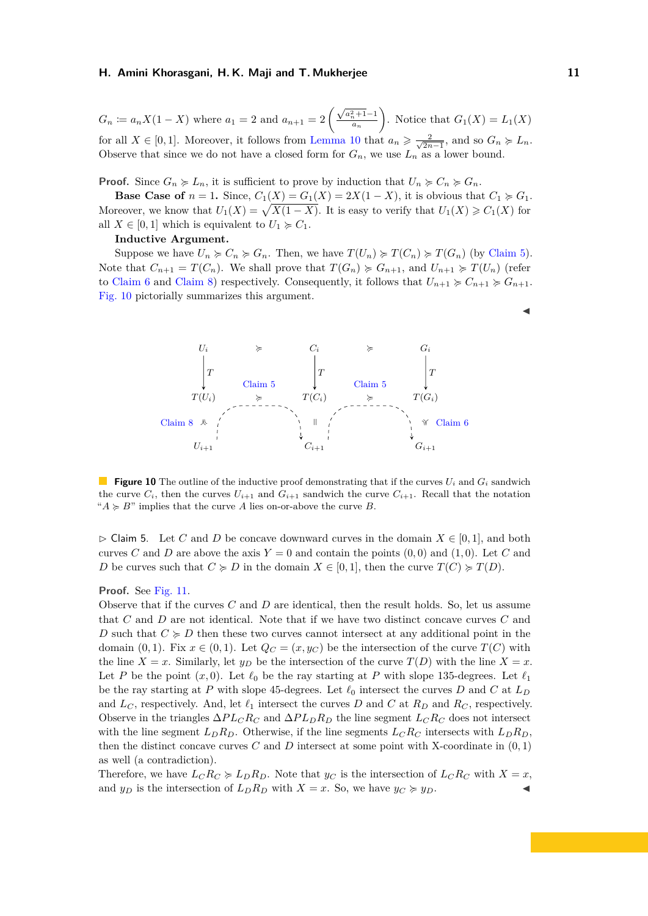$G_n \coloneqq a_n X(1-X)$ where $a_1 = 2$ and $a_{n+1} = 2\left(\frac{\sqrt{a_n^2+1}-1}{a_n}\right)$. Notice that $G_1(X) = L_1(X)$ for all $X \in [0,1]$. Moreover, it follows from Lemma 10 that $a_n \geqslant \frac{2}{\sqrt{2n-1}}$, and so $G_n \succcurlyeq L_n$. Observe that since we do not have a closed form for $G_n$, we use $L_n$ as a lower bound.

**Proof.** Since $G_n \succcurlyeq L_n$, it is sufficient to prove by induction that $U_n \succcurlyeq C_n \succcurlyeq G_n$.

**Base Case of** $n = 1$**.** Since, $C_1(X) = G_1(X) = 2X(1-X)$, it is obvious that $C_1 \succcurlyeq G_1$. Moreover, we know that $U_1(X) = \sqrt{X(1-X)}$. It is easy to verify that $U_1(X) \geqslant C_1(X)$ for all $X \in [0,1]$ which is equivalent to $U_1 \succcurlyeq C_1$.

**Inductive Argument.**

Suppose we have $U_n \succcurlyeq C_n \succcurlyeq G_n$. Then, we have $T(U_n) \succcurlyeq T(C_n) \succcurlyeq T(G_n)$ (by Claim 5). Note that $C_{n+1} = T(C_n)$. We shall prove that $T(G_n) \succcurlyeq G_{n+1}$, and $U_{n+1} \succcurlyeq T(U_n)$ (refer to Claim 6 and Claim 8) respectively. Consequently, it follows that $U_{n+1} \succcurlyeq C_{n+1} \succcurlyeq G_{n+1}$. Fig. 10 pictorially summarizes this argument. ◀

**Figure 10** The outline of the inductive proof demonstrating that if the curves $U_i$ and $G_i$ sandwich the curve $C_i$, then the curves $U_{i+1}$ and $G_{i+1}$ sandwich the curve $C_{i+1}$. Recall that the notation "$A \succcurlyeq B$" implies that the curve $A$ lies on-or-above the curve $B$.

▷ Claim 5. Let $C$ and $D$ be concave downward curves in the domain $X \in [0,1]$, and both curves $C$ and $D$ are above the axis $Y = 0$ and contain the points $(0,0)$ and $(1,0)$. Let $C$ and $D$ be curves such that $C \succcurlyeq D$ in the domain $X \in [0,1]$, then the curve $T(C) \succcurlyeq T(D)$.

**Proof.** See Fig. 11.

Observe that if the curves $C$ and $D$ are identical, then the result holds. So, let us assume that $C$ and $D$ are not identical. Note that if we have two distinct concave curves $C$ and $D$ such that $C \succcurlyeq D$ then these two curves cannot intersect at any additional point in the domain $(0,1)$. Fix $x \in (0,1)$. Let $Q_C = (x, y_C)$ be the intersection of the curve $T(C)$ with the line $X = x$. Similarly, let $y_D$ be the intersection of the curve $T(D)$ with the line $X = x$. Let $P$ be the point $(x, 0)$. Let $\ell_0$ be the ray starting at $P$ with slope 135-degrees. Let $\ell_1$ be the ray starting at $P$ with slope 45-degrees. Let $\ell_0$ intersect the curves $D$ and $C$ at $L_D$ and $L_C$, respectively. And, let $\ell_1$ intersect the curves $D$ and $C$ at $R_D$ and $R_C$, respectively. Observe in the triangles $\Delta P L_C R_C$ and $\Delta P L_D R_D$ the line segment $L_C R_C$ does not intersect with the line segment $L_D R_D$. Otherwise, if the line segments $L_C R_C$ intersects with $L_D R_D$, then the distinct concave curves $C$ and $D$ intersect at some point with X-coordinate in $(0,1)$ as well (a contradiction).

Therefore, we have $L_C R_C \succcurlyeq L_D R_D$. Note that $y_C$ is the intersection of $L_C R_C$ with $X = x$, and $y_D$ is the intersection of $L_D R_D$ with $X = x$. So, we have $y_C \succcurlyeq y_D$. ◀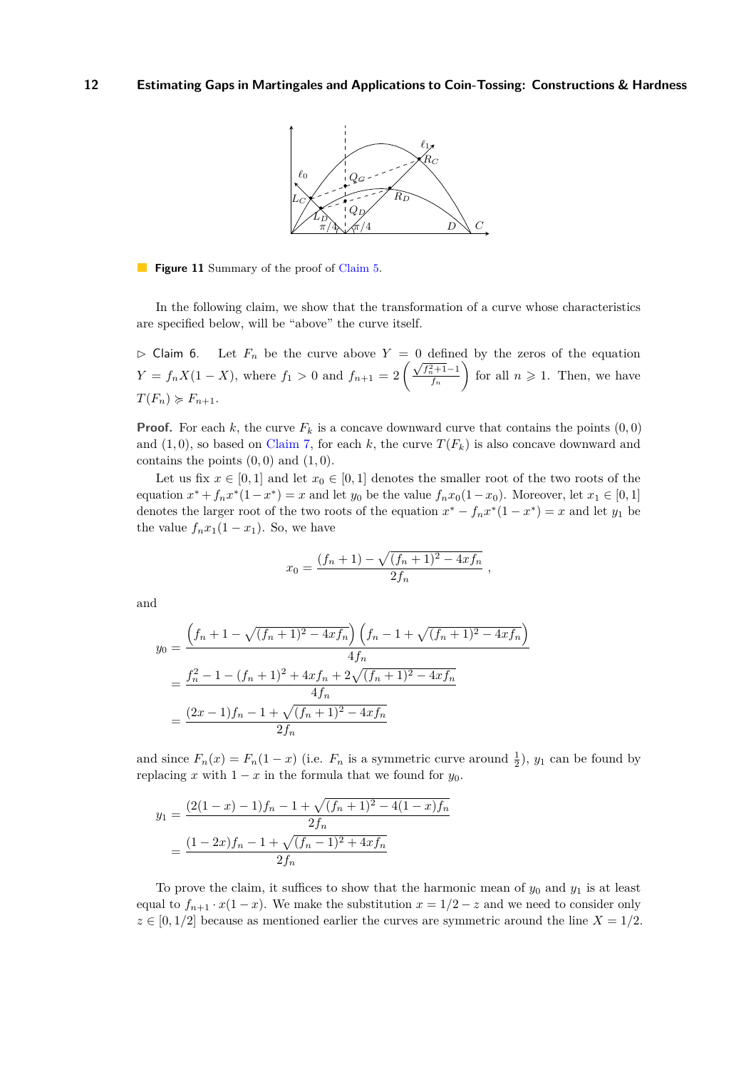**Figure 11** Summary of the proof of Claim 5.

In the following claim, we show that the transformation of a curve whose characteristics are specified below, will be "above" the curve itself.

▷ Claim 6. Let $F_n$ be the curve above $Y = 0$ defined by the zeros of the equation $Y = f_n X(1-X)$, where $f_1 > 0$ and $f_{n+1} = 2\left(\frac{\sqrt{f_n^2+1}-1}{f_n}\right)$ for all $n \geqslant 1$. Then, we have $T(F_n) \succcurlyeq F_{n+1}$.

**Proof.** For each $k$, the curve $F_k$ is a concave downward curve that contains the points $(0,0)$ and $(1,0)$, so based on Claim 7, for each $k$, the curve $T(F_k)$ is also concave downward and contains the points $(0,0)$ and $(1,0)$.

Let us fix $x \in [0,1]$ and let $x_0 \in [0,1]$ denotes the smaller root of the two roots of the equation $x^* + f_n x^*(1-x^*) = x$ and let $y_0$ be the value $f_n x_0(1-x_0)$. Moreover, let $x_1 \in [0,1]$ denotes the larger root of the two roots of the equation $x^* - f_n x^*(1-x^*) = x$ and let $y_1$ be the value $f_n x_1(1-x_1)$. So, we have

$$x_0 = \frac{(f_n+1) - \sqrt{(f_n+1)^2 - 4xf_n}}{2f_n} ,$$

and

$$\begin{aligned}
y_0 &= \frac{\left(f_n + 1 - \sqrt{(f_n+1)^2 - 4xf_n}\right)\left(f_n - 1 + \sqrt{(f_n+1)^2 - 4xf_n}\right)}{4f_n} \\
&= \frac{f_n^2 - 1 - (f_n+1)^2 + 4xf_n + 2\sqrt{(f_n+1)^2 - 4xf_n}}{4f_n} \\
&= \frac{(2x-1)f_n - 1 + \sqrt{(f_n+1)^2 - 4xf_n}}{2f_n}
\end{aligned}$$

and since $F_n(x) = F_n(1-x)$ (i.e. $F_n$ is a symmetric curve around $\frac{1}{2}$), $y_1$ can be found by replacing $x$ with $1-x$ in the formula that we found for $y_0$.

$$\begin{aligned}
y_1 &= \frac{(2(1-x)-1)f_n - 1 + \sqrt{(f_n+1)^2 - 4(1-x)f_n}}{2f_n} \\
&= \frac{(1-2x)f_n - 1 + \sqrt{(f_n-1)^2 + 4xf_n}}{2f_n}
\end{aligned}$$

To prove the claim, it suffices to show that the harmonic mean of $y_0$ and $y_1$ is at least equal to $f_{n+1} \cdot x(1-x)$. We make the substitution $x = 1/2 - z$ and we need to consider only $z \in [0, 1/2]$ because as mentioned earlier the curves are symmetric around the line $X = 1/2$.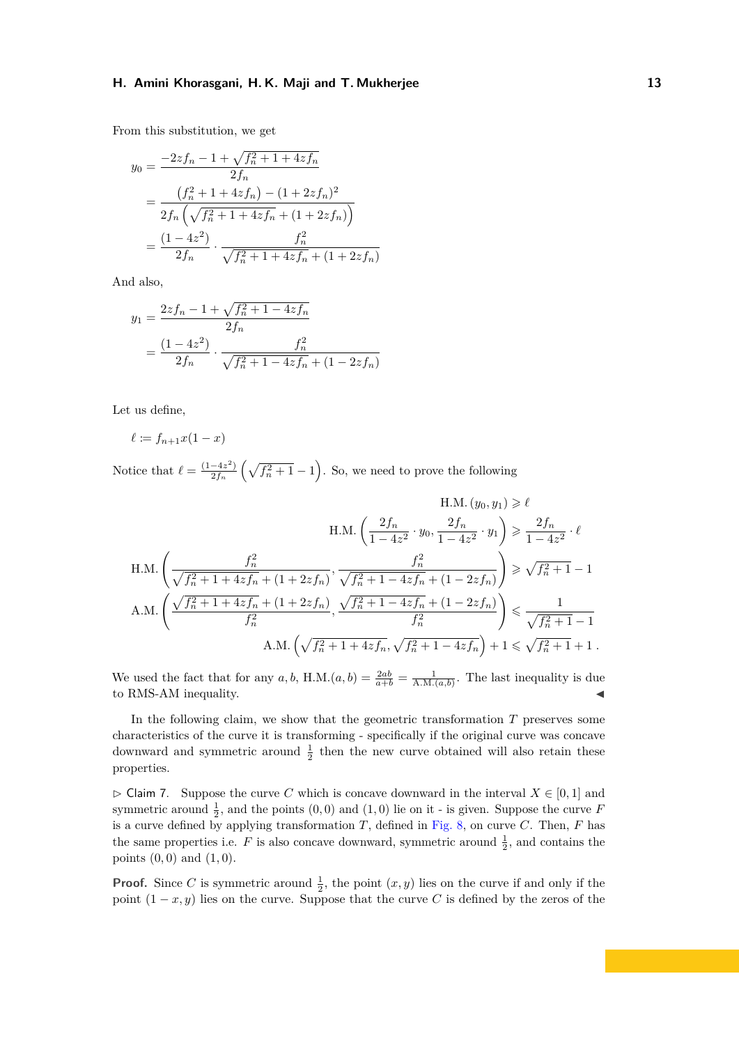From this substitution, we get

$$
\begin{aligned}
y_0 &= \frac{-2zf_n - 1 + \sqrt{f_n^2 + 1 + 4zf_n}}{2f_n} \\
&= \frac{\left(f_n^2 + 1 + 4zf_n\right) - (1 + 2zf_n)^2}{2f_n\left(\sqrt{f_n^2 + 1 + 4zf_n} + (1 + 2zf_n)\right)} \\
&= \frac{(1 - 4z^2)}{2f_n} \cdot \frac{f_n^2}{\sqrt{f_n^2 + 1 + 4zf_n} + (1 + 2zf_n)}
\end{aligned}
$$

And also,

$$
\begin{aligned}
y_1 &= \frac{2zf_n - 1 + \sqrt{f_n^2 + 1 - 4zf_n}}{2f_n} \\
&= \frac{(1 - 4z^2)}{2f_n} \cdot \frac{f_n^2}{\sqrt{f_n^2 + 1 - 4zf_n} + (1 - 2zf_n)}
\end{aligned}
$$

Let us define,

$$
\ell := f_{n+1}x(1-x)
$$

Notice that $\ell = \frac{(1-4z^2)}{2f_n}\left(\sqrt{f_n^2+1} - 1\right)$. So, we need to prove the following

$$
\begin{aligned}
\text{H.M.}\,(y_0, y_1) &\geqslant \ell \\
\text{H.M.}\left(\frac{2f_n}{1-4z^2} \cdot y_0, \frac{2f_n}{1-4z^2} \cdot y_1\right) &\geqslant \frac{2f_n}{1-4z^2} \cdot \ell \\
\text{H.M.}\left(\frac{f_n^2}{\sqrt{f_n^2+1+4zf_n} + (1+2zf_n)}, \frac{f_n^2}{\sqrt{f_n^2+1-4zf_n} + (1-2zf_n)}\right) &\geqslant \sqrt{f_n^2+1} - 1 \\
\text{A.M.}\left(\frac{\sqrt{f_n^2+1+4zf_n} + (1+2zf_n)}{f_n^2}, \frac{\sqrt{f_n^2+1-4zf_n} + (1-2zf_n)}{f_n^2}\right) &\leqslant \frac{1}{\sqrt{f_n^2+1} - 1} \\
\text{A.M.}\left(\sqrt{f_n^2+1+4zf_n}, \sqrt{f_n^2+1-4zf_n}\right) + 1 &\leqslant \sqrt{f_n^2+1} + 1\,.
\end{aligned}
$$

We used the fact that for any $a, b$, $\text{H.M.}(a,b) = \frac{2ab}{a+b} = \frac{1}{\text{A.M.}(a,b)}$. The last inequality is due to RMS-AM inequality. ◀

In the following claim, we show that the geometric transformation $T$ preserves some characteristics of the curve it is transforming - specifically if the original curve was concave downward and symmetric around $\frac{1}{2}$ then the new curve obtained will also retain these properties.

▷ Claim 7. Suppose the curve $C$ which is concave downward in the interval $X \in [0,1]$ and symmetric around $\frac{1}{2}$, and the points $(0,0)$ and $(1,0)$ lie on it - is given. Suppose the curve $F$ is a curve defined by applying transformation $T$, defined in Fig. 8, on curve $C$. Then, $F$ has the same properties i.e. $F$ is also concave downward, symmetric around $\frac{1}{2}$, and contains the points $(0,0)$ and $(1,0)$.

**Proof.** Since $C$ is symmetric around $\frac{1}{2}$, the point $(x,y)$ lies on the curve if and only if the point $(1-x,y)$ lies on the curve. Suppose that the curve $C$ is defined by the zeros of the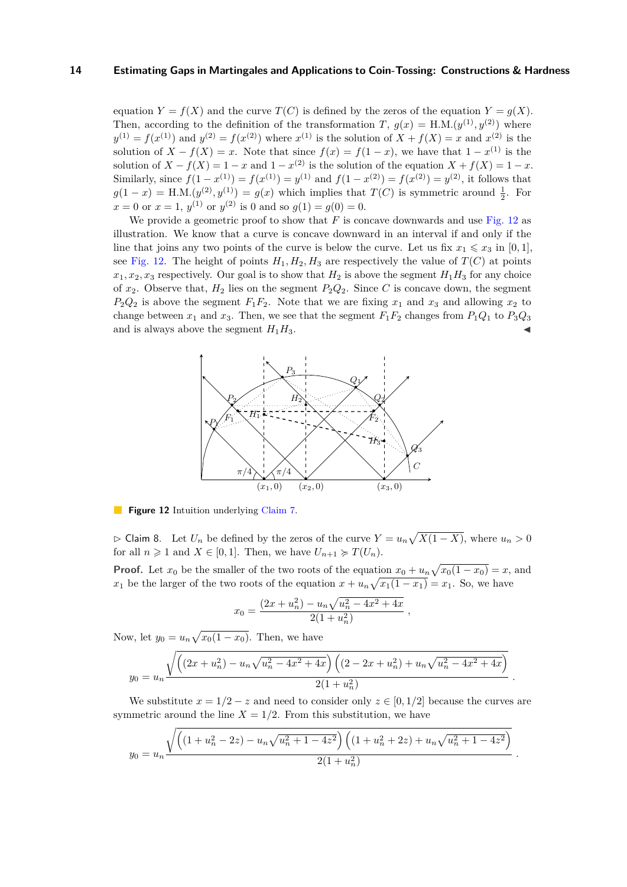equation $Y = f(X)$ and the curve $T(C)$ is defined by the zeros of the equation $Y = g(X)$. Then, according to the definition of the transformation $T$, $g(x) = \text{H.M.}(y^{(1)}, y^{(2)})$ where $y^{(1)} = f(x^{(1)})$ and $y^{(2)} = f(x^{(2)})$ where $x^{(1)}$ is the solution of $X + f(X) = x$ and $x^{(2)}$ is the solution of $X - f(X) = x$. Note that since $f(x) = f(1-x)$, we have that $1 - x^{(1)}$ is the solution of $X - f(X) = 1 - x$ and $1 - x^{(2)}$ is the solution of the equation $X + f(X) = 1 - x$. Similarly, since $f(1 - x^{(1)}) = f(x^{(1)}) = y^{(1)}$ and $f(1 - x^{(2)}) = f(x^{(2)}) = y^{(2)}$, it follows that $g(1-x) = \text{H.M.}(y^{(2)}, y^{(1)}) = g(x)$ which implies that $T(C)$ is symmetric around $\frac{1}{2}$. For $x = 0$ or $x = 1$, $y^{(1)}$ or $y^{(2)}$ is $0$ and so $g(1) = g(0) = 0$.

We provide a geometric proof to show that $F$ is concave downwards and use Fig. 12 as illustration. We know that a curve is concave downward in an interval if and only if the line that joins any two points of the curve is below the curve. Let us fix $x_1 \leqslant x_3$ in $[0,1]$, see Fig. 12. The height of points $H_1, H_2, H_3$ are respectively the value of $T(C)$ at points $x_1, x_2, x_3$ respectively. Our goal is to show that $H_2$ is above the segment $H_1H_3$ for any choice of $x_2$. Observe that, $H_2$ lies on the segment $P_2Q_2$. Since $C$ is concave down, the segment $P_2Q_2$ is above the segment $F_1F_2$. Note that we are fixing $x_1$ and $x_3$ and allowing $x_2$ to change between $x_1$ and $x_3$. Then, we see that the segment $F_1F_2$ changes from $P_1Q_1$ to $P_3Q_3$ and is always above the segment $H_1H_3$. ◀

**Figure 12** Intuition underlying Claim 7.

▷ Claim 8. Let $U_n$ be defined by the zeros of the curve $Y = u_n\sqrt{X(1-X)}$, where $u_n > 0$ for all $n \geqslant 1$ and $X \in [0,1]$. Then, we have $U_{n+1} \succcurlyeq T(U_n)$.

**Proof.** Let $x_0$ be the smaller of the two roots of the equation $x_0 + u_n\sqrt{x_0(1-x_0)} = x$, and $x_1$ be the larger of the two roots of the equation $x + u_n\sqrt{x_1(1-x_1)} = x_1$. So, we have

$$x_0 = \frac{(2x + u_n^2) - u_n\sqrt{u_n^2 - 4x^2 + 4x}}{2(1+u_n^2)} \,,$$

Now, let $y_0 = u_n\sqrt{x_0(1-x_0)}$. Then, we have

$$y_0 = u_n \frac{\sqrt{\left((2x + u_n^2) - u_n\sqrt{u_n^2 - 4x^2 + 4x}\right)\left((2 - 2x + u_n^2) + u_n\sqrt{u_n^2 - 4x^2 + 4x}\right)}}{2(1+u_n^2)} \,.$$

We substitute $x = 1/2 - z$ and need to consider only $z \in [0, 1/2]$ because the curves are symmetric around the line $X = 1/2$. From this substitution, we have

$$y_0 = u_n \frac{\sqrt{\left((1 + u_n^2 - 2z) - u_n\sqrt{u_n^2 + 1 - 4z^2}\right)\left((1 + u_n^2 + 2z) + u_n\sqrt{u_n^2 + 1 - 4z^2}\right)}}{2(1+u_n^2)} \,.$$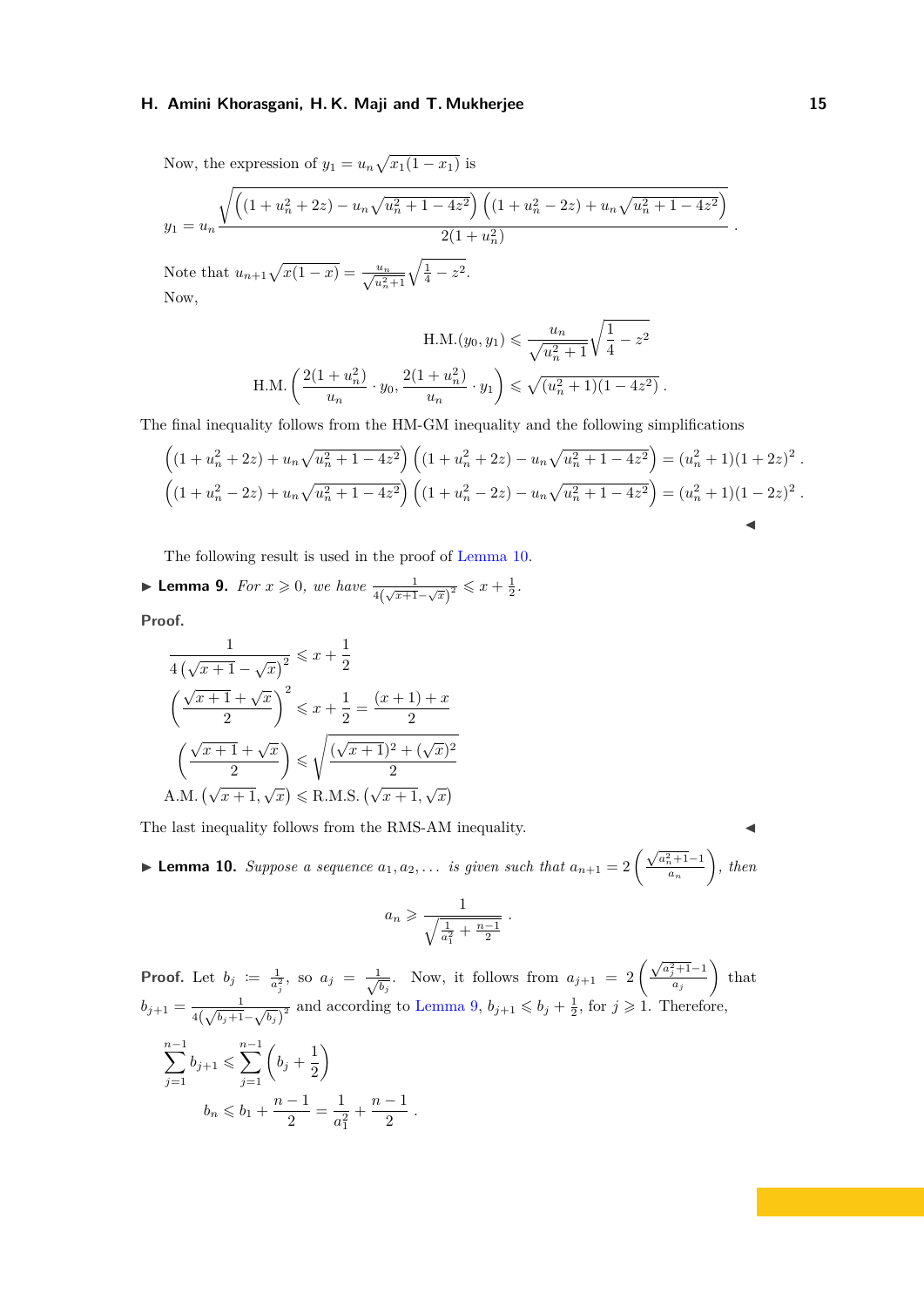Now, the expression of $y_1 = u_n\sqrt{x_1(1-x_1)}$ is

$$y_1 = u_n \frac{\sqrt{\left((1+u_n^2+2z) - u_n\sqrt{u_n^2+1-4z^2}\right)\left((1+u_n^2-2z)+u_n\sqrt{u_n^2+1-4z^2}\right)}}{2(1+u_n^2)} .$$

Note that $u_{n+1}\sqrt{x(1-x)} = \frac{u_n}{\sqrt{u_n^2+1}}\sqrt{\frac{1}{4}-z^2}$.

Now,

$$\text{H.M.}(y_0, y_1) \leqslant \frac{u_n}{\sqrt{u_n^2+1}}\sqrt{\frac{1}{4}-z^2}$$

$$\text{H.M.}\left(\frac{2(1+u_n^2)}{u_n}\cdot y_0, \frac{2(1+u_n^2)}{u_n}\cdot y_1\right) \leqslant \sqrt{(u_n^2+1)(1-4z^2)} .$$

The final inequality follows from the HM-GM inequality and the following simplifications

$$\left((1+u_n^2+2z)+u_n\sqrt{u_n^2+1-4z^2}\right)\left((1+u_n^2+2z)-u_n\sqrt{u_n^2+1-4z^2}\right) = (u_n^2+1)(1+2z)^2 .$$

$$\left((1+u_n^2-2z)+u_n\sqrt{u_n^2+1-4z^2}\right)\left((1+u_n^2-2z)-u_n\sqrt{u_n^2+1-4z^2}\right) = (u_n^2+1)(1-2z)^2 .$$

◀

The following result is used in the proof of Lemma 10.

▶ **Lemma 9.** *For $x \geqslant 0$, we have $\frac{1}{4\left(\sqrt{x+1}-\sqrt{x}\right)^2} \leqslant x + \frac{1}{2}$.*

**Proof.**

$$\frac{1}{4\left(\sqrt{x+1}-\sqrt{x}\right)^2} \leqslant x + \frac{1}{2}$$

$$\left(\frac{\sqrt{x+1}+\sqrt{x}}{2}\right)^2 \leqslant x + \frac{1}{2} = \frac{(x+1)+x}{2}$$

$$\left(\frac{\sqrt{x+1}+\sqrt{x}}{2}\right) \leqslant \sqrt{\frac{(\sqrt{x+1})^2+(\sqrt{x})^2}{2}}$$

$$\text{A.M.}\left(\sqrt{x+1}, \sqrt{x}\right) \leqslant \text{R.M.S.}\left(\sqrt{x+1}, \sqrt{x}\right)$$

The last inequality follows from the RMS-AM inequality. ◀

▶ **Lemma 10.** *Suppose a sequence $a_1, a_2, \ldots$ is given such that $a_{n+1} = 2\left(\frac{\sqrt{a_n^2+1}-1}{a_n}\right)$, then*

$$a_n \geqslant \frac{1}{\sqrt{\frac{1}{a_1^2}+\frac{n-1}{2}}} .$$

**Proof.** Let $b_j := \frac{1}{a_j^2}$, so $a_j = \frac{1}{\sqrt{b_j}}$. Now, it follows from $a_{j+1} = 2\left(\frac{\sqrt{a_j^2+1}-1}{a_j}\right)$ that $b_{j+1} = \frac{1}{4\left(\sqrt{b_j+1}-\sqrt{b_j}\right)^2}$ and according to Lemma 9, $b_{j+1} \leqslant b_j + \frac{1}{2}$, for $j \geqslant 1$. Therefore,

$$\sum_{j=1}^{n-1} b_{j+1} \leqslant \sum_{j=1}^{n-1}\left(b_j + \frac{1}{2}\right)$$

$$b_n \leqslant b_1 + \frac{n-1}{2} = \frac{1}{a_1^2} + \frac{n-1}{2} .$$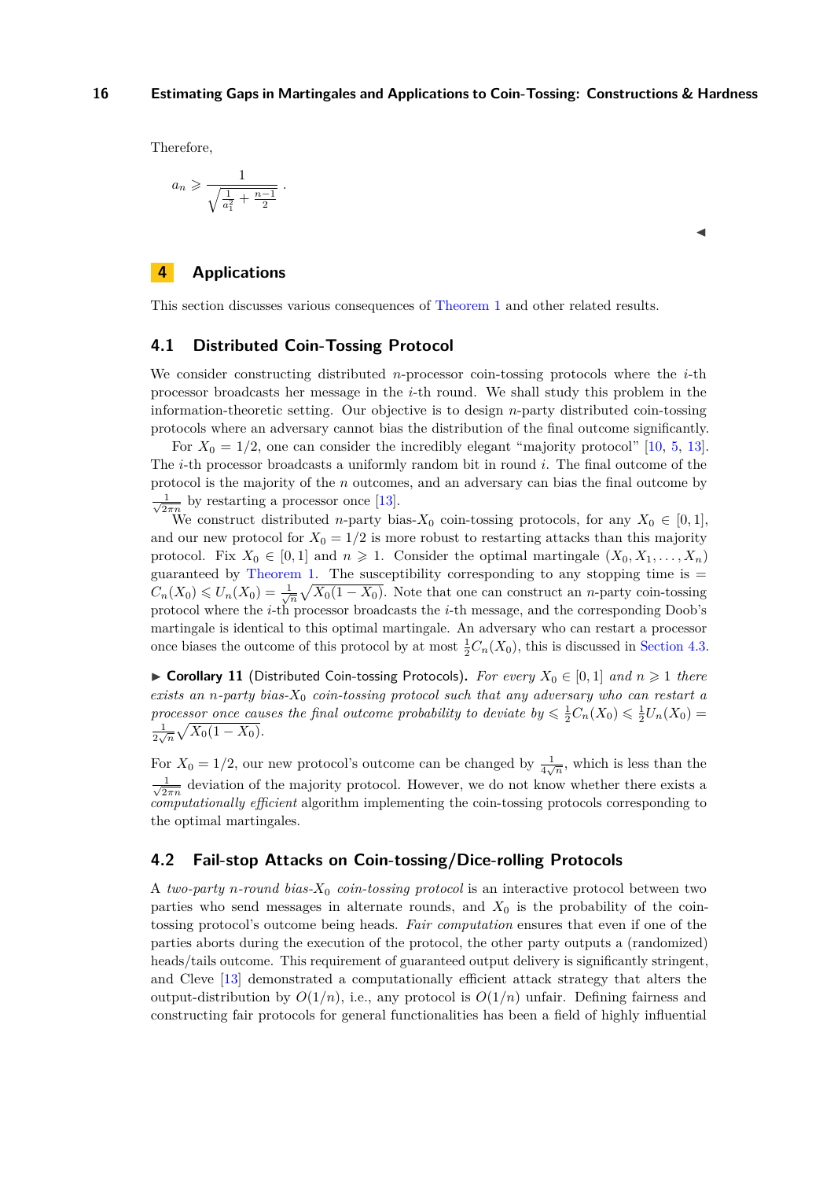Therefore,

$$a_n \geqslant \frac{1}{\sqrt{\frac{1}{a_1^2} + \frac{n-1}{2}}}.$$

◀

## 4 Applications

This section discusses various consequences of Theorem 1 and other related results.

### 4.1 Distributed Coin-Tossing Protocol

We consider constructing distributed $n$-processor coin-tossing protocols where the $i$-th processor broadcasts her message in the $i$-th round. We shall study this problem in the information-theoretic setting. Our objective is to design $n$-party distributed coin-tossing protocols where an adversary cannot bias the distribution of the final outcome significantly.

For $X_0 = 1/2$, one can consider the incredibly elegant "majority protocol" [10, 5, 13]. The $i$-th processor broadcasts a uniformly random bit in round $i$. The final outcome of the protocol is the majority of the $n$ outcomes, and an adversary can bias the final outcome by $\frac{1}{\sqrt{2\pi n}}$ by restarting a processor once [13].

We construct distributed $n$-party bias-$X_0$ coin-tossing protocols, for any $X_0 \in [0,1]$, and our new protocol for $X_0 = 1/2$ is more robust to restarting attacks than this majority protocol. Fix $X_0 \in [0,1]$ and $n \geqslant 1$. Consider the optimal martingale $(X_0, X_1, \dots, X_n)$ guaranteed by Theorem 1. The susceptibility corresponding to any stopping time is $= C_n(X_0) \leqslant U_n(X_0) = \frac{1}{\sqrt{n}}\sqrt{X_0(1-X_0)}$. Note that one can construct an $n$-party coin-tossing protocol where the $i$-th processor broadcasts the $i$-th message, and the corresponding Doob's martingale is identical to this optimal martingale. An adversary who can restart a processor once biases the outcome of this protocol by at most $\frac{1}{2}C_n(X_0)$, this is discussed in Section 4.3.

▶ **Corollary 11** (Distributed Coin-tossing Protocols). *For every $X_0 \in [0,1]$ and $n \geqslant 1$ there exists an $n$-party bias-$X_0$ coin-tossing protocol such that any adversary who can restart a processor once causes the final outcome probability to deviate by $\leqslant \frac{1}{2}C_n(X_0) \leqslant \frac{1}{2}U_n(X_0) = \frac{1}{2\sqrt{n}}\sqrt{X_0(1-X_0)}$.*

For $X_0 = 1/2$, our new protocol's outcome can be changed by $\frac{1}{4\sqrt{n}}$, which is less than the $\frac{1}{\sqrt{2\pi n}}$ deviation of the majority protocol. However, we do not know whether there exists a *computationally efficient* algorithm implementing the coin-tossing protocols corresponding to the optimal martingales.

### 4.2 Fail-stop Attacks on Coin-tossing/Dice-rolling Protocols

A *two-party $n$-round bias-$X_0$ coin-tossing protocol* is an interactive protocol between two parties who send messages in alternate rounds, and $X_0$ is the probability of the coin-tossing protocol's outcome being heads. *Fair computation* ensures that even if one of the parties aborts during the execution of the protocol, the other party outputs a (randomized) heads/tails outcome. This requirement of guaranteed output delivery is significantly stringent, and Cleve [13] demonstrated a computationally efficient attack strategy that alters the output-distribution by $O(1/n)$, i.e., any protocol is $O(1/n)$ unfair. Defining fairness and constructing fair protocols for general functionalities has been a field of highly influential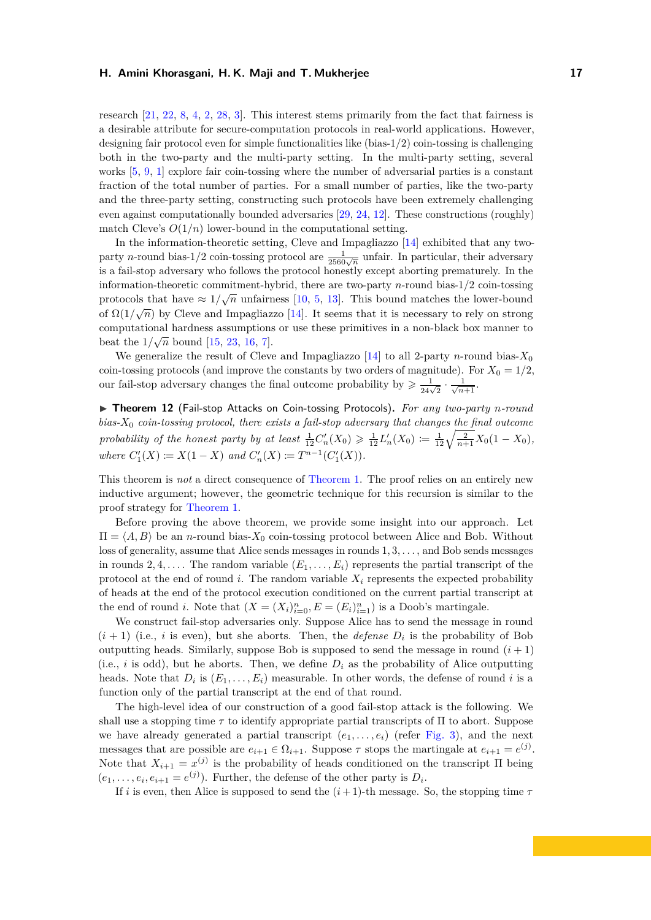research [21, 22, 8, 4, 2, 28, 3]. This interest stems primarily from the fact that fairness is a desirable attribute for secure-computation protocols in real-world applications. However, designing fair protocol even for simple functionalities like (bias-1/2) coin-tossing is challenging both in the two-party and the multi-party setting. In the multi-party setting, several works [5, 9, 1] explore fair coin-tossing where the number of adversarial parties is a constant fraction of the total number of parties. For a small number of parties, like the two-party and the three-party setting, constructing such protocols have been extremely challenging even against computationally bounded adversaries [29, 24, 12]. These constructions (roughly) match Cleve's $O(1/n)$ lower-bound in the computational setting.

In the information-theoretic setting, Cleve and Impagliazzo [14] exhibited that any two-party $n$-round bias-1/2 coin-tossing protocol are $\frac{1}{2560\sqrt{n}}$ unfair. In particular, their adversary is a fail-stop adversary who follows the protocol honestly except aborting prematurely. In the information-theoretic commitment-hybrid, there are two-party $n$-round bias-1/2 coin-tossing protocols that have $\approx 1/\sqrt{n}$ unfairness [10, 5, 13]. This bound matches the lower-bound of $\Omega(1/\sqrt{n})$ by Cleve and Impagliazzo [14]. It seems that it is necessary to rely on strong computational hardness assumptions or use these primitives in a non-black box manner to beat the $1/\sqrt{n}$ bound [15, 23, 16, 7].

We generalize the result of Cleve and Impagliazzo [14] to all 2-party $n$-round bias-$X_0$ coin-tossing protocols (and improve the constants by two orders of magnitude). For $X_0 = 1/2$, our fail-stop adversary changes the final outcome probability by $\geqslant \frac{1}{24\sqrt{2}} \cdot \frac{1}{\sqrt{n+1}}$.

▶ **Theorem 12** (Fail-stop Attacks on Coin-tossing Protocols). *For any two-party $n$-round bias-$X_0$ coin-tossing protocol, there exists a fail-stop adversary that changes the final outcome probability of the honest party by at least $\frac{1}{12}C'_n(X_0) \geqslant \frac{1}{12}L'_n(X_0) := \frac{1}{12}\sqrt{\frac{2}{n+1}}X_0(1-X_0)$, where $C'_1(X) := X(1-X)$ and $C'_n(X) := T^{n-1}(C'_1(X))$.*

This theorem is *not* a direct consequence of Theorem 1. The proof relies on an entirely new inductive argument; however, the geometric technique for this recursion is similar to the proof strategy for Theorem 1.

Before proving the above theorem, we provide some insight into our approach. Let $\Pi = \langle A, B\rangle$ be an $n$-round bias-$X_0$ coin-tossing protocol between Alice and Bob. Without loss of generality, assume that Alice sends messages in rounds $1, 3, \ldots$, and Bob sends messages in rounds $2, 4, \ldots$. The random variable $(E_1, \ldots, E_i)$ represents the partial transcript of the protocol at the end of round $i$. The random variable $X_i$ represents the expected probability of heads at the end of the protocol execution conditioned on the current partial transcript at the end of round $i$. Note that $(X = (X_i)_{i=0}^n, E = (E_i)_{i=1}^n)$ is a Doob's martingale.

We construct fail-stop adversaries only. Suppose Alice has to send the message in round $(i+1)$ (i.e., $i$ is even), but she aborts. Then, the *defense* $D_i$ is the probability of Bob outputting heads. Similarly, suppose Bob is supposed to send the message in round $(i+1)$ (i.e., $i$ is odd), but he aborts. Then, we define $D_i$ as the probability of Alice outputting heads. Note that $D_i$ is $(E_1, \ldots, E_i)$ measurable. In other words, the defense of round $i$ is a function only of the partial transcript at the end of that round.

The high-level idea of our construction of a good fail-stop attack is the following. We shall use a stopping time $\tau$ to identify appropriate partial transcripts of $\Pi$ to abort. Suppose we have already generated a partial transcript $(e_1, \ldots, e_i)$ (refer Fig. 3), and the next messages that are possible are $e_{i+1} \in \Omega_{i+1}$. Suppose $\tau$ stops the martingale at $e_{i+1} = e^{(j)}$. Note that $X_{i+1} = x^{(j)}$ is the probability of heads conditioned on the transcript $\Pi$ being $(e_1, \ldots, e_i, e_{i+1} = e^{(j)})$. Further, the defense of the other party is $D_i$.

If $i$ is even, then Alice is supposed to send the $(i+1)$-th message. So, the stopping time $\tau$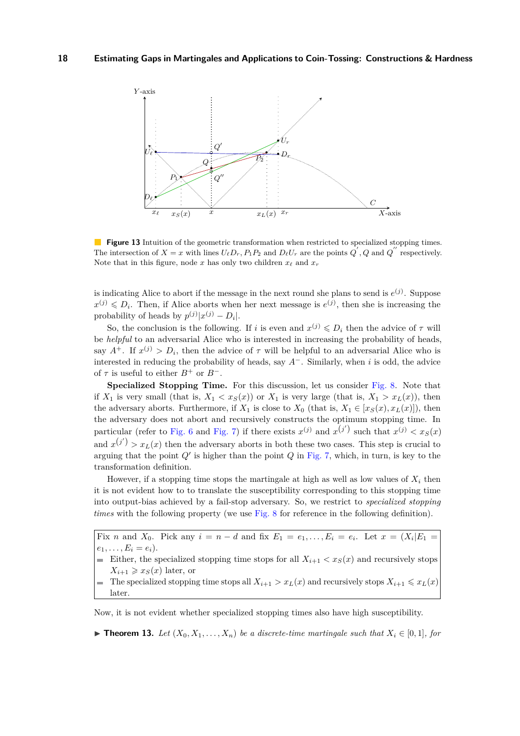**Figure 13** Intuition of the geometric transformation when restricted to specialized stopping times. The intersection of $X = x$ with lines $U_\ell D_r$, $P_1 P_2$ and $D_\ell U_r$ are the points $Q'$, $Q$ and $Q''$ respectively. Note that in this figure, node $x$ has only two children $x_\ell$ and $x_r$

is indicating Alice to abort if the message in the next round she plans to send is $e^{(j)}$. Suppose $x^{(j)} \leqslant D_i$. Then, if Alice aborts when her next message is $e^{(j)}$, then she is increasing the probability of heads by $p^{(j)}|x^{(j)} - D_i|$.

So, the conclusion is the following. If $i$ is even and $x^{(j)} \leqslant D_i$ then the advice of $\tau$ will be *helpful* to an adversarial Alice who is interested in increasing the probability of heads, say $A^+$. If $x^{(j)} > D_i$, then the advice of $\tau$ will be helpful to an adversarial Alice who is interested in reducing the probability of heads, say $A^-$. Similarly, when $i$ is odd, the advice of $\tau$ is useful to either $B^+$ or $B^-$.

**Specialized Stopping Time.** For this discussion, let us consider Fig. 8. Note that if $X_1$ is very small (that is, $X_1 < x_S(x)$) or $X_1$ is very large (that is, $X_1 > x_L(x)$), then the adversary aborts. Furthermore, if $X_1$ is close to $X_0$ (that is, $X_1 \in [x_S(x), x_L(x)]$), then the adversary does not abort and recursively constructs the optimum stopping time. In particular (refer to Fig. 6 and Fig. 7) if there exists $x^{(j)}$ and $x^{(j')}$ such that $x^{(j)} < x_S(x)$ and $x^{(j')} > x_L(x)$ then the adversary aborts in both these cases. This step is crucial to arguing that the point $Q'$ is higher than the point $Q$ in Fig. 7, which, in turn, is key to the transformation definition.

However, if a stopping time stops the martingale at high as well as low values of $X_i$ then it is not evident how to to translate the susceptibility corresponding to this stopping time into output-bias achieved by a fail-stop adversary. So, we restrict to *specialized stopping times* with the following property (we use Fig. 8 for reference in the following definition).

> Fix $n$ and $X_0$. Pick any $i = n - d$ and fix $E_1 = e_1, \ldots, E_i = e_i$. Let $x = (X_i | E_1 = e_1, \ldots, E_i = e_i)$.
> - Either, the specialized stopping time stops for all $X_{i+1} < x_S(x)$ and recursively stops $X_{i+1} \geqslant x_S(x)$ later, or
> - The specialized stopping time stops all $X_{i+1} > x_L(x)$ and recursively stops $X_{i+1} \leqslant x_L(x)$ later.

Now, it is not evident whether specialized stopping times also have high susceptibility.

▶ **Theorem 13.** *Let $(X_0, X_1, \ldots, X_n)$ be a discrete-time martingale such that $X_i \in [0, 1]$, for*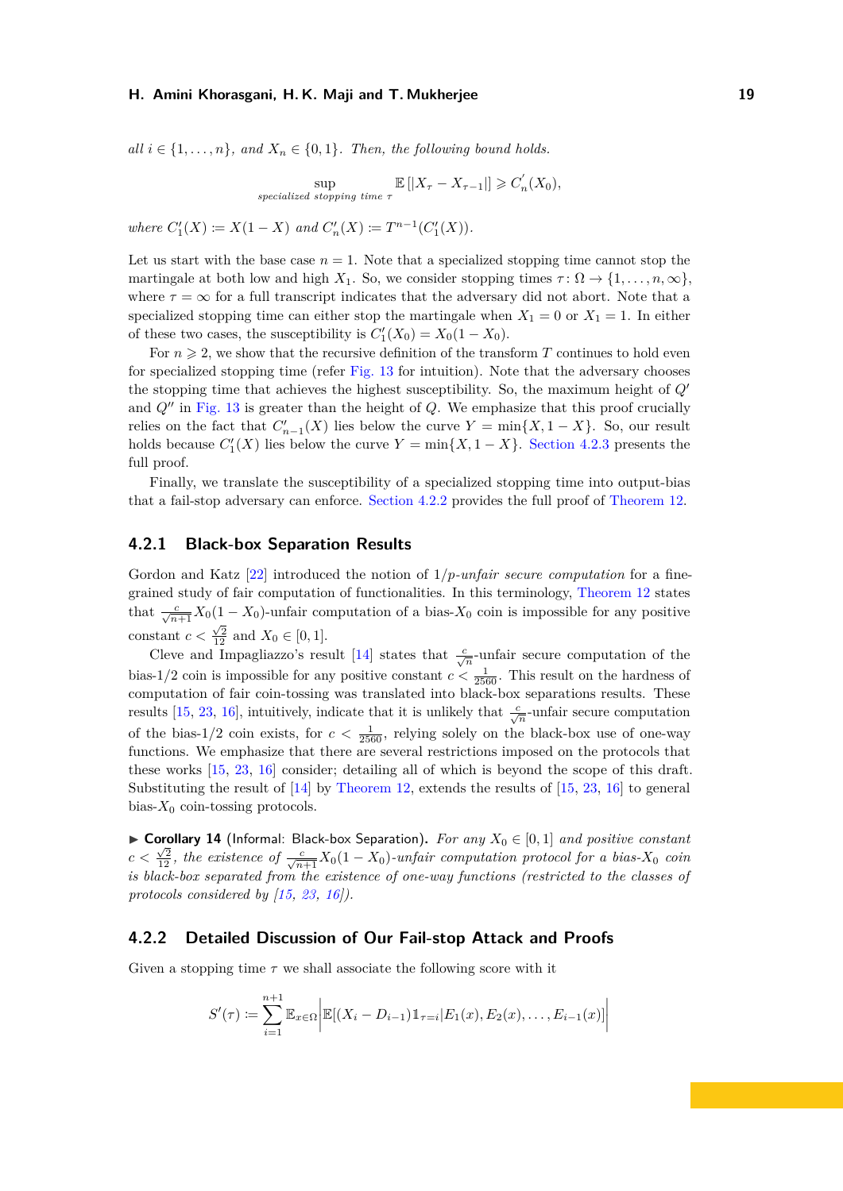*all $i \in \{1, \ldots, n\}$, and $X_n \in \{0,1\}$. Then, the following bound holds.*

$$\sup_{\text{specialized stopping time } \tau} \mathbb{E}\left[|X_\tau - X_{\tau-1}|\right] \geqslant C_n'(X_0),$$

*where $C_1'(X) := X(1-X)$ and $C_n'(X) := T^{n-1}(C_1'(X))$.*

Let us start with the base case $n = 1$. Note that a specialized stopping time cannot stop the martingale at both low and high $X_1$. So, we consider stopping times $\tau \colon \Omega \to \{1, \ldots, n, \infty\}$, where $\tau = \infty$ for a full transcript indicates that the adversary did not abort. Note that a specialized stopping time can either stop the martingale when $X_1 = 0$ or $X_1 = 1$. In either of these two cases, the susceptibility is $C_1'(X_0) = X_0(1 - X_0)$.

For $n \geqslant 2$, we show that the recursive definition of the transform $T$ continues to hold even for specialized stopping time (refer Fig. 13 for intuition). Note that the adversary chooses the stopping time that achieves the highest susceptibility. So, the maximum height of $Q'$ and $Q''$ in Fig. 13 is greater than the height of $Q$. We emphasize that this proof crucially relies on the fact that $C_{n-1}'(X)$ lies below the curve $Y = \min\{X, 1-X\}$. So, our result holds because $C_1'(X)$ lies below the curve $Y = \min\{X, 1-X\}$. Section 4.2.3 presents the full proof.

Finally, we translate the susceptibility of a specialized stopping time into output-bias that a fail-stop adversary can enforce. Section 4.2.2 provides the full proof of Theorem 12.

### 4.2.1 Black-box Separation Results

Gordon and Katz [22] introduced the notion of $1/p$-*unfair secure computation* for a fine-grained study of fair computation of functionalities. In this terminology, Theorem 12 states that $\frac{c}{\sqrt{n+1}}X_0(1-X_0)$-unfair computation of a bias-$X_0$ coin is impossible for any positive constant $c < \frac{\sqrt{2}}{12}$ and $X_0 \in [0,1]$.

Cleve and Impagliazzo's result [14] states that $\frac{c}{\sqrt{n}}$-unfair secure computation of the bias-$1/2$ coin is impossible for any positive constant $c < \frac{1}{2560}$. This result on the hardness of computation of fair coin-tossing was translated into black-box separations results. These results [15, 23, 16], intuitively, indicate that it is unlikely that $\frac{c}{\sqrt{n}}$-unfair secure computation of the bias-$1/2$ coin exists, for $c < \frac{1}{2560}$, relying solely on the black-box use of one-way functions. We emphasize that there are several restrictions imposed on the protocols that these works [15, 23, 16] consider; detailing all of which is beyond the scope of this draft. Substituting the result of [14] by Theorem 12, extends the results of [15, 23, 16] to general bias-$X_0$ coin-tossing protocols.

▶ **Corollary 14** (Informal: Black-box Separation). *For any $X_0 \in [0,1]$ and positive constant $c < \frac{\sqrt{2}}{12}$, the existence of $\frac{c}{\sqrt{n+1}}X_0(1-X_0)$-unfair computation protocol for a bias-$X_0$ coin is black-box separated from the existence of one-way functions (restricted to the classes of protocols considered by [15, 23, 16]).*

### 4.2.2 Detailed Discussion of Our Fail-stop Attack and Proofs

Given a stopping time $\tau$ we shall associate the following score with it

$$S'(\tau) := \sum_{i=1}^{n+1} \mathbb{E}_{x \in \Omega} \left| \mathbb{E}[(X_i - D_{i-1})\mathbb{1}_{\tau=i} | E_1(x), E_2(x), \ldots, E_{i-1}(x)] \right|$$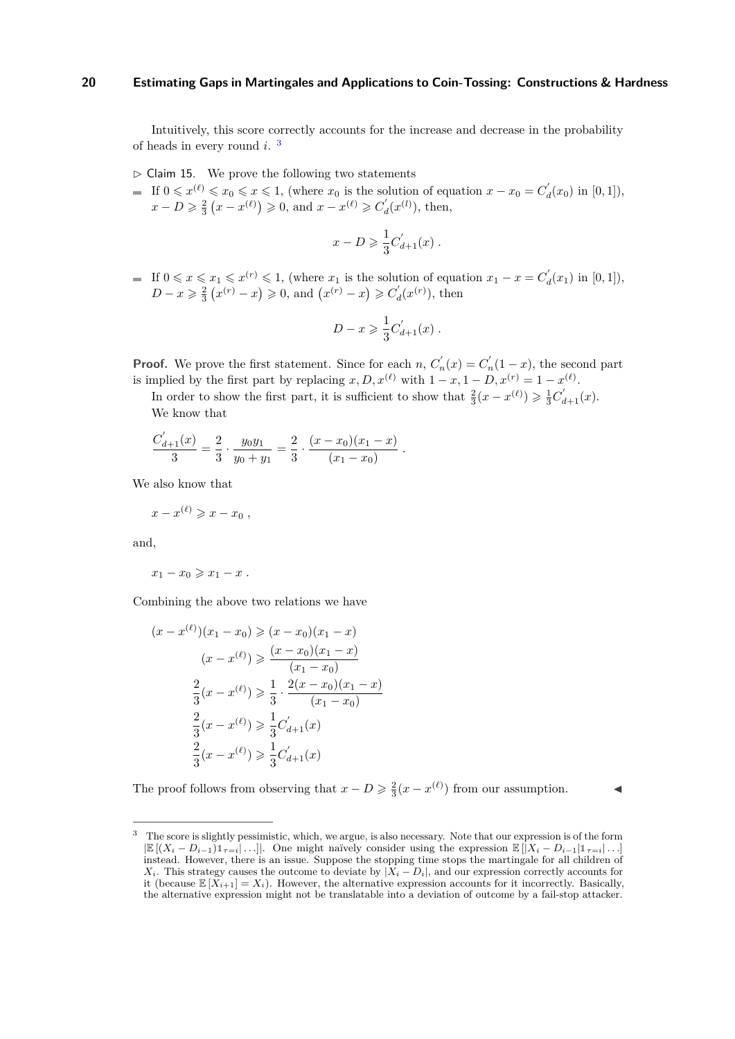Intuitively, this score correctly accounts for the increase and decrease in the probability of heads in every round $i$. [3]

▷ Claim 15. We prove the following two statements

- If $0 \leqslant x^{(\ell)} \leqslant x_0 \leqslant x \leqslant 1$, (where $x_0$ is the solution of equation $x - x_0 = C_d^{'}(x_0)$ in $[0,1]$), $x - D \geqslant \frac{2}{3}\left(x - x^{(\ell)}\right) \geqslant 0$, and $x - x^{(\ell)} \geqslant C_d^{'}(x^{(l)})$, then,

$$x - D \geqslant \frac{1}{3} C_{d+1}^{'}(x)\ .$$

- If $0 \leqslant x \leqslant x_1 \leqslant x^{(r)} \leqslant 1$, (where $x_1$ is the solution of equation $x_1 - x = C_d^{'}(x_1)$ in $[0,1]$), $D - x \geqslant \frac{2}{3}\left(x^{(r)} - x\right) \geqslant 0$, and $\left(x^{(r)} - x\right) \geqslant C_d^{'}(x^{(r)})$, then

$$D - x \geqslant \frac{1}{3} C_{d+1}^{'}(x)\ .$$

**Proof.** We prove the first statement. Since for each $n$, $C_n^{'}(x) = C_n^{'}(1-x)$, the second part is implied by the first part by replacing $x, D, x^{(\ell)}$ with $1-x, 1-D, x^{(r)} = 1 - x^{(\ell)}$.

In order to show the first part, it is sufficient to show that $\frac{2}{3}(x - x^{(\ell)}) \geqslant \frac{1}{3} C_{d+1}^{'}(x)$.

We know that

$$\frac{C_{d+1}^{'}(x)}{3} = \frac{2}{3} \cdot \frac{y_0 y_1}{y_0 + y_1} = \frac{2}{3} \cdot \frac{(x - x_0)(x_1 - x)}{(x_1 - x_0)}\ .$$

We also know that

$$x - x^{(\ell)} \geqslant x - x_0\ ,$$

and,

$$x_1 - x_0 \geqslant x_1 - x\ .$$

Combining the above two relations we have

$$\begin{aligned}
(x - x^{(\ell)})(x_1 - x_0) &\geqslant (x - x_0)(x_1 - x) \\
(x - x^{(\ell)}) &\geqslant \frac{(x - x_0)(x_1 - x)}{(x_1 - x_0)} \\
\frac{2}{3}(x - x^{(\ell)}) &\geqslant \frac{1}{3} \cdot \frac{2(x - x_0)(x_1 - x)}{(x_1 - x_0)} \\
\frac{2}{3}(x - x^{(\ell)}) &\geqslant \frac{1}{3} C_{d+1}^{'}(x) \\
\frac{2}{3}(x - x^{(\ell)}) &\geqslant \frac{1}{3} C_{d+1}^{'}(x)
\end{aligned}$$

The proof follows from observing that $x - D \geqslant \frac{2}{3}(x - x^{(\ell)})$ from our assumption. ◀

---

[3] The score is slightly pessimistic, which, we argue, is also necessary. Note that our expression is of the form $|\mathbb{E}\left[(X_i - D_{i-1})\mathbb{1}_{\tau=i}|\ldots\right]|$. One might naïvely consider using the expression $\mathbb{E}\left[|X_i - D_{i-1}\mathbb{1}_{\tau=i}|\ldots\right]$ instead. However, there is an issue. Suppose the stopping time stops the martingale for all children of $X_i$. This strategy causes the outcome to deviate by $|X_i - D_i|$, and our expression correctly accounts for it (because $\mathbb{E}\left[X_{i+1}\right] = X_i$). However, the alternative expression accounts for it incorrectly. Basically, the alternative expression might not be translatable into a deviation of outcome by a fail-stop attacker.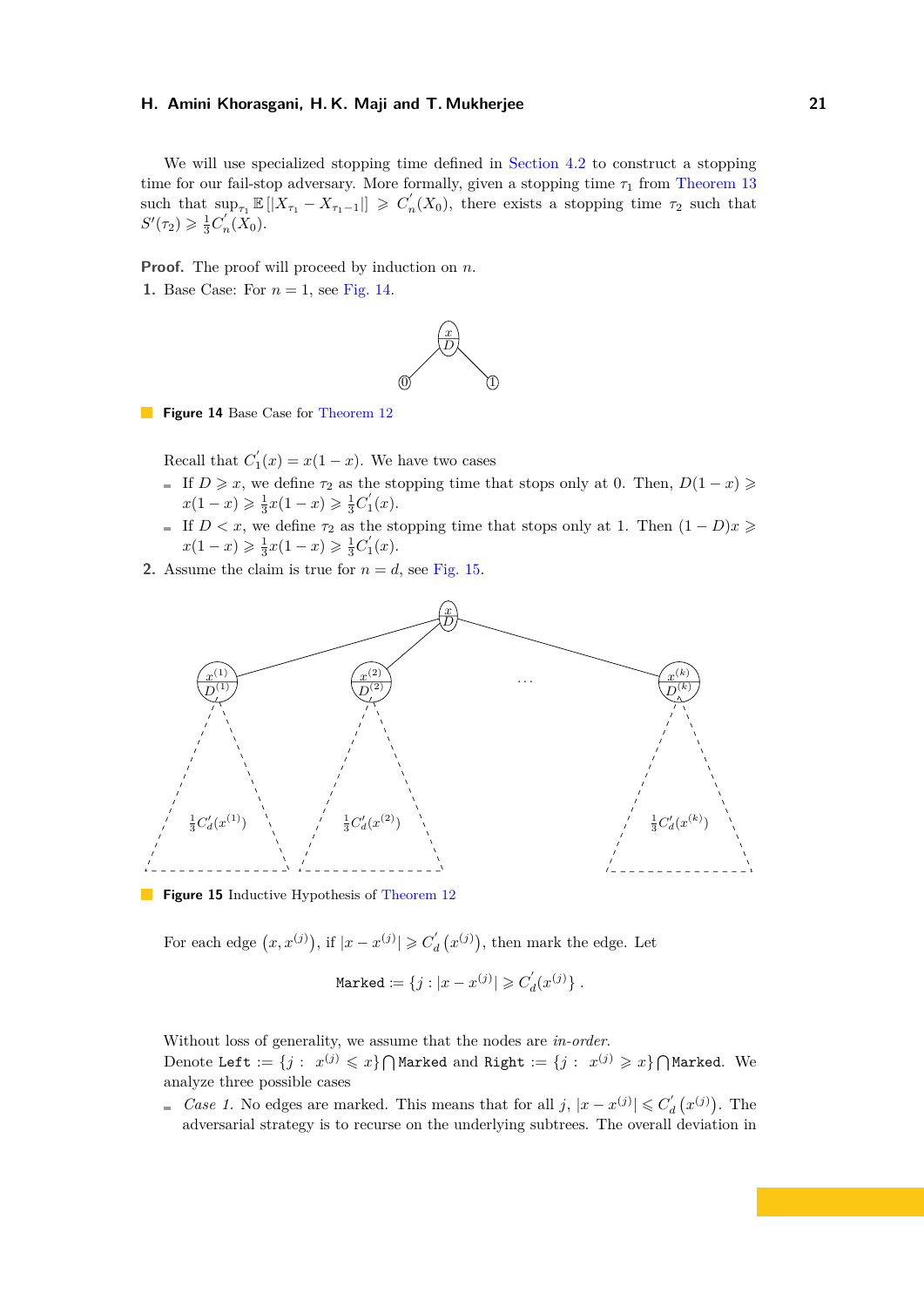We will use specialized stopping time defined in Section 4.2 to construct a stopping time for our fail-stop adversary. More formally, given a stopping time $\tau_1$ from Theorem 13 such that $\sup_{\tau_1} \mathbb{E}\left[|X_{\tau_1} - X_{\tau_1 - 1}|\right] \geqslant C_n^{'}(X_0)$, there exists a stopping time $\tau_2$ such that $S'(\tau_2) \geqslant \frac{1}{3}C_n^{'}(X_0)$.

**Proof.** The proof will proceed by induction on $n$.

1. Base Case: For $n = 1$, see Fig. 14.

**Figure 14** Base Case for Theorem 12

Recall that $C_1^{'}(x) = x(1-x)$. We have two cases

- If $D \geqslant x$, we define $\tau_2$ as the stopping time that stops only at 0. Then, $D(1-x) \geqslant x(1-x) \geqslant \frac{1}{3}x(1-x) \geqslant \frac{1}{3}C_1^{'}(x)$.
- If $D < x$, we define $\tau_2$ as the stopping time that stops only at 1. Then $(1-D)x \geqslant x(1-x) \geqslant \frac{1}{3}x(1-x) \geqslant \frac{1}{3}C_1^{'}(x)$.

2. Assume the claim is true for $n = d$, see Fig. 15.

**Figure 15** Inductive Hypothesis of Theorem 12

For each edge $\left(x, x^{(j)}\right)$, if $|x - x^{(j)}| \geqslant C_d^{'}\left(x^{(j)}\right)$, then mark the edge. Let

$$\texttt{Marked} := \left\{ j : |x - x^{(j)}| \geqslant C_d^{'}(x^{(j)}) \right\}.$$

Without loss of generality, we assume that the nodes are *in-order*.
Denote $\texttt{Left} := \{j : \ x^{(j)} \leqslant x\} \bigcap \texttt{Marked}$ and $\texttt{Right} := \{j : \ x^{(j)} \geqslant x\} \bigcap \texttt{Marked}$. We analyze three possible cases

- *Case 1.* No edges are marked. This means that for all $j$, $|x - x^{(j)}| \leqslant C_d^{'}\left(x^{(j)}\right)$. The adversarial strategy is to recurse on the underlying subtrees. The overall deviation in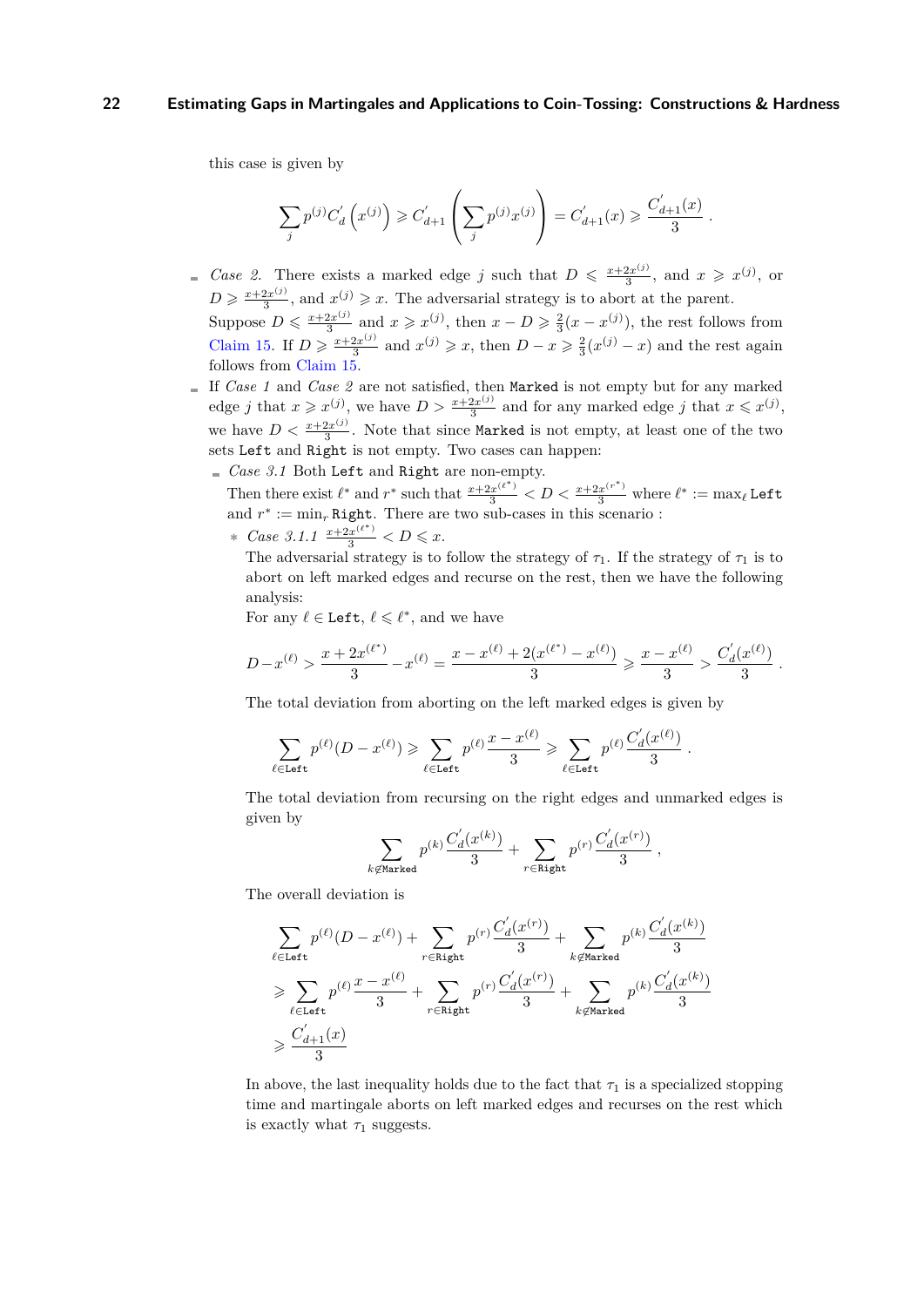this case is given by

$$\sum_j p^{(j)} C_d^{'}\left(x^{(j)}\right) \geqslant C_{d+1}^{'}\left(\sum_j p^{(j)} x^{(j)}\right) = C_{d+1}^{'}(x) \geqslant \frac{C_{d+1}^{'}(x)}{3} .$$

- *Case 2.* There exists a marked edge $j$ such that $D \leqslant \frac{x+2x^{(j)}}{3}$, and $x \geqslant x^{(j)}$, or $D \geqslant \frac{x+2x^{(j)}}{3}$, and $x^{(j)} \geqslant x$. The adversarial strategy is to abort at the parent.
  Suppose $D \leqslant \frac{x+2x^{(j)}}{3}$ and $x \geqslant x^{(j)}$, then $x - D \geqslant \frac{2}{3}(x - x^{(j)})$, the rest follows from Claim 15. If $D \geqslant \frac{x+2x^{(j)}}{3}$ and $x^{(j)} \geqslant x$, then $D - x \geqslant \frac{2}{3}(x^{(j)} - x)$ and the rest again follows from Claim 15.
- If *Case 1* and *Case 2* are not satisfied, then `Marked` is not empty but for any marked edge $j$ that $x \geqslant x^{(j)}$, we have $D > \frac{x+2x^{(j)}}{3}$ and for any marked edge $j$ that $x \leqslant x^{(j)}$, we have $D < \frac{x+2x^{(j)}}{3}$. Note that since `Marked` is not empty, at least one of the two sets `Left` and `Right` is not empty. Two cases can happen:
  - *Case 3.1* Both `Left` and `Right` are non-empty.
    Then there exist $\ell^*$ and $r^*$ such that $\frac{x+2x^{(\ell^*)}}{3} < D < \frac{x+2x^{(r^*)}}{3}$ where $\ell^* := \max_\ell$ `Left` and $r^* := \min_r$ `Right`. There are two sub-cases in this scenario :
    * *Case 3.1.1* $\frac{x+2x^{(\ell^*)}}{3} < D \leqslant x$.
      The adversarial strategy is to follow the strategy of $\tau_1$. If the strategy of $\tau_1$ is to abort on left marked edges and recurse on the rest, then we have the following analysis:
      For any $\ell \in$ `Left`, $\ell \leqslant \ell^*$, and we have

$$D - x^{(\ell)} > \frac{x + 2x^{(\ell^*)}}{3} - x^{(\ell)} = \frac{x - x^{(\ell)} + 2(x^{(\ell^*)} - x^{(\ell)})}{3} \geqslant \frac{x - x^{(\ell)}}{3} > \frac{C_d^{'}(x^{(\ell)})}{3} .$$

The total deviation from aborting on the left marked edges is given by

$$\sum_{\ell \in \texttt{Left}} p^{(\ell)}(D - x^{(\ell)}) \geqslant \sum_{\ell \in \texttt{Left}} p^{(\ell)} \frac{x - x^{(\ell)}}{3} \geqslant \sum_{\ell \in \texttt{Left}} p^{(\ell)} \frac{C_d^{'}(x^{(\ell)})}{3} .$$

The total deviation from recursing on the right edges and unmarked edges is given by

$$\sum_{k \notin \texttt{Marked}} p^{(k)} \frac{C_d^{'}(x^{(k)})}{3} + \sum_{r \in \texttt{Right}} p^{(r)} \frac{C_d^{'}(x^{(r)})}{3} ,$$

The overall deviation is

$$\begin{aligned}
&\sum_{\ell \in \texttt{Left}} p^{(\ell)}(D - x^{(\ell)}) + \sum_{r \in \texttt{Right}} p^{(r)} \frac{C_d^{'}(x^{(r)})}{3} + \sum_{k \notin \texttt{Marked}} p^{(k)} \frac{C_d^{'}(x^{(k)})}{3} \\
&\geqslant \sum_{\ell \in \texttt{Left}} p^{(\ell)} \frac{x - x^{(\ell)}}{3} + \sum_{r \in \texttt{Right}} p^{(r)} \frac{C_d^{'}(x^{(r)})}{3} + \sum_{k \notin \texttt{Marked}} p^{(k)} \frac{C_d^{'}(x^{(k)})}{3} \\
&\geqslant \frac{C_{d+1}^{'}(x)}{3}
\end{aligned}$$

In above, the last inequality holds due to the fact that $\tau_1$ is a specialized stopping time and martingale aborts on left marked edges and recurses on the rest which is exactly what $\tau_1$ suggests.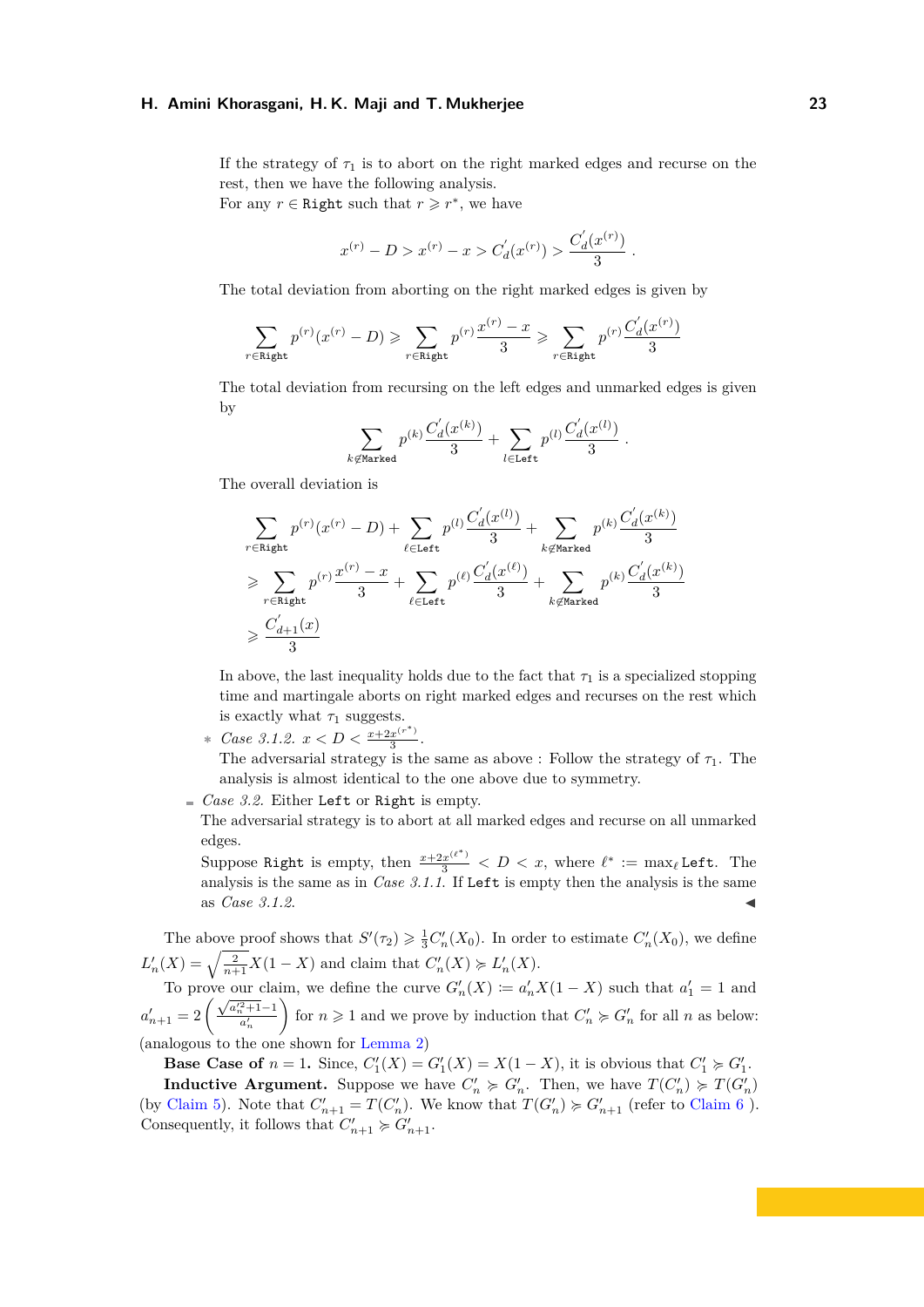If the strategy of $\tau_1$ is to abort on the right marked edges and recurse on the rest, then we have the following analysis.

For any $r \in \texttt{Right}$ such that $r \geqslant r^*$, we have

$$x^{(r)} - D > x^{(r)} - x > C_d^{'}(x^{(r)}) > \frac{C_d^{'}(x^{(r)})}{3}.$$

The total deviation from aborting on the right marked edges is given by

$$\sum_{r \in \texttt{Right}} p^{(r)}(x^{(r)} - D) \geqslant \sum_{r \in \texttt{Right}} p^{(r)} \frac{x^{(r)} - x}{3} \geqslant \sum_{r \in \texttt{Right}} p^{(r)} \frac{C_d^{'}(x^{(r)})}{3}$$

The total deviation from recursing on the left edges and unmarked edges is given by

$$\sum_{k \notin \texttt{Marked}} p^{(k)} \frac{C_d^{'}(x^{(k)})}{3} + \sum_{l \in \texttt{Left}} p^{(l)} \frac{C_d^{'}(x^{(l)})}{3}.$$

The overall deviation is

$$\begin{aligned}
&\sum_{r \in \texttt{Right}} p^{(r)}(x^{(r)} - D) + \sum_{\ell \in \texttt{Left}} p^{(l)} \frac{C_d^{'}(x^{(l)})}{3} + \sum_{k \notin \texttt{Marked}} p^{(k)} \frac{C_d^{'}(x^{(k)})}{3} \\
\geqslant &\sum_{r \in \texttt{Right}} p^{(r)} \frac{x^{(r)} - x}{3} + \sum_{\ell \in \texttt{Left}} p^{(\ell)} \frac{C_d^{'}(x^{(\ell)})}{3} + \sum_{k \notin \texttt{Marked}} p^{(k)} \frac{C_d^{'}(x^{(k)})}{3} \\
\geqslant &\frac{C_{d+1}^{'}(x)}{3}
\end{aligned}$$

In above, the last inequality holds due to the fact that $\tau_1$ is a specialized stopping time and martingale aborts on right marked edges and recurses on the rest which is exactly what $\tau_1$ suggests.

- *Case 3.1.2.* $x < D < \frac{x + 2x^{(r^*)}}{3}$.
  The adversarial strategy is the same as above : Follow the strategy of $\tau_1$. The analysis is almost identical to the one above due to symmetry.

- *Case 3.2.* Either `Left` or `Right` is empty.
  The adversarial strategy is to abort at all marked edges and recurse on all unmarked edges.
  Suppose `Right` is empty, then $\frac{x + 2x^{(\ell^*)}}{3} < D < x$, where $\ell^* := \max_\ell \texttt{Left}$. The analysis is the same as in *Case 3.1.1.* If `Left` is empty then the analysis is the same as *Case 3.1.2.* ◀

The above proof shows that $S'(\tau_2) \geqslant \frac{1}{3} C_n'(X_0)$. In order to estimate $C_n'(X_0)$, we define $L_n'(X) = \sqrt{\frac{2}{n+1}} X(1 - X)$ and claim that $C_n'(X) \succcurlyeq L_n'(X)$.

To prove our claim, we define the curve $G_n'(X) := a_n' X(1 - X)$ such that $a_1' = 1$ and $a_{n+1}' = 2\left(\frac{\sqrt{a_n'^2 + 1} - 1}{a_n'}\right)$ for $n \geqslant 1$ and we prove by induction that $C_n' \succcurlyeq G_n'$ for all $n$ as below: (analogous to the one shown for Lemma 2)

**Base Case of** $n = 1$**.** Since, $C_1'(X) = G_1'(X) = X(1 - X)$, it is obvious that $C_1' \succcurlyeq G_1'$.

**Inductive Argument.** Suppose we have $C_n' \succcurlyeq G_n'$. Then, we have $T(C_n') \succcurlyeq T(G_n')$ (by Claim 5). Note that $C_{n+1}' = T(C_n')$. We know that $T(G_n') \succcurlyeq G_{n+1}'$ (refer to Claim 6 ). Consequently, it follows that $C_{n+1}' \succcurlyeq G_{n+1}'$.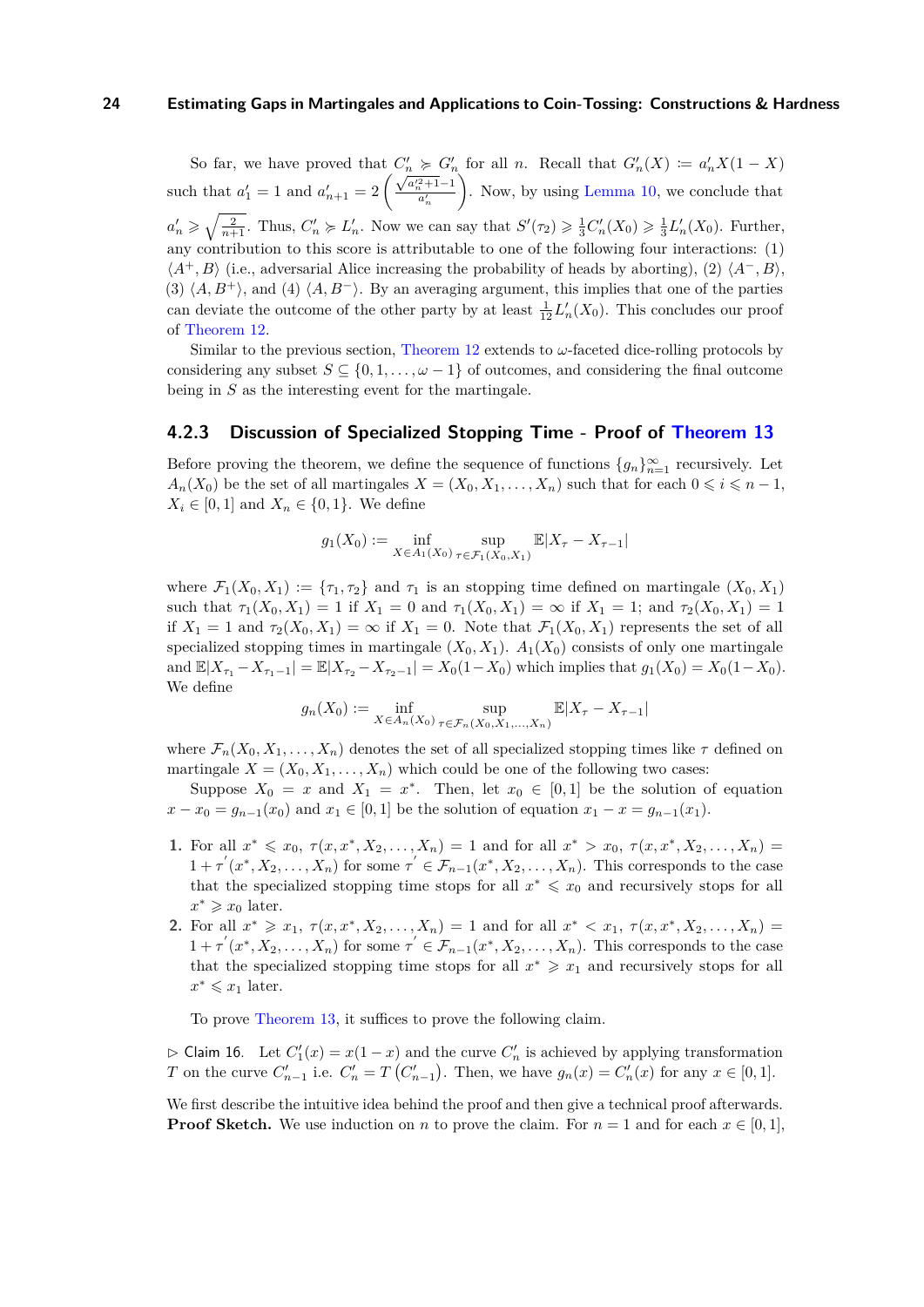So far, we have proved that $C'_n \succcurlyeq G'_n$ for all $n$. Recall that $G'_n(X) := a'_n X(1-X)$ such that $a'_1 = 1$ and $a'_{n+1} = 2\left(\frac{\sqrt{a'^2_n+1}-1}{a'_n}\right)$. Now, by using Lemma 10, we conclude that $a'_n \geqslant \sqrt{\frac{2}{n+1}}$. Thus, $C'_n \succcurlyeq L'_n$. Now we can say that $S'(\tau_2) \geqslant \frac{1}{3}C'_n(X_0) \geqslant \frac{1}{3}L'_n(X_0)$. Further, any contribution to this score is attributable to one of the following four interactions: (1) $\langle A^+, B\rangle$ (i.e., adversarial Alice increasing the probability of heads by aborting), (2) $\langle A^-, B\rangle$, (3) $\langle A, B^+\rangle$, and (4) $\langle A, B^-\rangle$. By an averaging argument, this implies that one of the parties can deviate the outcome of the other party by at least $\frac{1}{12}L'_n(X_0)$. This concludes our proof of Theorem 12.

Similar to the previous section, Theorem 12 extends to $\omega$-faceted dice-rolling protocols by considering any subset $S \subseteq \{0, 1, \ldots, \omega - 1\}$ of outcomes, and considering the final outcome being in $S$ as the interesting event for the martingale.

### 4.2.3 Discussion of Specialized Stopping Time - Proof of Theorem 13

Before proving the theorem, we define the sequence of functions $\{g_n\}_{n=1}^{\infty}$ recursively. Let $A_n(X_0)$ be the set of all martingales $X = (X_0, X_1, \ldots, X_n)$ such that for each $0 \leqslant i \leqslant n-1$, $X_i \in [0,1]$ and $X_n \in \{0,1\}$. We define

$$g_1(X_0) := \inf_{X \in A_1(X_0)} \sup_{\tau \in \mathcal{F}_1(X_0, X_1)} \mathbb{E}|X_\tau - X_{\tau-1}|$$

where $\mathcal{F}_1(X_0, X_1) := \{\tau_1, \tau_2\}$ and $\tau_1$ is an stopping time defined on martingale $(X_0, X_1)$ such that $\tau_1(X_0, X_1) = 1$ if $X_1 = 0$ and $\tau_1(X_0, X_1) = \infty$ if $X_1 = 1$; and $\tau_2(X_0, X_1) = 1$ if $X_1 = 1$ and $\tau_2(X_0, X_1) = \infty$ if $X_1 = 0$. Note that $\mathcal{F}_1(X_0, X_1)$ represents the set of all specialized stopping times in martingale $(X_0, X_1)$. $A_1(X_0)$ consists of only one martingale and $\mathbb{E}|X_{\tau_1} - X_{\tau_1 - 1}| = \mathbb{E}|X_{\tau_2} - X_{\tau_2 - 1}| = X_0(1-X_0)$ which implies that $g_1(X_0) = X_0(1-X_0)$. We define

$$g_n(X_0) := \inf_{X \in A_n(X_0)} \sup_{\tau \in \mathcal{F}_n(X_0, X_1, \ldots, X_n)} \mathbb{E}|X_\tau - X_{\tau-1}|$$

where $\mathcal{F}_n(X_0, X_1, \ldots, X_n)$ denotes the set of all specialized stopping times like $\tau$ defined on martingale $X = (X_0, X_1, \ldots, X_n)$ which could be one of the following two cases:

Suppose $X_0 = x$ and $X_1 = x^*$. Then, let $x_0 \in [0,1]$ be the solution of equation $x - x_0 = g_{n-1}(x_0)$ and $x_1 \in [0,1]$ be the solution of equation $x_1 - x = g_{n-1}(x_1)$.

1. For all $x^* \leqslant x_0$, $\tau(x, x^*, X_2, \ldots, X_n) = 1$ and for all $x^* > x_0$, $\tau(x, x^*, X_2, \ldots, X_n) = 1 + \tau'(x^*, X_2, \ldots, X_n)$ for some $\tau' \in \mathcal{F}_{n-1}(x^*, X_2, \ldots, X_n)$. This corresponds to the case that the specialized stopping time stops for all $x^* \leqslant x_0$ and recursively stops for all $x^* \geqslant x_0$ later.
2. For all $x^* \geqslant x_1$, $\tau(x, x^*, X_2, \ldots, X_n) = 1$ and for all $x^* < x_1$, $\tau(x, x^*, X_2, \ldots, X_n) = 1 + \tau'(x^*, X_2, \ldots, X_n)$ for some $\tau' \in \mathcal{F}_{n-1}(x^*, X_2, \ldots, X_n)$. This corresponds to the case that the specialized stopping time stops for all $x^* \geqslant x_1$ and recursively stops for all $x^* \leqslant x_1$ later.

To prove Theorem 13, it suffices to prove the following claim.

▷ Claim 16. Let $C'_1(x) = x(1-x)$ and the curve $C'_n$ is achieved by applying transformation $T$ on the curve $C'_{n-1}$ i.e. $C'_n = T\left(C'_{n-1}\right)$. Then, we have $g_n(x) = C'_n(x)$ for any $x \in [0,1]$.

We first describe the intuitive idea behind the proof and then give a technical proof afterwards.
**Proof Sketch.** We use induction on $n$ to prove the claim. For $n = 1$ and for each $x \in [0,1]$,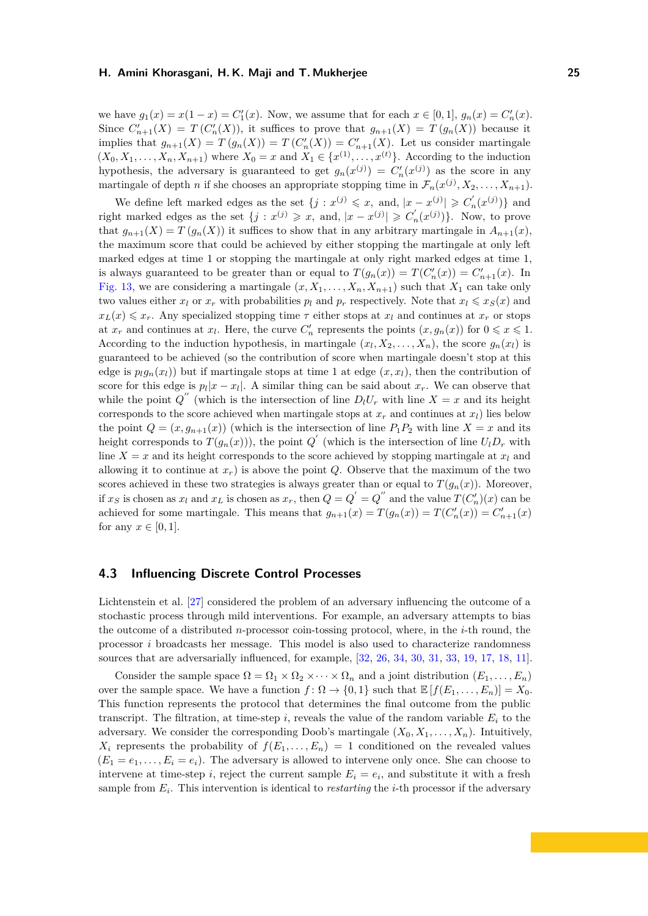we have $g_1(x) = x(1-x) = C'_1(x)$. Now, we assume that for each $x \in [0,1]$, $g_n(x) = C'_n(x)$. Since $C'_{n+1}(X) = T(C'_n(X))$, it suffices to prove that $g_{n+1}(X) = T(g_n(X))$ because it implies that $g_{n+1}(X) = T(g_n(X)) = T(C'_n(X)) = C'_{n+1}(X)$. Let us consider martingale $(X_0, X_1, \ldots, X_n, X_{n+1})$ where $X_0 = x$ and $X_1 \in \{x^{(1)}, \ldots, x^{(t)}\}$. According to the induction hypothesis, the adversary is guaranteed to get $g_n(x^{(j)}) = C'_n(x^{(j)})$ as the score in any martingale of depth $n$ if she chooses an appropriate stopping time in $\mathcal{F}_n(x^{(j)}, X_2, \ldots, X_{n+1})$.

We define left marked edges as the set $\{j : x^{(j)} \leqslant x, \text{ and, } |x - x^{(j)}| \geqslant C'_n(x^{(j)})\}$ and right marked edges as the set $\{j : x^{(j)} \geqslant x, \text{ and, } |x - x^{(j)}| \geqslant C'_n(x^{(j)})\}$. Now, to prove that $g_{n+1}(X) = T(g_n(X))$ it suffices to show that in any arbitrary martingale in $A_{n+1}(x)$, the maximum score that could be achieved by either stopping the martingale at only left marked edges at time 1 or stopping the martingale at only right marked edges at time 1, is always guaranteed to be greater than or equal to $T(g_n(x)) = T(C'_n(x)) = C'_{n+1}(x)$. In Fig. 13, we are considering a martingale $(x, X_1, \ldots, X_n, X_{n+1})$ such that $X_1$ can take only two values either $x_l$ or $x_r$ with probabilities $p_l$ and $p_r$ respectively. Note that $x_l \leqslant x_S(x)$ and $x_L(x) \leqslant x_r$. Any specialized stopping time $\tau$ either stops at $x_l$ and continues at $x_r$ or stops at $x_r$ and continues at $x_l$. Here, the curve $C'_n$ represents the points $(x, g_n(x))$ for $0 \leqslant x \leqslant 1$. According to the induction hypothesis, in martingale $(x_l, X_2, \ldots, X_n)$, the score $g_n(x_l)$ is guaranteed to be achieved (so the contribution of score when martingale doesn't stop at this edge is $p_l g_n(x_l)$) but if martingale stops at time 1 at edge $(x, x_l)$, then the contribution of score for this edge is $p_l|x - x_l|$. A similar thing can be said about $x_r$. We can observe that while the point $Q''$ (which is the intersection of line $D_l U_r$ with line $X = x$ and its height corresponds to the score achieved when martingale stops at $x_r$ and continues at $x_l$) lies below the point $Q = (x, g_{n+1}(x))$ (which is the intersection of line $P_1 P_2$ with line $X = x$ and its height corresponds to $T(g_n(x))$), the point $Q'$ (which is the intersection of line $U_l D_r$ with line $X = x$ and its height corresponds to the score achieved by stopping martingale at $x_l$ and allowing it to continue at $x_r$) is above the point $Q$. Observe that the maximum of the two scores achieved in these two strategies is always greater than or equal to $T(g_n(x))$. Moreover, if $x_S$ is chosen as $x_l$ and $x_L$ is chosen as $x_r$, then $Q = Q' = Q''$ and the value $T(C'_n)(x)$ can be achieved for some martingale. This means that $g_{n+1}(x) = T(g_n(x)) = T(C'_n(x)) = C'_{n+1}(x)$ for any $x \in [0,1]$.

### 4.3 Influencing Discrete Control Processes

Lichtenstein et al. [27] considered the problem of an adversary influencing the outcome of a stochastic process through mild interventions. For example, an adversary attempts to bias the outcome of a distributed $n$-processor coin-tossing protocol, where, in the $i$-th round, the processor $i$ broadcasts her message. This model is also used to characterize randomness sources that are adversarially influenced, for example, [32, 26, 34, 30, 31, 33, 19, 17, 18, 11].

Consider the sample space $\Omega = \Omega_1 \times \Omega_2 \times \cdots \times \Omega_n$ and a joint distribution $(E_1, \ldots, E_n)$ over the sample space. We have a function $f \colon \Omega \to \{0,1\}$ such that $\mathbb{E}[f(E_1, \ldots, E_n)] = X_0$. This function represents the protocol that determines the final outcome from the public transcript. The filtration, at time-step $i$, reveals the value of the random variable $E_i$ to the adversary. We consider the corresponding Doob's martingale $(X_0, X_1, \ldots, X_n)$. Intuitively, $X_i$ represents the probability of $f(E_1, \ldots, E_n) = 1$ conditioned on the revealed values $(E_1 = e_1, \ldots, E_i = e_i)$. The adversary is allowed to intervene only once. She can choose to intervene at time-step $i$, reject the current sample $E_i = e_i$, and substitute it with a fresh sample from $E_i$. This intervention is identical to *restarting* the $i$-th processor if the adversary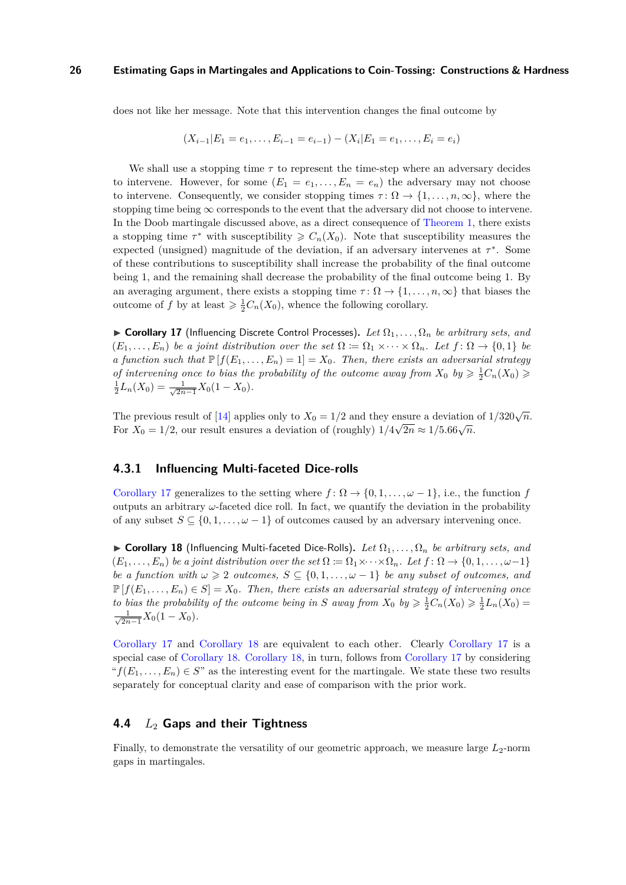does not like her message. Note that this intervention changes the final outcome by

$$(X_{i-1}|E_1 = e_1, \ldots, E_{i-1} = e_{i-1}) - (X_i|E_1 = e_1, \ldots, E_i = e_i)$$

We shall use a stopping time $\tau$ to represent the time-step where an adversary decides to intervene. However, for some $(E_1 = e_1, \ldots, E_n = e_n)$ the adversary may not choose to intervene. Consequently, we consider stopping times $\tau \colon \Omega \to \{1, \ldots, n, \infty\}$, where the stopping time being $\infty$ corresponds to the event that the adversary did not choose to intervene. In the Doob martingale discussed above, as a direct consequence of Theorem 1, there exists a stopping time $\tau^*$ with susceptibility $\geqslant C_n(X_0)$. Note that susceptibility measures the expected (unsigned) magnitude of the deviation, if an adversary intervenes at $\tau^*$. Some of these contributions to susceptibility shall increase the probability of the final outcome being 1, and the remaining shall decrease the probability of the final outcome being 1. By an averaging argument, there exists a stopping time $\tau \colon \Omega \to \{1, \ldots, n, \infty\}$ that biases the outcome of $f$ by at least $\geqslant \frac{1}{2}C_n(X_0)$, whence the following corollary.

▶ **Corollary 17** (Influencing Discrete Control Processes). *Let $\Omega_1, \ldots, \Omega_n$ be arbitrary sets, and $(E_1, \ldots, E_n)$ be a joint distribution over the set $\Omega := \Omega_1 \times \cdots \times \Omega_n$. Let $f \colon \Omega \to \{0, 1\}$ be a function such that $\mathbb{P}[f(E_1, \ldots, E_n) = 1] = X_0$. Then, there exists an adversarial strategy of intervening once to bias the probability of the outcome away from $X_0$ by $\geqslant \frac{1}{2}C_n(X_0) \geqslant \frac{1}{2}L_n(X_0) = \frac{1}{\sqrt{2n-1}}X_0(1 - X_0)$.*

The previous result of [14] applies only to $X_0 = 1/2$ and they ensure a deviation of $1/320\sqrt{n}$. For $X_0 = 1/2$, our result ensures a deviation of (roughly) $1/4\sqrt{2n} \approx 1/5.66\sqrt{n}$.

### 4.3.1 Influencing Multi-faceted Dice-rolls

Corollary 17 generalizes to the setting where $f \colon \Omega \to \{0, 1, \ldots, \omega - 1\}$, i.e., the function $f$ outputs an arbitrary $\omega$-faceted dice roll. In fact, we quantify the deviation in the probability of any subset $S \subseteq \{0, 1, \ldots, \omega - 1\}$ of outcomes caused by an adversary intervening once.

▶ **Corollary 18** (Influencing Multi-faceted Dice-Rolls). *Let $\Omega_1, \ldots, \Omega_n$ be arbitrary sets, and $(E_1, \ldots, E_n)$ be a joint distribution over the set $\Omega := \Omega_1 \times \cdots \times \Omega_n$. Let $f \colon \Omega \to \{0, 1, \ldots, \omega - 1\}$ be a function with $\omega \geqslant 2$ outcomes, $S \subseteq \{0, 1, \ldots, \omega - 1\}$ be any subset of outcomes, and $\mathbb{P}[f(E_1, \ldots, E_n) \in S] = X_0$. Then, there exists an adversarial strategy of intervening once to bias the probability of the outcome being in $S$ away from $X_0$ by $\geqslant \frac{1}{2}C_n(X_0) \geqslant \frac{1}{2}L_n(X_0) = \frac{1}{\sqrt{2n-1}}X_0(1 - X_0)$.*

Corollary 17 and Corollary 18 are equivalent to each other. Clearly Corollary 17 is a special case of Corollary 18. Corollary 18, in turn, follows from Corollary 17 by considering "$f(E_1, \ldots, E_n) \in S$" as the interesting event for the martingale. We state these two results separately for conceptual clarity and ease of comparison with the prior work.

## 4.4 $L_2$ Gaps and their Tightness

Finally, to demonstrate the versatility of our geometric approach, we measure large $L_2$-norm gaps in martingales.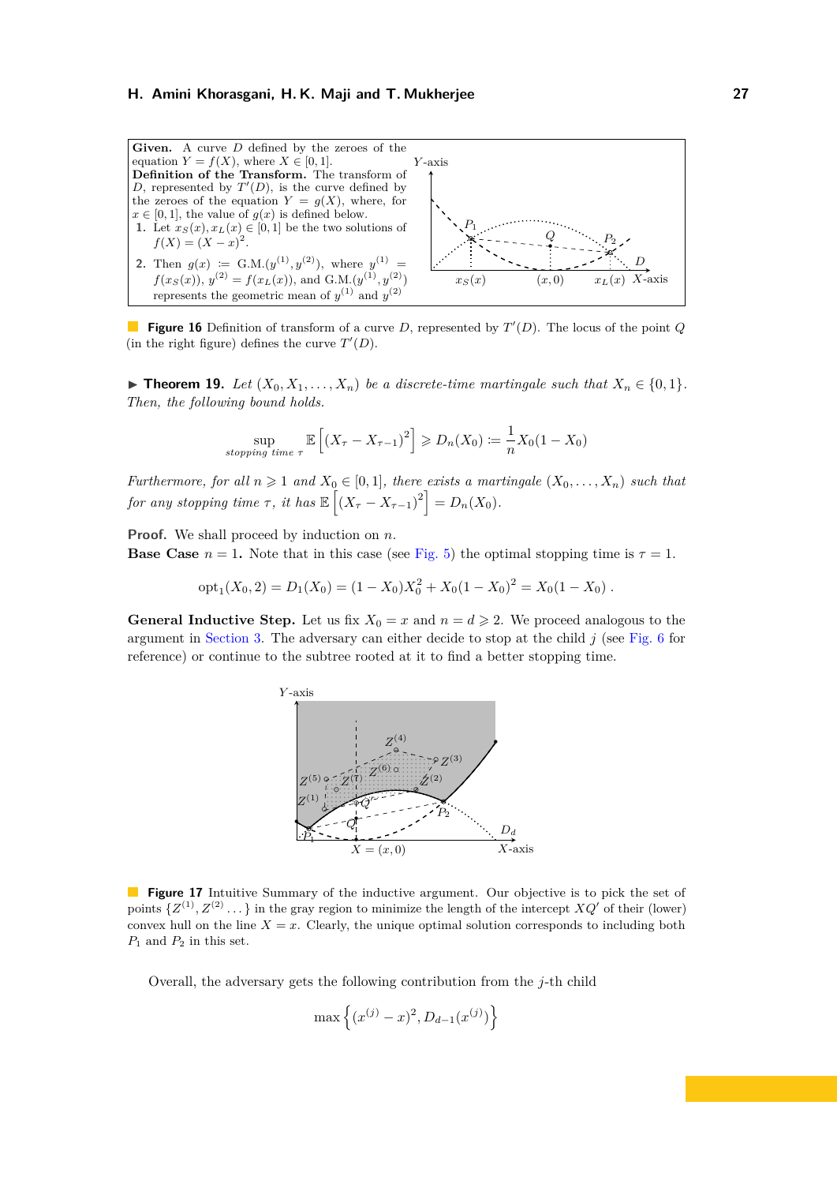**Given.** A curve $D$ defined by the zeroes of the equation $Y = f(X)$, where $X \in [0,1]$.

**Definition of the Transform.** The transform of $D$, represented by $T'(D)$, is the curve defined by the zeroes of the equation $Y = g(X)$, where, for $x \in [0,1]$, the value of $g(x)$ is defined below.

1. Let $x_S(x), x_L(x) \in [0,1]$ be the two solutions of $f(X) = (X - x)^2$.
2. Then $g(x) \coloneqq \text{G.M.}(y^{(1)}, y^{(2)})$, where $y^{(1)} = f(x_S(x))$, $y^{(2)} = f(x_L(x))$, and $\text{G.M.}(y^{(1)}, y^{(2)})$ represents the geometric mean of $y^{(1)}$ and $y^{(2)}$

**Figure 16** Definition of transform of a curve $D$, represented by $T'(D)$. The locus of the point $Q$ (in the right figure) defines the curve $T'(D)$.

▶ **Theorem 19.** *Let $(X_0, X_1, \ldots, X_n)$ be a discrete-time martingale such that $X_n \in \{0,1\}$. Then, the following bound holds.*

$$\sup_{\text{stopping time } \tau} \mathbb{E}\left[(X_\tau - X_{\tau-1})^2\right] \geqslant D_n(X_0) \coloneqq \frac{1}{n} X_0(1 - X_0)$$

*Furthermore, for all $n \geqslant 1$ and $X_0 \in [0,1]$, there exists a martingale $(X_0, \ldots, X_n)$ such that for any stopping time $\tau$, it has $\mathbb{E}\left[(X_\tau - X_{\tau-1})^2\right] = D_n(X_0)$.*

**Proof.** We shall proceed by induction on $n$.

**Base Case $n = 1$.** Note that in this case (see Fig. 5) the optimal stopping time is $\tau = 1$.

$$\text{opt}_1(X_0, 2) = D_1(X_0) = (1 - X_0)X_0^2 + X_0(1 - X_0)^2 = X_0(1 - X_0)\ .$$

**General Inductive Step.** Let us fix $X_0 = x$ and $n = d \geqslant 2$. We proceed analogous to the argument in Section 3. The adversary can either decide to stop at the child $j$ (see Fig. 6 for reference) or continue to the subtree rooted at it to find a better stopping time.

**Figure 17** Intuitive Summary of the inductive argument. Our objective is to pick the set of points $\{Z^{(1)}, Z^{(2)} \ldots\}$ in the gray region to minimize the length of the intercept $XQ'$ of their (lower) convex hull on the line $X = x$. Clearly, the unique optimal solution corresponds to including both $P_1$ and $P_2$ in this set.

Overall, the adversary gets the following contribution from the $j$-th child

$$\max\left\{(x^{(j)} - x)^2, D_{d-1}(x^{(j)})\right\}$$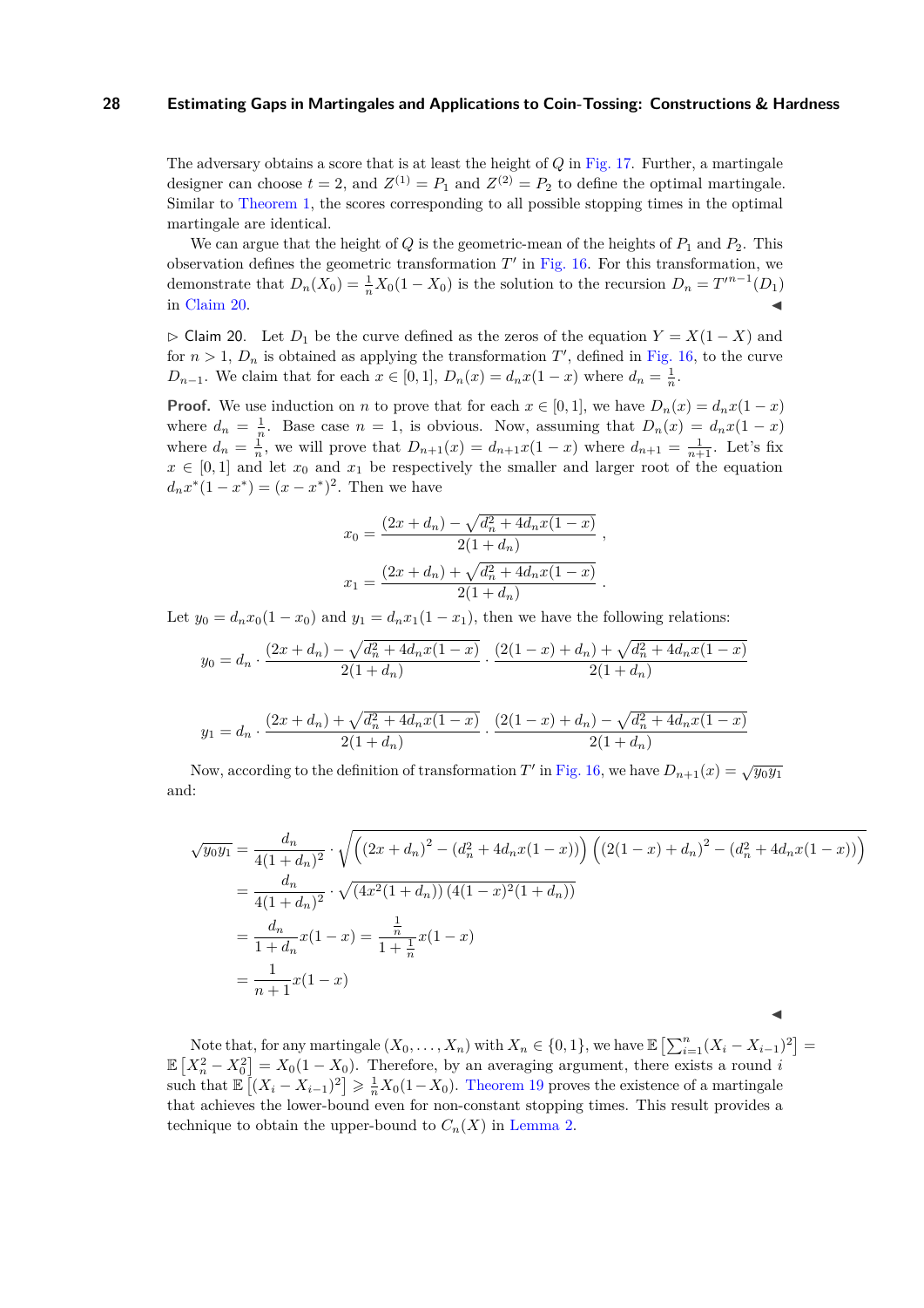The adversary obtains a score that is at least the height of $Q$ in Fig. 17. Further, a martingale designer can choose $t = 2$, and $Z^{(1)} = P_1$ and $Z^{(2)} = P_2$ to define the optimal martingale. Similar to Theorem 1, the scores corresponding to all possible stopping times in the optimal martingale are identical.

We can argue that the height of $Q$ is the geometric-mean of the heights of $P_1$ and $P_2$. This observation defines the geometric transformation $T'$ in Fig. 16. For this transformation, we demonstrate that $D_n(X_0) = \frac{1}{n} X_0(1 - X_0)$ is the solution to the recursion $D_n = T'^{n-1}(D_1)$ in Claim 20. ◀

▷ Claim 20. Let $D_1$ be the curve defined as the zeros of the equation $Y = X(1 - X)$ and for $n > 1$, $D_n$ is obtained as applying the transformation $T'$, defined in Fig. 16, to the curve $D_{n-1}$. We claim that for each $x \in [0, 1]$, $D_n(x) = d_n x(1 - x)$ where $d_n = \frac{1}{n}$.

**Proof.** We use induction on $n$ to prove that for each $x \in [0, 1]$, we have $D_n(x) = d_n x(1 - x)$ where $d_n = \frac{1}{n}$. Base case $n = 1$, is obvious. Now, assuming that $D_n(x) = d_n x(1 - x)$ where $d_n = \frac{1}{n}$, we will prove that $D_{n+1}(x) = d_{n+1} x(1 - x)$ where $d_{n+1} = \frac{1}{n+1}$. Let's fix $x \in [0, 1]$ and let $x_0$ and $x_1$ be respectively the smaller and larger root of the equation $d_n x^*(1 - x^*) = (x - x^*)^2$. Then we have

$$x_0 = \frac{(2x + d_n) - \sqrt{d_n^2 + 4d_n x(1 - x)}}{2(1 + d_n)} ,$$

$$x_1 = \frac{(2x + d_n) + \sqrt{d_n^2 + 4d_n x(1 - x)}}{2(1 + d_n)} .$$

Let $y_0 = d_n x_0(1 - x_0)$ and $y_1 = d_n x_1(1 - x_1)$, then we have the following relations:

$$y_0 = d_n \cdot \frac{(2x + d_n) - \sqrt{d_n^2 + 4d_n x(1 - x)}}{2(1 + d_n)} \cdot \frac{(2(1 - x) + d_n) + \sqrt{d_n^2 + 4d_n x(1 - x)}}{2(1 + d_n)}$$

$$y_1 = d_n \cdot \frac{(2x + d_n) + \sqrt{d_n^2 + 4d_n x(1 - x)}}{2(1 + d_n)} \cdot \frac{(2(1 - x) + d_n) - \sqrt{d_n^2 + 4d_n x(1 - x)}}{2(1 + d_n)}$$

Now, according to the definition of transformation $T'$ in Fig. 16, we have $D_{n+1}(x) = \sqrt{y_0 y_1}$ and:

$$\begin{aligned}
\sqrt{y_0 y_1} &= \frac{d_n}{4(1 + d_n)^2} \cdot \sqrt{\left((2x + d_n)^2 - (d_n^2 + 4d_n x(1 - x))\right)\left((2(1 - x) + d_n)^2 - (d_n^2 + 4d_n x(1 - x))\right)} \\
&= \frac{d_n}{4(1 + d_n)^2} \cdot \sqrt{\left(4x^2(1 + d_n)\right)\left(4(1 - x)^2(1 + d_n)\right)} \\
&= \frac{d_n}{1 + d_n} x(1 - x) = \frac{\frac{1}{n}}{1 + \frac{1}{n}} x(1 - x) \\
&= \frac{1}{n + 1} x(1 - x)
\end{aligned}$$

◀

Note that, for any martingale $(X_0, \ldots, X_n)$ with $X_n \in \{0, 1\}$, we have $\mathbb{E}\left[\sum_{i=1}^{n} (X_i - X_{i-1})^2\right] = \mathbb{E}\left[X_n^2 - X_0^2\right] = X_0(1 - X_0)$. Therefore, by an averaging argument, there exists a round $i$ such that $\mathbb{E}\left[(X_i - X_{i-1})^2\right] \geqslant \frac{1}{n} X_0(1 - X_0)$. Theorem 19 proves the existence of a martingale that achieves the lower-bound even for non-constant stopping times. This result provides a technique to obtain the upper-bound to $C_n(X)$ in Lemma 2.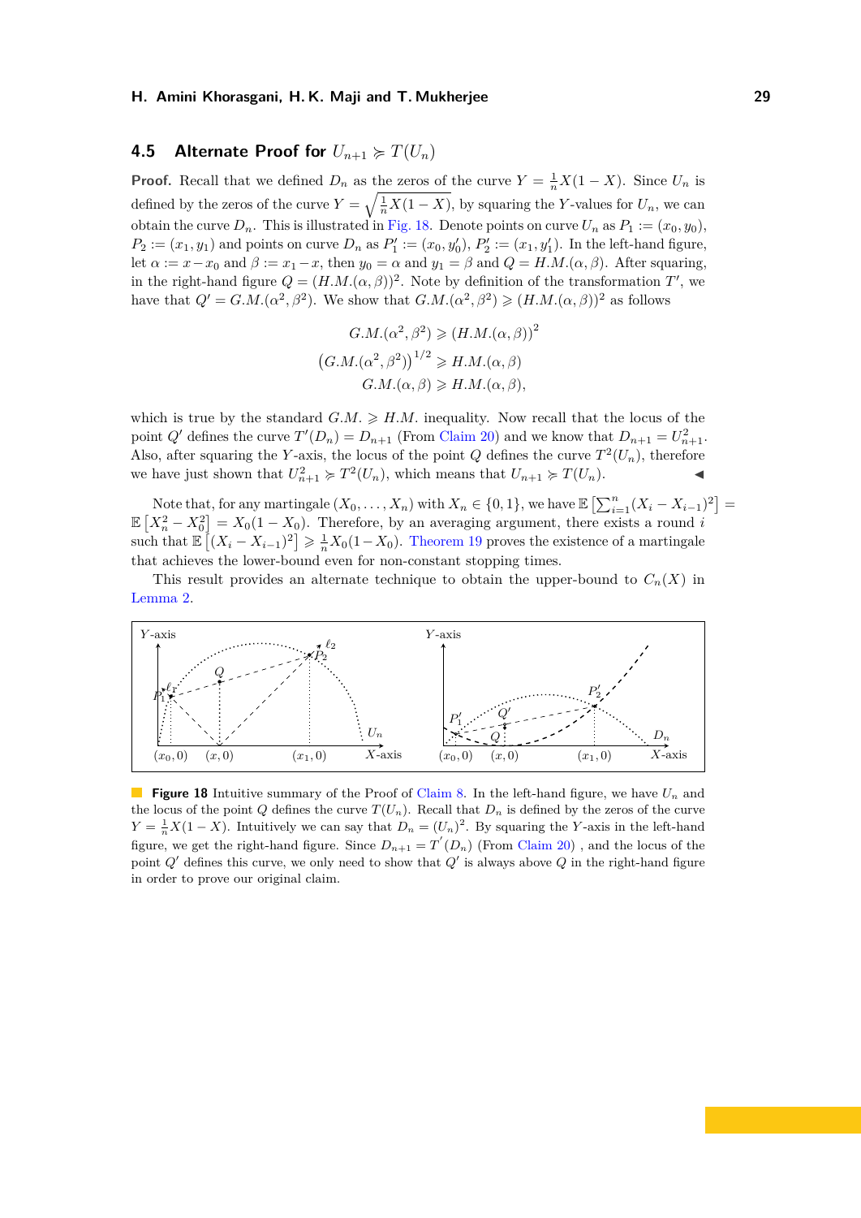## 4.5 Alternate Proof for $U_{n+1} \succcurlyeq T(U_n)$

**Proof.** Recall that we defined $D_n$ as the zeros of the curve $Y = \frac{1}{n}X(1-X)$. Since $U_n$ is defined by the zeros of the curve $Y = \sqrt{\frac{1}{n}X(1-X)}$, by squaring the $Y$-values for $U_n$, we can obtain the curve $D_n$. This is illustrated in Fig. 18. Denote points on curve $U_n$ as $P_1 := (x_0, y_0)$, $P_2 := (x_1, y_1)$ and points on curve $D_n$ as $P_1' := (x_0, y_0')$, $P_2' := (x_1, y_1')$. In the left-hand figure, let $\alpha := x - x_0$ and $\beta := x_1 - x$, then $y_0 = \alpha$ and $y_1 = \beta$ and $Q = H.M.(\alpha, \beta)$. After squaring, in the right-hand figure $Q = (H.M.(\alpha, \beta))^2$. Note by definition of the transformation $T'$, we have that $Q' = G.M.(\alpha^2, \beta^2)$. We show that $G.M.(\alpha^2, \beta^2) \geqslant (H.M.(\alpha, \beta))^2$ as follows

$$
\begin{aligned}
G.M.(\alpha^2, \beta^2) &\geqslant (H.M.(\alpha, \beta))^2 \\
\left(G.M.(\alpha^2, \beta^2)\right)^{1/2} &\geqslant H.M.(\alpha, \beta) \\
G.M.(\alpha, \beta) &\geqslant H.M.(\alpha, \beta),
\end{aligned}
$$

which is true by the standard $G.M. \geqslant H.M.$ inequality. Now recall that the locus of the point $Q'$ defines the curve $T'(D_n) = D_{n+1}$ (From Claim 20) and we know that $D_{n+1} = U_{n+1}^2$. Also, after squaring the $Y$-axis, the locus of the point $Q$ defines the curve $T^2(U_n)$, therefore we have just shown that $U_{n+1}^2 \succcurlyeq T^2(U_n)$, which means that $U_{n+1} \succcurlyeq T(U_n)$. ◀

Note that, for any martingale $(X_0, \ldots, X_n)$ with $X_n \in \{0, 1\}$, we have $\mathbb{E}\left[\sum_{i=1}^{n}(X_i - X_{i-1})^2\right] = \mathbb{E}\left[X_n^2 - X_0^2\right] = X_0(1 - X_0)$. Therefore, by an averaging argument, there exists a round $i$ such that $\mathbb{E}\left[(X_i - X_{i-1})^2\right] \geqslant \frac{1}{n}X_0(1-X_0)$. Theorem 19 proves the existence of a martingale that achieves the lower-bound even for non-constant stopping times.

This result provides an alternate technique to obtain the upper-bound to $C_n(X)$ in Lemma 2.

**Figure 18** Intuitive summary of the Proof of Claim 8. In the left-hand figure, we have $U_n$ and the locus of the point $Q$ defines the curve $T(U_n)$. Recall that $D_n$ is defined by the zeros of the curve $Y = \frac{1}{n}X(1-X)$. Intuitively we can say that $D_n = (U_n)^2$. By squaring the $Y$-axis in the left-hand figure, we get the right-hand figure. Since $D_{n+1} = T'(D_n)$ (From Claim 20), and the locus of the point $Q'$ defines this curve, we only need to show that $Q'$ is always above $Q$ in the right-hand figure in order to prove our original claim.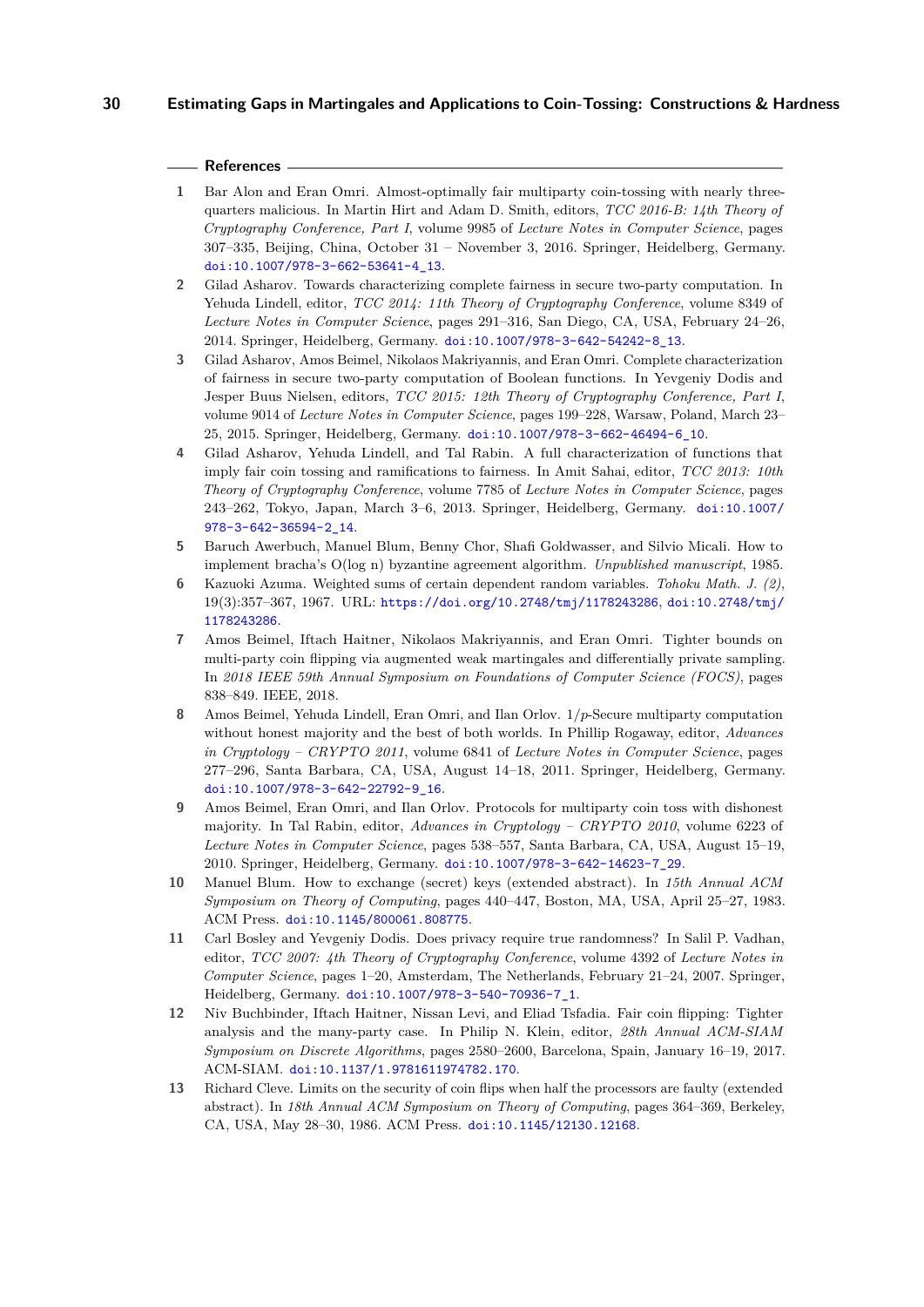## References

1. Bar Alon and Eran Omri. Almost-optimally fair multiparty coin-tossing with nearly three-quarters malicious. In Martin Hirt and Adam D. Smith, editors, *TCC 2016-B: 14th Theory of Cryptography Conference, Part I*, volume 9985 of *Lecture Notes in Computer Science*, pages 307–335, Beijing, China, October 31 – November 3, 2016. Springer, Heidelberg, Germany. doi:10.1007/978-3-662-53641-4_13.
2. Gilad Asharov. Towards characterizing complete fairness in secure two-party computation. In Yehuda Lindell, editor, *TCC 2014: 11th Theory of Cryptography Conference*, volume 8349 of *Lecture Notes in Computer Science*, pages 291–316, San Diego, CA, USA, February 24–26, 2014. Springer, Heidelberg, Germany. doi:10.1007/978-3-642-54242-8_13.
3. Gilad Asharov, Amos Beimel, Nikolaos Makriyannis, and Eran Omri. Complete characterization of fairness in secure two-party computation of Boolean functions. In Yevgeniy Dodis and Jesper Buus Nielsen, editors, *TCC 2015: 12th Theory of Cryptography Conference, Part I*, volume 9014 of *Lecture Notes in Computer Science*, pages 199–228, Warsaw, Poland, March 23–25, 2015. Springer, Heidelberg, Germany. doi:10.1007/978-3-662-46494-6_10.
4. Gilad Asharov, Yehuda Lindell, and Tal Rabin. A full characterization of functions that imply fair coin tossing and ramifications to fairness. In Amit Sahai, editor, *TCC 2013: 10th Theory of Cryptography Conference*, volume 7785 of *Lecture Notes in Computer Science*, pages 243–262, Tokyo, Japan, March 3–6, 2013. Springer, Heidelberg, Germany. doi:10.1007/978-3-642-36594-2_14.
5. Baruch Awerbuch, Manuel Blum, Benny Chor, Shafi Goldwasser, and Silvio Micali. How to implement bracha's O(log n) byzantine agreement algorithm. *Unpublished manuscript*, 1985.
6. Kazuoki Azuma. Weighted sums of certain dependent random variables. *Tohoku Math. J. (2)*, 19(3):357–367, 1967. URL: https://doi.org/10.2748/tmj/1178243286, doi:10.2748/tmj/1178243286.
7. Amos Beimel, Iftach Haitner, Nikolaos Makriyannis, and Eran Omri. Tighter bounds on multi-party coin flipping via augmented weak martingales and differentially private sampling. In *2018 IEEE 59th Annual Symposium on Foundations of Computer Science (FOCS)*, pages 838–849. IEEE, 2018.
8. Amos Beimel, Yehuda Lindell, Eran Omri, and Ilan Orlov. $1/p$-Secure multiparty computation without honest majority and the best of both worlds. In Phillip Rogaway, editor, *Advances in Cryptology – CRYPTO 2011*, volume 6841 of *Lecture Notes in Computer Science*, pages 277–296, Santa Barbara, CA, USA, August 14–18, 2011. Springer, Heidelberg, Germany. doi:10.1007/978-3-642-22792-9_16.
9. Amos Beimel, Eran Omri, and Ilan Orlov. Protocols for multiparty coin toss with dishonest majority. In Tal Rabin, editor, *Advances in Cryptology – CRYPTO 2010*, volume 6223 of *Lecture Notes in Computer Science*, pages 538–557, Santa Barbara, CA, USA, August 15–19, 2010. Springer, Heidelberg, Germany. doi:10.1007/978-3-642-14623-7_29.
10. Manuel Blum. How to exchange (secret) keys (extended abstract). In *15th Annual ACM Symposium on Theory of Computing*, pages 440–447, Boston, MA, USA, April 25–27, 1983. ACM Press. doi:10.1145/800061.808775.
11. Carl Bosley and Yevgeniy Dodis. Does privacy require true randomness? In Salil P. Vadhan, editor, *TCC 2007: 4th Theory of Cryptography Conference*, volume 4392 of *Lecture Notes in Computer Science*, pages 1–20, Amsterdam, The Netherlands, February 21–24, 2007. Springer, Heidelberg, Germany. doi:10.1007/978-3-540-70936-7_1.
12. Niv Buchbinder, Iftach Haitner, Nissan Levi, and Eliad Tsfadia. Fair coin flipping: Tighter analysis and the many-party case. In Philip N. Klein, editor, *28th Annual ACM-SIAM Symposium on Discrete Algorithms*, pages 2580–2600, Barcelona, Spain, January 16–19, 2017. ACM-SIAM. doi:10.1137/1.9781611974782.170.
13. Richard Cleve. Limits on the security of coin flips when half the processors are faulty (extended abstract). In *18th Annual ACM Symposium on Theory of Computing*, pages 364–369, Berkeley, CA, USA, May 28–30, 1986. ACM Press. doi:10.1145/12130.12168.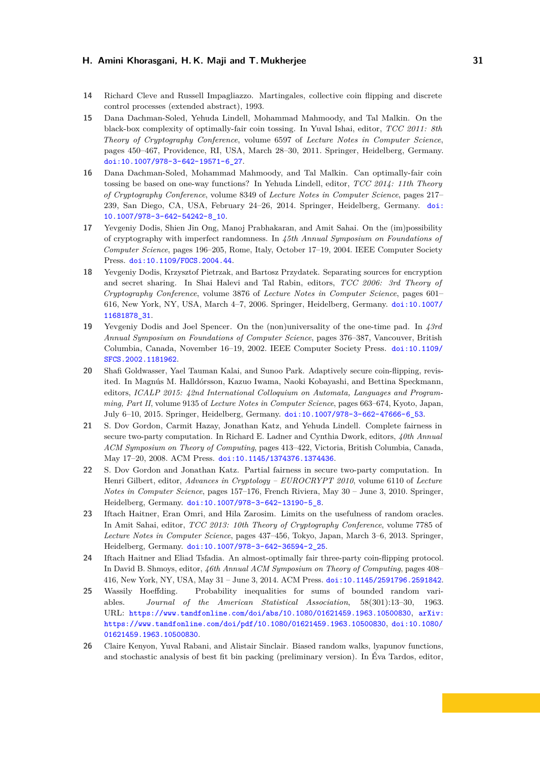14 Richard Cleve and Russell Impagliazzo. Martingales, collective coin flipping and discrete control processes (extended abstract), 1993.

15 Dana Dachman-Soled, Yehuda Lindell, Mohammad Mahmoody, and Tal Malkin. On the black-box complexity of optimally-fair coin tossing. In Yuval Ishai, editor, *TCC 2011: 8th Theory of Cryptography Conference*, volume 6597 of *Lecture Notes in Computer Science*, pages 450–467, Providence, RI, USA, March 28–30, 2011. Springer, Heidelberg, Germany. doi:10.1007/978-3-642-19571-6_27.

16 Dana Dachman-Soled, Mohammad Mahmoody, and Tal Malkin. Can optimally-fair coin tossing be based on one-way functions? In Yehuda Lindell, editor, *TCC 2014: 11th Theory of Cryptography Conference*, volume 8349 of *Lecture Notes in Computer Science*, pages 217–239, San Diego, CA, USA, February 24–26, 2014. Springer, Heidelberg, Germany. doi:10.1007/978-3-642-54242-8_10.

17 Yevgeniy Dodis, Shien Jin Ong, Manoj Prabhakaran, and Amit Sahai. On the (im)possibility of cryptography with imperfect randomness. In *45th Annual Symposium on Foundations of Computer Science*, pages 196–205, Rome, Italy, October 17–19, 2004. IEEE Computer Society Press. doi:10.1109/FOCS.2004.44.

18 Yevgeniy Dodis, Krzysztof Pietrzak, and Bartosz Przydatek. Separating sources for encryption and secret sharing. In Shai Halevi and Tal Rabin, editors, *TCC 2006: 3rd Theory of Cryptography Conference*, volume 3876 of *Lecture Notes in Computer Science*, pages 601–616, New York, NY, USA, March 4–7, 2006. Springer, Heidelberg, Germany. doi:10.1007/11681878_31.

19 Yevgeniy Dodis and Joel Spencer. On the (non)universality of the one-time pad. In *43rd Annual Symposium on Foundations of Computer Science*, pages 376–387, Vancouver, British Columbia, Canada, November 16–19, 2002. IEEE Computer Society Press. doi:10.1109/SFCS.2002.1181962.

20 Shafi Goldwasser, Yael Tauman Kalai, and Sunoo Park. Adaptively secure coin-flipping, revisited. In Magnús M. Halldórsson, Kazuo Iwama, Naoki Kobayashi, and Bettina Speckmann, editors, *ICALP 2015: 42nd International Colloquium on Automata, Languages and Programming, Part II*, volume 9135 of *Lecture Notes in Computer Science*, pages 663–674, Kyoto, Japan, July 6–10, 2015. Springer, Heidelberg, Germany. doi:10.1007/978-3-662-47666-6_53.

21 S. Dov Gordon, Carmit Hazay, Jonathan Katz, and Yehuda Lindell. Complete fairness in secure two-party computation. In Richard E. Ladner and Cynthia Dwork, editors, *40th Annual ACM Symposium on Theory of Computing*, pages 413–422, Victoria, British Columbia, Canada, May 17–20, 2008. ACM Press. doi:10.1145/1374376.1374436.

22 S. Dov Gordon and Jonathan Katz. Partial fairness in secure two-party computation. In Henri Gilbert, editor, *Advances in Cryptology – EUROCRYPT 2010*, volume 6110 of *Lecture Notes in Computer Science*, pages 157–176, French Riviera, May 30 – June 3, 2010. Springer, Heidelberg, Germany. doi:10.1007/978-3-642-13190-5_8.

23 Iftach Haitner, Eran Omri, and Hila Zarosim. Limits on the usefulness of random oracles. In Amit Sahai, editor, *TCC 2013: 10th Theory of Cryptography Conference*, volume 7785 of *Lecture Notes in Computer Science*, pages 437–456, Tokyo, Japan, March 3–6, 2013. Springer, Heidelberg, Germany. doi:10.1007/978-3-642-36594-2_25.

24 Iftach Haitner and Eliad Tsfadia. An almost-optimally fair three-party coin-flipping protocol. In David B. Shmoys, editor, *46th Annual ACM Symposium on Theory of Computing*, pages 408–416, New York, NY, USA, May 31 – June 3, 2014. ACM Press. doi:10.1145/2591796.2591842.

25 Wassily Hoeffding. Probability inequalities for sums of bounded random variables. *Journal of the American Statistical Association*, 58(301):13–30, 1963. URL: https://www.tandfonline.com/doi/abs/10.1080/01621459.1963.10500830, arXiv:https://www.tandfonline.com/doi/pdf/10.1080/01621459.1963.10500830, doi:10.1080/01621459.1963.10500830.

26 Claire Kenyon, Yuval Rabani, and Alistair Sinclair. Biased random walks, lyapunov functions, and stochastic analysis of best fit bin packing (preliminary version). In Éva Tardos, editor,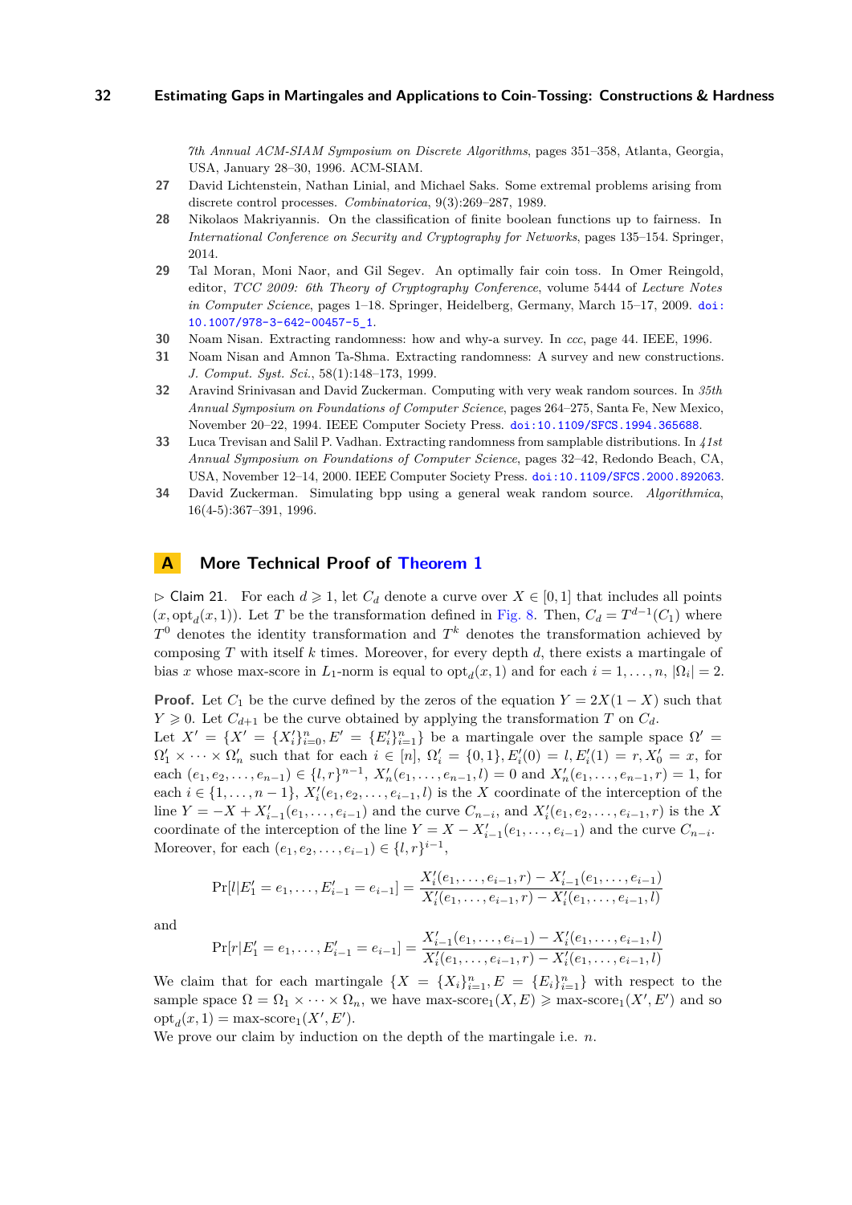7th Annual ACM-SIAM Symposium on Discrete Algorithms*, pages 351–358, Atlanta, Georgia, USA, January 28–30, 1996. ACM-SIAM.

27 David Lichtenstein, Nathan Linial, and Michael Saks. Some extremal problems arising from discrete control processes. *Combinatorica*, 9(3):269–287, 1989.

28 Nikolaos Makriyannis. On the classification of finite boolean functions up to fairness. In *International Conference on Security and Cryptography for Networks*, pages 135–154. Springer, 2014.

29 Tal Moran, Moni Naor, and Gil Segev. An optimally fair coin toss. In Omer Reingold, editor, *TCC 2009: 6th Theory of Cryptography Conference*, volume 5444 of *Lecture Notes in Computer Science*, pages 1–18. Springer, Heidelberg, Germany, March 15–17, 2009. doi:10.1007/978-3-642-00457-5_1.

30 Noam Nisan. Extracting randomness: how and why-a survey. In *ccc*, page 44. IEEE, 1996.

31 Noam Nisan and Amnon Ta-Shma. Extracting randomness: A survey and new constructions. *J. Comput. Syst. Sci.*, 58(1):148–173, 1999.

32 Aravind Srinivasan and David Zuckerman. Computing with very weak random sources. In *35th Annual Symposium on Foundations of Computer Science*, pages 264–275, Santa Fe, New Mexico, November 20–22, 1994. IEEE Computer Society Press. doi:10.1109/SFCS.1994.365688.

33 Luca Trevisan and Salil P. Vadhan. Extracting randomness from samplable distributions. In *41st Annual Symposium on Foundations of Computer Science*, pages 32–42, Redondo Beach, CA, USA, November 12–14, 2000. IEEE Computer Society Press. doi:10.1109/SFCS.2000.892063.

34 David Zuckerman. Simulating bpp using a general weak random source. *Algorithmica*, 16(4-5):367–391, 1996.

## A More Technical Proof of Theorem 1

▷ Claim 21. For each $d \geqslant 1$, let $C_d$ denote a curve over $X \in [0,1]$ that includes all points $(x, \mathrm{opt}_d(x,1))$. Let $T$ be the transformation defined in Fig. 8. Then, $C_d = T^{d-1}(C_1)$ where $T^0$ denotes the identity transformation and $T^k$ denotes the transformation achieved by composing $T$ with itself $k$ times. Moreover, for every depth $d$, there exists a martingale of bias $x$ whose max-score in $L_1$-norm is equal to $\mathrm{opt}_d(x,1)$ and for each $i = 1, \ldots, n$, $|\Omega_i| = 2$.

**Proof.** Let $C_1$ be the curve defined by the zeros of the equation $Y = 2X(1-X)$ such that $Y \geqslant 0$. Let $C_{d+1}$ be the curve obtained by applying the transformation $T$ on $C_d$.
Let $X' = \{X' = \{X'_i\}_{i=0}^n, E' = \{E'_i\}_{i=1}^n\}$ be a martingale over the sample space $\Omega' = \Omega'_1 \times \cdots \times \Omega'_n$ such that for each $i \in [n]$, $\Omega'_i = \{0,1\}, E'_i(0) = l, E'_i(1) = r, X'_0 = x$, for each $(e_1, e_2, \ldots, e_{n-1}) \in \{l,r\}^{n-1}$, $X'_n(e_1, \ldots, e_{n-1}, l) = 0$ and $X'_n(e_1, \ldots, e_{n-1}, r) = 1$, for each $i \in \{1, \ldots, n-1\}$, $X'_i(e_1, e_2, \ldots, e_{i-1}, l)$ is the $X$ coordinate of the interception of the line $Y = -X + X'_{i-1}(e_1, \ldots, e_{i-1})$ and the curve $C_{n-i}$, and $X'_i(e_1, e_2, \ldots, e_{i-1}, r)$ is the $X$ coordinate of the interception of the line $Y = X - X'_{i-1}(e_1, \ldots, e_{i-1})$ and the curve $C_{n-i}$. Moreover, for each $(e_1, e_2, \ldots, e_{i-1}) \in \{l,r\}^{i-1}$,

$$\Pr[l | E'_1 = e_1, \ldots, E'_{i-1} = e_{i-1}] = \frac{X'_i(e_1, \ldots, e_{i-1}, r) - X'_{i-1}(e_1, \ldots, e_{i-1})}{X'_i(e_1, \ldots, e_{i-1}, r) - X'_i(e_1, \ldots, e_{i-1}, l)}$$

and

$$\Pr[r | E'_1 = e_1, \ldots, E'_{i-1} = e_{i-1}] = \frac{X'_{i-1}(e_1, \ldots, e_{i-1}) - X'_i(e_1, \ldots, e_{i-1}, l)}{X'_i(e_1, \ldots, e_{i-1}, r) - X'_i(e_1, \ldots, e_{i-1}, l)}$$

We claim that for each martingale $\{X = \{X_i\}_{i=1}^n, E = \{E_i\}_{i=1}^n\}$ with respect to the sample space $\Omega = \Omega_1 \times \cdots \times \Omega_n$, we have $\text{max-score}_1(X, E) \geqslant \text{max-score}_1(X', E')$ and so $\mathrm{opt}_d(x, 1) = \text{max-score}_1(X', E')$.
We prove our claim by induction on the depth of the martingale i.e. $n$.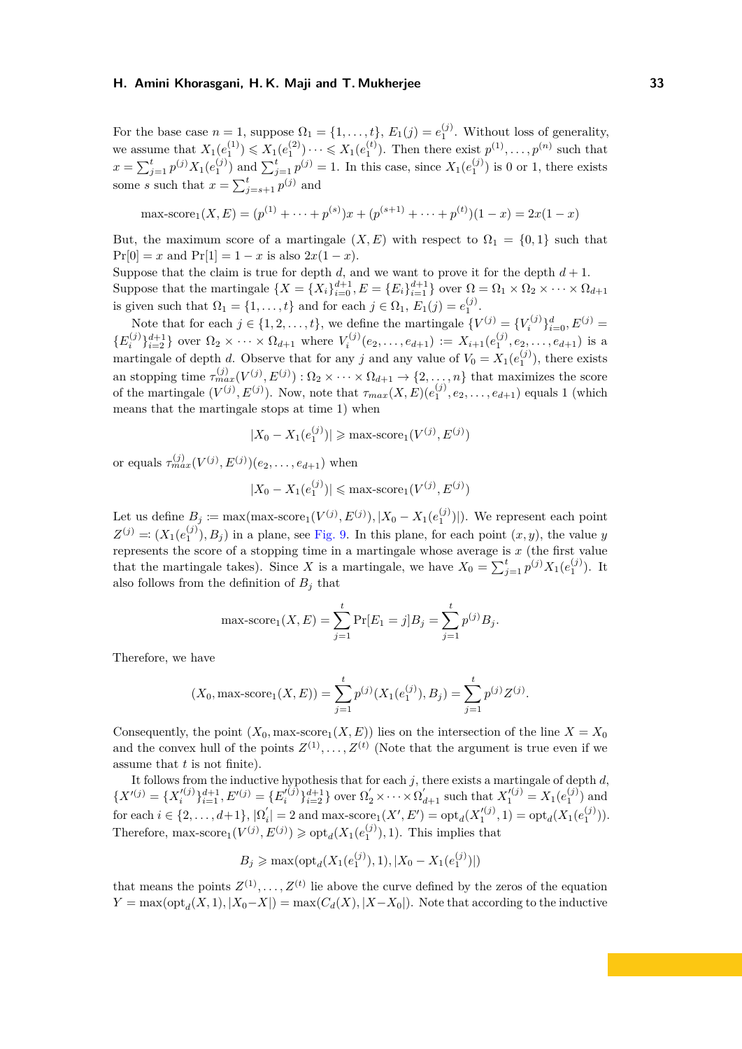For the base case $n = 1$, suppose $\Omega_1 = \{1, \ldots, t\}$, $E_1(j) = e_1^{(j)}$. Without loss of generality, we assume that $X_1(e_1^{(1)}) \leqslant X_1(e_1^{(2)}) \cdots \leqslant X_1(e_1^{(t)})$. Then there exist $p^{(1)}, \ldots, p^{(n)}$ such that $x = \sum_{j=1}^{t} p^{(j)} X_1(e_1^{(j)})$ and $\sum_{j=1}^{t} p^{(j)} = 1$. In this case, since $X_1(e_1^{(j)})$ is 0 or 1, there exists some $s$ such that $x = \sum_{j=s+1}^{t} p^{(j)}$ and

$$\text{max-score}_1(X, E) = (p^{(1)} + \cdots + p^{(s)})x + (p^{(s+1)} + \cdots + p^{(t)})(1 - x) = 2x(1 - x)$$

But, the maximum score of a martingale $(X, E)$ with respect to $\Omega_1 = \{0, 1\}$ such that $\Pr[0] = x$ and $\Pr[1] = 1 - x$ is also $2x(1 - x)$.
Suppose that the claim is true for depth $d$, and we want to prove it for the depth $d + 1$.
Suppose that the martingale $\{X = \{X_i\}_{i=0}^{d+1}, E = \{E_i\}_{i=1}^{d+1}\}$ over $\Omega = \Omega_1 \times \Omega_2 \times \cdots \times \Omega_{d+1}$ is given such that $\Omega_1 = \{1, \ldots, t\}$ and for each $j \in \Omega_1$, $E_1(j) = e_1^{(j)}$.

Note that for each $j \in \{1, 2, \ldots, t\}$, we define the martingale $\{V^{(j)} = \{V_i^{(j)}\}_{i=0}^{d}, E^{(j)} = \{E_i^{(j)}\}_{i=2}^{d+1}\}$ over $\Omega_2 \times \cdots \times \Omega_{d+1}$ where $V_i^{(j)}(e_2, \ldots, e_{d+1}) := X_{i+1}(e_1^{(j)}, e_2, \ldots, e_{d+1})$ is a martingale of depth $d$. Observe that for any $j$ and any value of $V_0 = X_1(e_1^{(j)})$, there exists an stopping time $\tau_{max}^{(j)}(V^{(j)}, E^{(j)}) : \Omega_2 \times \cdots \times \Omega_{d+1} \to \{2, \ldots, n\}$ that maximizes the score of the martingale $(V^{(j)}, E^{(j)})$. Now, note that $\tau_{max}(X, E)(e_1^{(j)}, e_2, \ldots, e_{d+1})$ equals 1 (which means that the martingale stops at time 1) when

$$|X_0 - X_1(e_1^{(j)})| \geqslant \text{max-score}_1(V^{(j)}, E^{(j)})$$

or equals $\tau_{max}^{(j)}(V^{(j)}, E^{(j)})(e_2, \ldots, e_{d+1})$ when

$$|X_0 - X_1(e_1^{(j)})| \leqslant \text{max-score}_1(V^{(j)}, E^{(j)})$$

Let us define $B_j := \max(\text{max-score}_1(V^{(j)}, E^{(j)}), |X_0 - X_1(e_1^{(j)})|)$. We represent each point $Z^{(j)} =: (X_1(e_1^{(j)}), B_j)$ in a plane, see Fig. 9. In this plane, for each point $(x, y)$, the value $y$ represents the score of a stopping time in a martingale whose average is $x$ (the first value that the martingale takes). Since $X$ is a martingale, we have $X_0 = \sum_{j=1}^{t} p^{(j)} X_1(e_1^{(j)})$. It also follows from the definition of $B_j$ that

$$\text{max-score}_1(X, E) = \sum_{j=1}^{t} \Pr[E_1 = j] B_j = \sum_{j=1}^{t} p^{(j)} B_j.$$

Therefore, we have

$$(X_0, \text{max-score}_1(X, E)) = \sum_{j=1}^{t} p^{(j)} (X_1(e_1^{(j)}), B_j) = \sum_{j=1}^{t} p^{(j)} Z^{(j)}.$$

Consequently, the point $(X_0, \text{max-score}_1(X, E))$ lies on the intersection of the line $X = X_0$ and the convex hull of the points $Z^{(1)}, \ldots, Z^{(t)}$ (Note that the argument is true even if we assume that $t$ is not finite).

It follows from the inductive hypothesis that for each $j$, there exists a martingale of depth $d$, $\{X'^{(j)} = \{X_i'^{(j)}\}_{i=1}^{d+1}, E'^{(j)} = \{E_i'^{(j)}\}_{i=2}^{d+1}\}$ over $\Omega_2' \times \cdots \times \Omega_{d+1}'$ such that $X_1'^{(j)} = X_1(e_1^{(j)})$ and for each $i \in \{2, \ldots, d+1\}$, $|\Omega_i'| = 2$ and $\text{max-score}_1(X', E') = \text{opt}_d(X_1'^{(j)}, 1) = \text{opt}_d(X_1(e_1^{(j)}))$. Therefore, $\text{max-score}_1(V^{(j)}, E^{(j)}) \geqslant \text{opt}_d(X_1(e_1^{(j)}), 1)$. This implies that

$$B_j \geqslant \max(\text{opt}_d(X_1(e_1^{(j)}), 1), |X_0 - X_1(e_1^{(j)})|)$$

that means the points $Z^{(1)}, \ldots, Z^{(t)}$ lie above the curve defined by the zeros of the equation $Y = \max(\text{opt}_d(X, 1), |X_0 - X|) = \max(C_d(X), |X - X_0|)$. Note that according to the inductive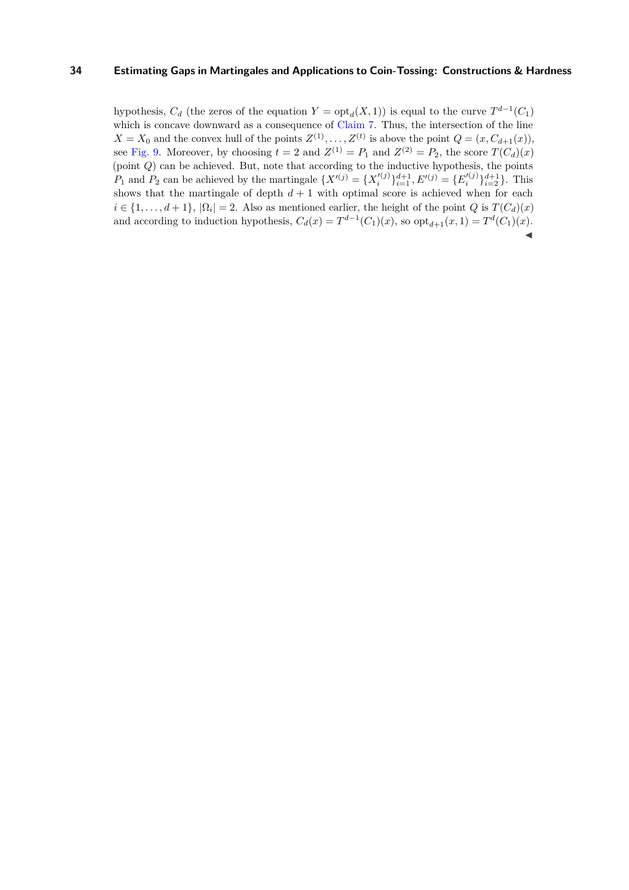hypothesis, $C_d$ (the zeros of the equation $Y = \text{opt}_d(X, 1)$) is equal to the curve $T^{d-1}(C_1)$ which is concave downward as a consequence of Claim 7. Thus, the intersection of the line $X = X_0$ and the convex hull of the points $Z^{(1)}, \ldots, Z^{(t)}$ is above the point $Q = (x, C_{d+1}(x))$, see Fig. 9. Moreover, by choosing $t = 2$ and $Z^{(1)} = P_1$ and $Z^{(2)} = P_2$, the score $T(C_d)(x)$ (point $Q$) can be achieved. But, note that according to the inductive hypothesis, the points $P_1$ and $P_2$ can be achieved by the martingale $\{X'^{(j)} = \{X_i'^{(j)}\}_{i=1}^{d+1}, E'^{(j)} = \{E_i'^{(j)}\}_{i=2}^{d+1}\}$. This shows that the martingale of depth $d + 1$ with optimal score is achieved when for each $i \in \{1, \ldots, d + 1\}$, $|\Omega_i| = 2$. Also as mentioned earlier, the height of the point $Q$ is $T(C_d)(x)$ and according to induction hypothesis, $C_d(x) = T^{d-1}(C_1)(x)$, so $\text{opt}_{d+1}(x, 1) = T^d(C_1)(x)$. ◀